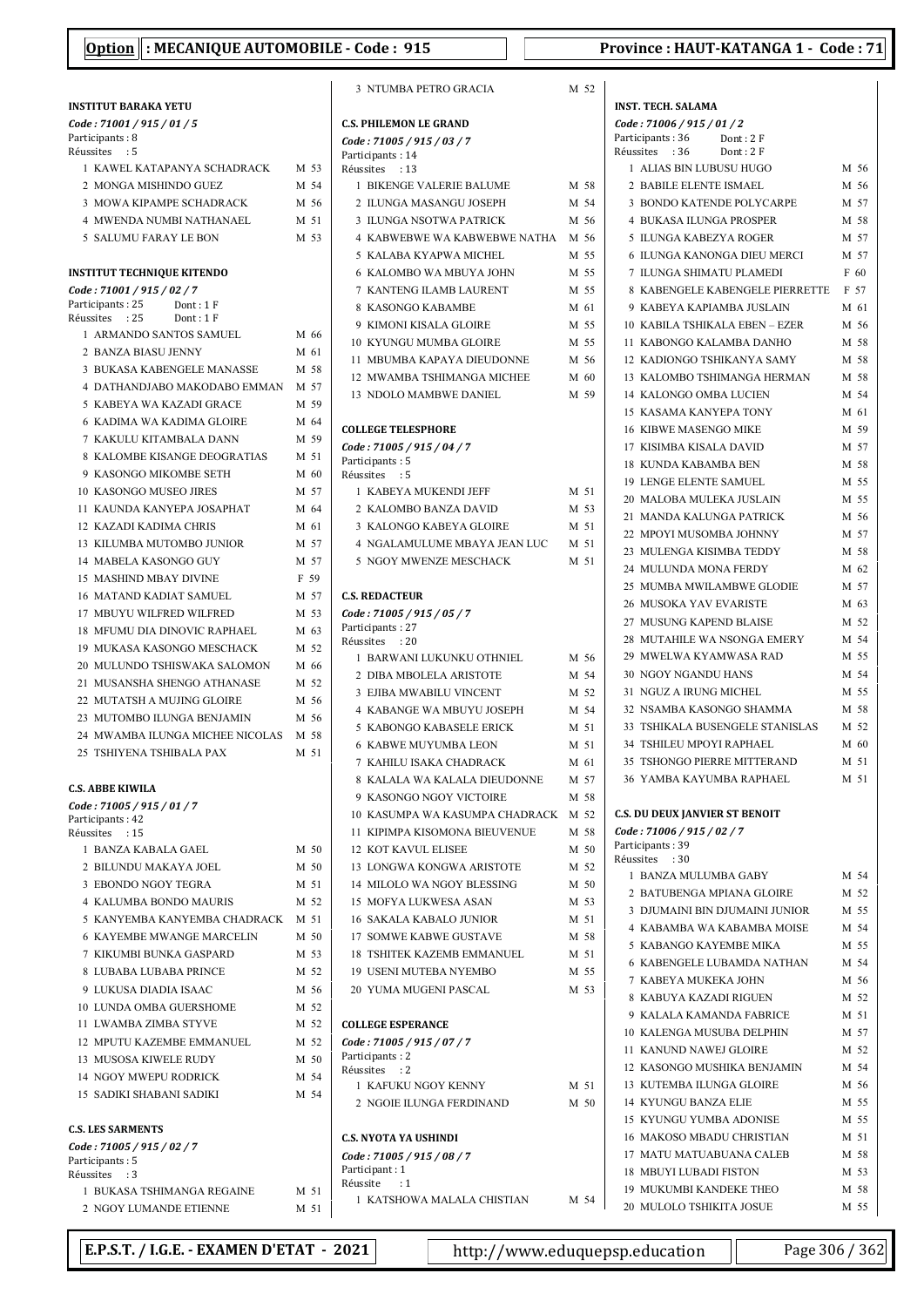**Option : MECANIQUE AUTOMOBILE - Code : 915** | **Province : HAUT-KATANGA 1 - Code : 71**

### INSTITUT BARAKA YETU

*Code : 71001 / 915 / 01 / 5*
Participants : 8
Réussites : 5

1 KAWEL KATAPANYA SCHADRACK M 53
2 MONGA MISHINDO GUEZ M 54
3 MOWA KIPAMPE SCHADRACK M 56
4 MWENDA NUMBI NATHANAEL M 51
5 SALUMU FARAY LE BON M 53

### INSTITUT TECHNIQUE KITENDO

*Code : 71001 / 915 / 02 / 7*
Participants : 25 Dont : 1 F
Réussites : 25 Dont : 1 F

1 ARMANDO SANTOS SAMUEL M 66
2 BANZA BIASU JENNY M 61
3 BUKASA KABENGELE MANASSE M 58
4 DATHANDJABO MAKODABO EMMAN M 57
5 KABEYA WA KAZADI GRACE M 59
6 KADIMA WA KADIMA GLOIRE M 64
7 KAKULU KITAMBALA DANN M 59
8 KALOMBE KISANGE DEOGRATIAS M 51
9 KASONGO MIKOMBE SETH M 60
10 KASONGO MUSEO JIRES M 57
11 KAUNDA KANYEPA JOSAPHAT M 64
12 KAZADI KADIMA CHRIS M 61
13 KILUMBA MUTOMBO JUNIOR M 57
14 MABELA KASONGO GUY M 57
15 MASHIND MBAY DIVINE F 59
16 MATAND KADIAT SAMUEL M 57
17 MBUYU WILFRED WILFRED M 53
18 MFUMU DIA DINOVIC RAPHAEL M 63
19 MUKASA KASONGO MESCHACK M 52
20 MULUNDO TSHISWAKA SALOMON M 66
21 MUSANSHA SHENGO ATHANASE M 52
22 MUTATSH A MUJING GLOIRE M 56
23 MUTOMBO ILUNGA BENJAMIN M 56
24 MWAMBA ILUNGA MICHEE NICOLAS M 58
25 TSHIYENA TSHIBALA PAX M 51

### C.S. ABBE KIWILA

*Code : 71005 / 915 / 01 / 7*
Participants : 42
Réussites : 15

1 BANZA KABALA GAEL M 50
2 BILUNDU MAKAYA JOEL M 50
3 EBONDO NGOY TEGRA M 51
4 KALUMBA BONDO MAURIS M 52
5 KANYEMBA KANYEMBA CHADRACK M 51
6 KAYEMBE MWANGE MARCELIN M 50
7 KIKUMBI BUNKA GASPARD M 53
8 LUBABA LUBABA PRINCE M 52
9 LUKUSA DIADIA ISAAC M 56
10 LUNDA OMBA GUERSHOME M 52
11 LWAMBA ZIMBA STYVE M 52
12 MPUTU KAZEMBE EMMANUEL M 52
13 MUSOSA KIWELE RUDY M 50
14 NGOY MWEPU RODRICK M 54
15 SADIKI SHABANI SADIKI M 54

### C.S. LES SARMENTS

*Code : 71005 / 915 / 02 / 7*
Participants : 5
Réussites : 3

1 BUKASA TSHIMANGA REGAINE M 51
2 NGOY LUMANDE ETIENNE M 51
3 NTUMBA PETRO GRACIA M 52

### C.S. PHILEMON LE GRAND

*Code : 71005 / 915 / 03 / 7*
Participants : 14
Réussites : 13

1 BIKENGE VALERIE BALUME M 58
2 ILUNGA MASANGU JOSEPH M 54
3 ILUNGA NSOTWA PATRICK M 56
4 KABWEBWE WA KABWEBWE NATHA M 56
5 KALABA KYAPWA MICHEL M 55
6 KALOMBO WA MBUYA JOHN M 55
7 KANTENG ILAMB LAURENT M 55
8 KASONGO KABAMBE M 61
9 KIMONI KISALA GLOIRE M 55
10 KYUNGU MUMBA GLOIRE M 55
11 MBUMBA KAPAYA DIEUDONNE M 56
12 MWAMBA TSHIMANGA MICHEE M 60
13 NDOLO MAMBWE DANIEL M 59

### COLLEGE TELESPHORE

*Code : 71005 / 915 / 04 / 7*
Participants : 5
Réussites : 5

1 KABEYA MUKENDI JEFF M 51
2 KALOMBO BANZA DAVID M 53
3 KALONGO KABEYA GLOIRE M 51
4 NGALAMULUME MBAYA JEAN LUC M 51
5 NGOY MWENZE MESCHACK M 51

### C.S. REDACTEUR

*Code : 71005 / 915 / 05 / 7*
Participants : 27
Réussites : 20

1 BARWANI LUKUNKU OTHNIEL M 56
2 DIBA MBOLELA ARISTOTE M 54
3 EJIBA MWABILU VINCENT M 52
4 KABANGE WA MBUYU JOSEPH M 54
5 KABONGO KABASELE ERICK M 51
6 KABWE MUYUMBA LEON M 51
7 KAHILU ISAKA CHADRACK M 61
8 KALALA WA KALALA DIEUDONNE M 57
9 KASONGO NGOY VICTOIRE M 58
10 KASUMPA WA KASUMPA CHADRACK M 52
11 KIPIMPA KISOMONA BIEUVENUE M 58
12 KOT KAVUL ELISEE M 50
13 LONGWA KONGWA ARISTOTE M 52
14 MILOLO WA NGOY BLESSING M 50
15 MOFYA LUKWESA ASAN M 53
16 SAKALA KABALO JUNIOR M 51
17 SOMWE KABWE GUSTAVE M 58
18 TSHITEK KAZEMB EMMANUEL M 51
19 USENI MUTEBA NYEMBO M 55
20 YUMA MUGENI PASCAL M 53

### COLLEGE ESPERANCE

*Code : 71005 / 915 / 07 / 7*
Participants : 2
Réussites : 2

1 KAFUKU NGOY KENNY M 51
2 NGOIE ILUNGA FERDINAND M 50

### C.S. NYOTA YA USHINDI

*Code : 71005 / 915 / 08 / 7*
Participant : 1
Réussite : 1

1 KATSHOWA MALALA CHISTIAN M 54

### INST. TECH. SALAMA

*Code : 71006 / 915 / 01 / 2*
Participants : 36 Dont : 2 F
Réussites : 36 Dont : 2 F

1 ALIAS BIN LUBUSU HUGO M 56
2 BABILE ELENTE ISMAEL M 56
3 BONDO KATENDE POLYCARPE M 57
4 BUKASA ILUNGA PROSPER M 58
5 ILUNGA KABEZYA ROGER M 57
6 ILUNGA KANONGA DIEU MERCI M 57
7 ILUNGA SHIMATU PLAMEDI F 60
8 KABENGELE KABENGELE PIERRETTE F 57
9 KABEYA KAPIAMBA JUSLAIN M 61
10 KABILA TSHIKALA EBEN – EZER M 56
11 KABONGO KALAMBA DANHO M 58
12 KADIONGO TSHIKANYA SAMY M 58
13 KALOMBO TSHIMANGA HERMAN M 58
14 KALONGO OMBA LUCIEN M 54
15 KASAMA KANYEPA TONY M 61
16 KIBWE MASENGO MIKE M 59
17 KISIMBA KISALA DAVID M 57
18 KUNDA KABAMBA BEN M 58
19 LENGE ELENTE SAMUEL M 55
20 MALOBA MULEKA JUSLAIN M 55
21 MANDA KALUNGA PATRICK M 56
22 MPOYI MUSOMBA JOHNNY M 57
23 MULENGA KISIMBA TEDDY M 58
24 MULUNDA MONA FERDY M 62
25 MUMBA MWILAMBWE GLODIE M 57
26 MUSOKA YAV EVARISTE M 63
27 MUSUNG KAPEND BLAISE M 52
28 MUTAHILE WA NSONGA EMERY M 54
29 MWELWA KYAMWASA RAD M 55
30 NGOY NGANDU HANS M 54
31 NGUZ A IRUNG MICHEL M 55
32 NSAMBA KASONGO SHAMMA M 58
33 TSHIKALA BUSENGELE STANISLAS M 52
34 TSHILEU MPOYI RAPHAEL M 60
35 TSHONGO PIERRE MITTERAND M 51
36 YAMBA KAYUMBA RAPHAEL M 51

### C.S. DU DEUX JANVIER ST BENOIT

*Code : 71006 / 915 / 02 / 7*
Participants : 39
Réussites : 30

1 BANZA MULUMBA GABY M 54
2 BATUBENGA MPIANA GLOIRE M 52
3 DJUMAINI BIN DJUMAINI JUNIOR M 55
4 KABAMBA WA KABAMBA MOISE M 54
5 KABANGO KAYEMBE MIKA M 55
6 KABENGELE LUBAMDA NATHAN M 54
7 KABEYA MUKEKA JOHN M 56
8 KABUYA KAZADI RIGUEN M 52
9 KALALA KAMANDA FABRICE M 51
10 KALENGA MUSUBA DELPHIN M 57
11 KANUND NAWEJ GLOIRE M 52
12 KASONGO MUSHIKA BENJAMIN M 54
13 KUTEMBA ILUNGA GLOIRE M 56
14 KYUNGU BANZA ELIE M 55
15 KYUNGU YUMBA ADONISE M 55
16 MAKOSO MBADU CHRISTIAN M 51
17 MATU MATUABUANA CALEB M 58
18 MBUYI LUBADI FISTON M 53
19 MUKUMBI KANDEKE THEO M 58
20 MULOLO TSHIKITA JOSUE M 55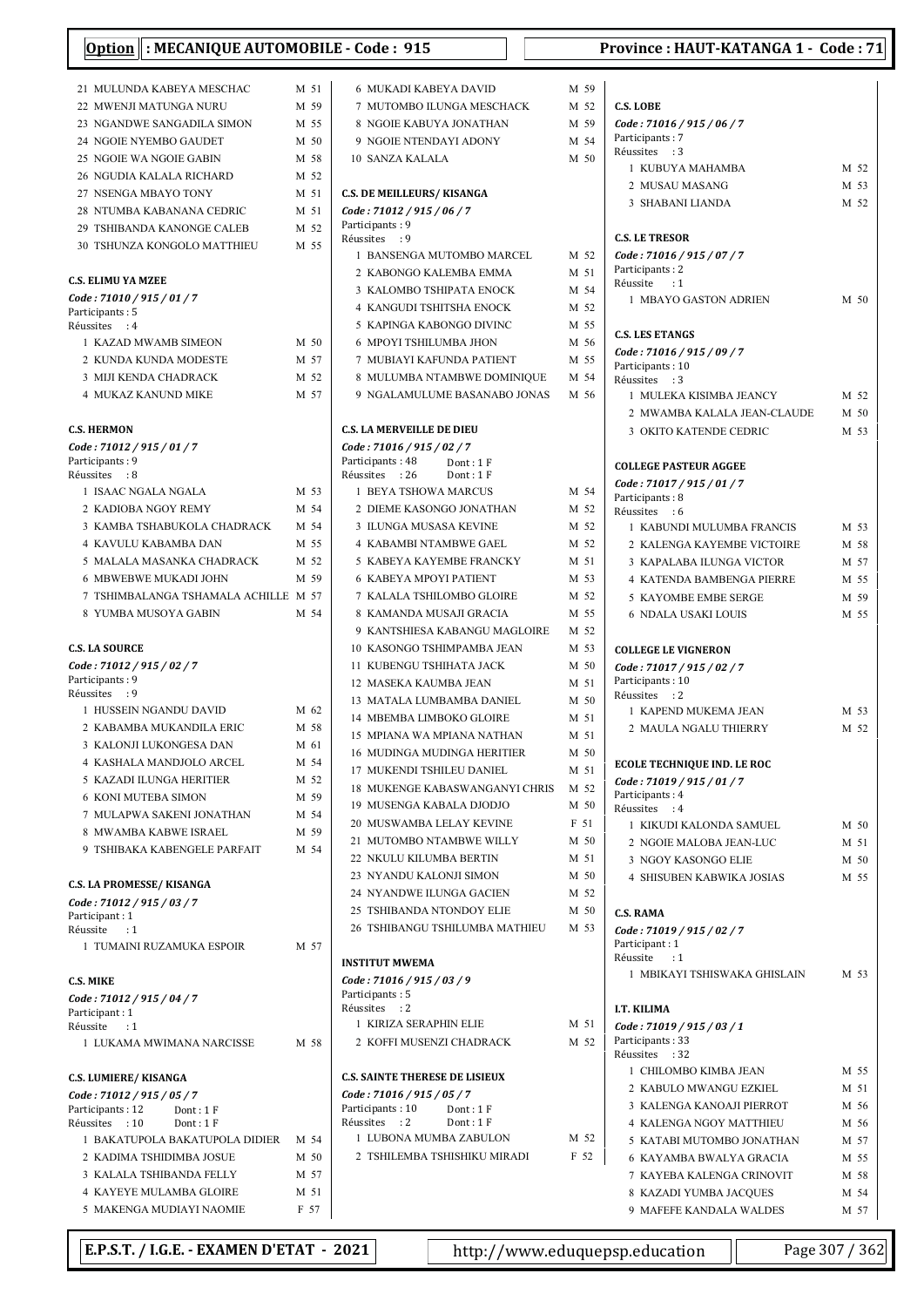**Option : MECANIQUE AUTOMOBILE - Code : 915** — **Province : HAUT-KATANGA 1 - Code : 71**

21 MULUNDA KABEYA MESCHAC M 51
22 MWENJI MATUNGA NURU M 59
23 NGANDWE SANGADILA SIMON M 55
24 NGOIE NYEMBO GAUDET M 50
25 NGOIE WA NGOIE GABIN M 58
26 NGUDIA KALALA RICHARD M 52
27 NSENGA MBAYO TONY M 51
28 NTUMBA KABANANA CEDRIC M 51
29 TSHIBANDA KANONGE CALEB M 52
30 TSHUNZA KONGOLO MATTHIEU M 55

**C.S. ELIMU YA MZEE**
*Code : 71010 / 915 / 01 / 7*
Participants : 5
Réussites : 4
1 KAZAD MWAMB SIMEON M 50
2 KUNDA KUNDA MODESTE M 57
3 MIJI KENDA CHADRACK M 52
4 MUKAZ KANUND MIKE M 57

**C.S. HERMON**
*Code : 71012 / 915 / 01 / 7*
Participants : 9
Réussites : 8
1 ISAAC NGALA NGALA M 53
2 KADIOBA NGOY REMY M 54
3 KAMBA TSHABUKOLA CHADRACK M 54
4 KAVULU KABAMBA DAN M 55
5 MALALA MASANKA CHADRACK M 52
6 MBWEBWE MUKADI JOHN M 59
7 TSHIMBALANGA TSHAMALA ACHILLE M 57
8 YUMBA MUSOYA GABIN M 54

**C.S. LA SOURCE**
*Code : 71012 / 915 / 02 / 7*
Participants : 9
Réussites : 9
1 HUSSEIN NGANDU DAVID M 62
2 KABAMBA MUKANDILA ERIC M 58
3 KALONJI LUKONGESA DAN M 61
4 KASHALA MANDJOLO ARCEL M 54
5 KAZADI ILUNGA HERITIER M 52
6 KONI MUTEBA SIMON M 59
7 MULAPWA SAKENI JONATHAN M 54
8 MWAMBA KABWE ISRAEL M 59
9 TSHIBAKA KABENGELE PARFAIT M 54

**C.S. LA PROMESSE/ KISANGA**
*Code : 71012 / 915 / 03 / 7*
Participant : 1
Réussite : 1
1 TUMAINI RUZAMUKA ESPOIR M 57

**C.S. MIKE**
*Code : 71012 / 915 / 04 / 7*
Participant : 1
Réussite : 1
1 LUKAMA MWIMANA NARCISSE M 58

**C.S. LUMIERE/ KISANGA**
*Code : 71012 / 915 / 05 / 7*
Participants : 12 Dont : 1 F
Réussites : 10 Dont : 1 F
1 BAKATUPOLA BAKATUPOLA DIDIER M 54
2 KADIMA TSHIDIMBA JOSUE M 50
3 KALALA TSHIBANDA FELLY M 57
4 KAYEYE MULAMBA GLOIRE M 51
5 MAKENGA MUDIAYI NAOMIE F 57
6 MUKADI KABEYA DAVID M 59
7 MUTOMBO ILUNGA MESCHACK M 52
8 NGOIE KABUYA JONATHAN M 59
9 NGOIE NTENDAYI ADONY M 54
10 SANZA KALALA M 50

**C.S. DE MEILLEURS/ KISANGA**
*Code : 71012 / 915 / 06 / 7*
Participants : 9
Réussites : 9
1 BANSENGA MUTOMBO MARCEL M 52
2 KABONGO KALEMBA EMMA M 51
3 KALOMBO TSHIPATA ENOCK M 54
4 KANGUDI TSHITSHA ENOCK M 52
5 KAPINGA KABONGO DIVINC M 55
6 MPOYI TSHILUMBA JHON M 56
7 MUBIAYI KAFUNDA PATIENT M 55
8 MULUMBA NTAMBWE DOMINIQUE M 54
9 NGALAMULUME BASANABO JONAS M 56

**C.S. LA MERVEILLE DE DIEU**
*Code : 71016 / 915 / 02 / 7*
Participants : 48 Dont : 1 F
Réussites : 26 Dont : 1 F
1 BEYA TSHOWA MARCUS M 54
2 DIEME KASONGO JONATHAN M 52
3 ILUNGA MUSASA KEVINE M 52
4 KABAMBI NTAMBWE GAEL M 52
5 KABEYA KAYEMBE FRANCKY M 51
6 KABEYA MPOYI PATIENT M 53
7 KALALA TSHILOMBO GLOIRE M 52
8 KAMANDA MUSAJI GRACIA M 55
9 KANTSHIESA KABANGU MAGLOIRE M 52
10 KASONGO TSHIMPAMBA JEAN M 53
11 KUBENGU TSHIHATA JACK M 50
12 MASEKA KAUMBA JEAN M 51
13 MATALA LUMBAMBA DANIEL M 50
14 MBEMBA LIMBOKO GLOIRE M 51
15 MPIANA WA MPIANA NATHAN M 51
16 MUDINGA MUDINGA HERITIER M 50
17 MUKENDI TSHILEU DANIEL M 51
18 MUKENGE KABASWANGANYI CHRIS M 52
19 MUSENGA KABALA DJODJO M 50
20 MUSWAMBA LELAY KEVINE F 51
21 MUTOMBO NTAMBWE WILLY M 50
22 NKULU KILUMBA BERTIN M 51
23 NYANDU KALONJI SIMON M 50
24 NYANDWE ILUNGA GACIEN M 52
25 TSHIBANDA NTONDOY ELIE M 50
26 TSHIBANGU TSHILUMBA MATHIEU M 53

**INSTITUT MWEMA**
*Code : 71016 / 915 / 03 / 9*
Participants : 5
Réussites : 2
1 KIRIZA SERAPHIN ELIE M 51
2 KOFFI MUSENZI CHADRACK M 52

**C.S. SAINTE THERESE DE LISIEUX**
*Code : 71016 / 915 / 05 / 7*
Participants : 10 Dont : 1 F
Réussites : 2 Dont : 1 F
1 LUBONA MUMBA ZABULON M 52
2 TSHILEMBA TSHISHIKU MIRADI F 52

**C.S. LOBE**
*Code : 71016 / 915 / 06 / 7*
Participants : 7
Réussites : 3
1 KUBUYA MAHAMBA M 52
2 MUSAU MASANG M 53
3 SHABANI LIANDA M 52

**C.S. LE TRESOR**
*Code : 71016 / 915 / 07 / 7*
Participants : 2
Réussite : 1
1 MBAYO GASTON ADRIEN M 50

**C.S. LES ETANGS**
*Code : 71016 / 915 / 09 / 7*
Participants : 10
Réussites : 3
1 MULEKA KISIMBA JEANCY M 52
2 MWAMBA KALALA JEAN-CLAUDE M 50
3 OKITO KATENDE CEDRIC M 53

**COLLEGE PASTEUR AGGEE**
*Code : 71017 / 915 / 01 / 7*
Participants : 8
Réussites : 6
1 KABUNDI MULUMBA FRANCIS M 53
2 KALENGA KAYEMBE VICTOIRE M 58
3 KAPALABA ILUNGA VICTOR M 57
4 KATENDA BAMBENGA PIERRE M 55
5 KAYOMBE EMBE SERGE M 59
6 NDALA USAKI LOUIS M 55

**COLLEGE LE VIGNERON**
*Code : 71017 / 915 / 02 / 7*
Participants : 10
Réussites : 2
1 KAPEND MUKEMA JEAN M 53
2 MAULA NGALU THIERRY M 52

**ECOLE TECHNIQUE IND. LE ROC**
*Code : 71019 / 915 / 01 / 7*
Participants : 4
Réussites : 4
1 KIKUDI KALONDA SAMUEL M 50
2 NGOIE MALOBA JEAN-LUC M 51
3 NGOY KASONGO ELIE M 50
4 SHISUBEN KABWIKA JOSIAS M 55

**C.S. RAMA**
*Code : 71019 / 915 / 02 / 7*
Participant : 1
Réussite : 1
1 MBIKAYI TSHISWAKA GHISLAIN M 53

**I.T. KILIMA**
*Code : 71019 / 915 / 03 / 1*
Participants : 33
Réussites : 32
1 CHILOMBO KIMBA JEAN M 55
2 KABULO MWANGU EZKIEL M 51
3 KALENGA KANOAJI PIERROT M 56
4 KALENGA NGOY MATTHIEU M 56
5 KATABI MUTOMBO JONATHAN M 57
6 KAYAMBA BWALYA GRACIA M 55
7 KAYEBA KALENGA CRINOVIT M 58
8 KAZADI YUMBA JACQUES M 54
9 MAFEFE KANDALA WALDES M 57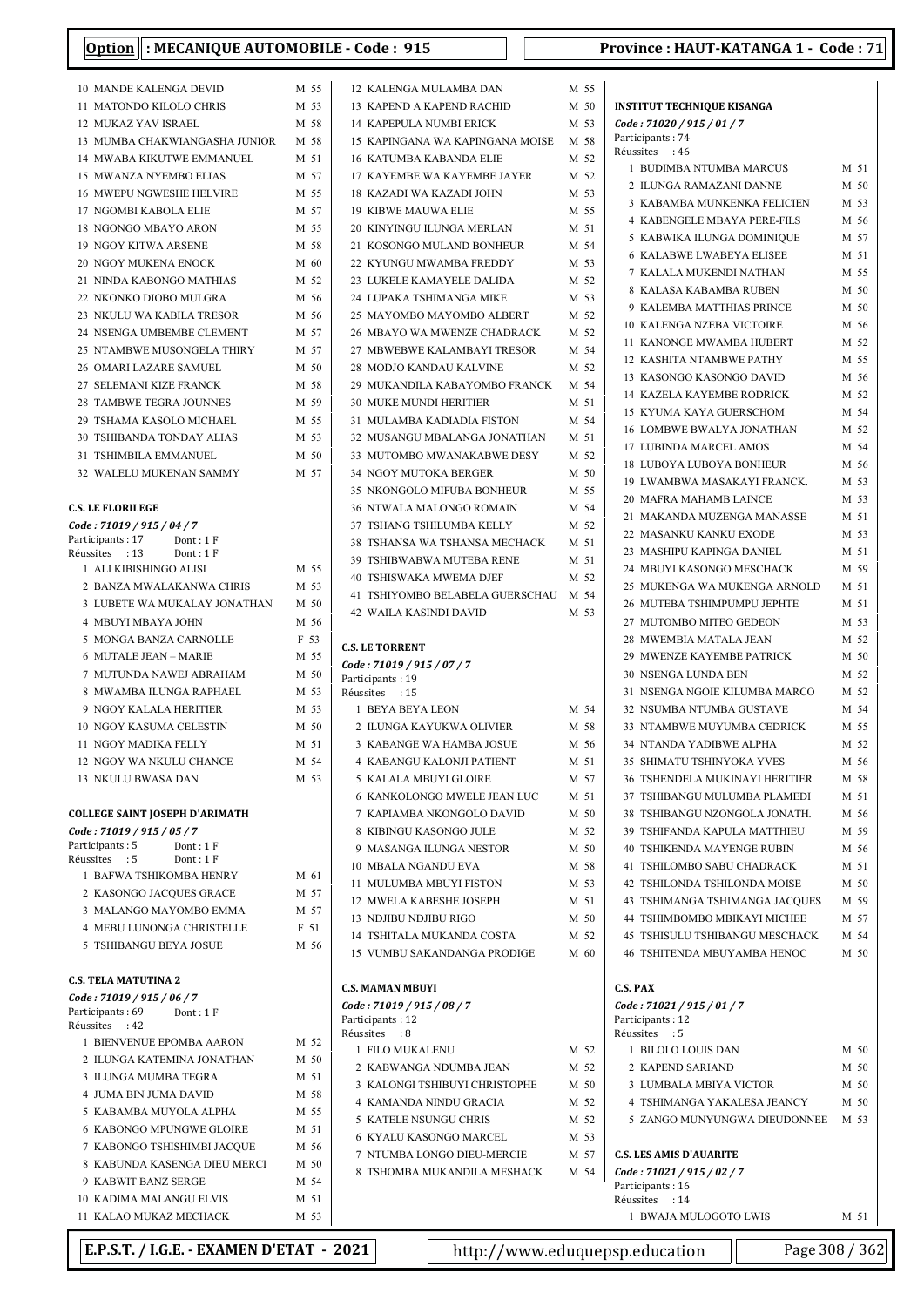**Option : MECANIQUE AUTOMOBILE - Code : 915** — **Province : HAUT-KATANGA 1 - Code : 71**

10 MANDE KALENGA DEVID M 55
11 MATONDO KILOLO CHRIS M 53
12 MUKAZ YAV ISRAEL M 58
13 MUMBA CHAKWIANGASHA JUNIOR M 58
14 MWABA KIKUTWE EMMANUEL M 51
15 MWANZA NYEMBO ELIAS M 57
16 MWEPU NGWESHE HELVIRE M 55
17 NGOMBI KABOLA ELIE M 57
18 NGONGO MBAYO ARON M 55
19 NGOY KITWA ARSENE M 58
20 NGOY MUKENA ENOCK M 60
21 NINDA KABONGO MATHIAS M 52
22 NKONKO DIOBO MULGRA M 56
23 NKULU WA KABILA TRESOR M 56
24 NSENGA UMBEMBE CLEMENT M 57
25 NTAMBWE MUSONGELA THIRY M 57
26 OMARI LAZARE SAMUEL M 50
27 SELEMANI KIZE FRANCK M 58
28 TAMBWE TEGRA JOUNNES M 59
29 TSHAMA KASOLO MICHAEL M 55
30 TSHIBANDA TONDAY ALIAS M 53
31 TSHIMBILA EMMANUEL M 50
32 WALELU MUKENAN SAMMY M 57

**C.S. LE FLORILEGE**
*Code : 71019 / 915 / 04 / 7*
Participants : 17 Dont : 1 F
Réussites : 13 Dont : 1 F

1 ALI KIBISHINGO ALISI M 55
2 BANZA MWALAKANWA CHRIS M 53
3 LUBETE WA MUKALAY JONATHAN M 50
4 MBUYI MBAYA JOHN M 56
5 MONGA BANZA CARNOLLE F 53
6 MUTALE JEAN – MARIE M 55
7 MUTUNDA NAWEJ ABRAHAM M 50
8 MWAMBA ILUNGA RAPHAEL M 53
9 NGOY KALALA HERITIER M 53
10 NGOY KASUMA CELESTIN M 50
11 NGOY MADIKA FELLY M 51
12 NGOY WA NKULU CHANCE M 54
13 NKULU BWASA DAN M 53

**COLLEGE SAINT JOSEPH D'ARIMATH**
*Code : 71019 / 915 / 05 / 7*
Participants : 5 Dont : 1 F
Réussites : 5 Dont : 1 F

1 BAFWA TSHIKOMBA HENRY M 61
2 KASONGO JACQUES GRACE M 57
3 MALANGO MAYOMBO EMMA M 57
4 MEBU LUNONGA CHRISTELLE F 51
5 TSHIBANGU BEYA JOSUE M 56

**C.S. TELA MATUTINA 2**
*Code : 71019 / 915 / 06 / 7*
Participants : 69 Dont : 1 F
Réussites : 42

1 BIENVENUE EPOMBA AARON M 52
2 ILUNGA KATEMINA JONATHAN M 50
3 ILUNGA MUMBA TEGRA M 51
4 JUMA BIN JUMA DAVID M 58
5 KABAMBA MUYOLA ALPHA M 55
6 KABONGO MPUNGWE GLOIRE M 51
7 KABONGO TSHISHIMBI JACQUE M 56
8 KABUNDA KASENGA DIEU MERCI M 50
9 KABWIT BANZ SERGE M 54
10 KADIMA MALANGU ELVIS M 51
11 KALAO MUKAZ MECHACK M 53
12 KALENGA MULAMBA DAN M 55
13 KAPEND A KAPEND RACHID M 50
14 KAPEPULA NUMBI ERICK M 53
15 KAPINGANA WA KAPINGANA MOISE M 58
16 KATUMBA KABANDA ELIE M 52
17 KAYEMBE WA KAYEMBE JAYER M 52
18 KAZADI WA KAZADI JOHN M 53
19 KIBWE MAUWA ELIE M 55
20 KINYINGU ILUNGA MERLAN M 51
21 KOSONGO MULAND BONHEUR M 54
22 KYUNGU MWAMBA FREDDY M 53
23 LUKELE KAMAYELE DALIDA M 52
24 LUPAKA TSHIMANGA MIKE M 53
25 MAYOMBO MAYOMBO ALBERT M 52
26 MBAYO WA MWENZE CHADRACK M 52
27 MBWEBWE KALAMBAYI TRESOR M 54
28 MODJO KANDAU KALVINE M 52
29 MUKANDILA KABAYOMBO FRANCK M 54
30 MUKE MUNDI HERITIER M 51
31 MULAMBA KADIADIA FISTON M 54
32 MUSANGU MBALANGA JONATHAN M 51
33 MUTOMBO MWANAKABWE DESY M 52
34 NGOY MUTOKA BERGER M 50
35 NKONGOLO MIFUBA BONHEUR M 55
36 NTWALA MALONGO ROMAIN M 54
37 TSHANG TSHILUMBA KELLY M 52
38 TSHANSA WA TSHANSA MECHACK M 51
39 TSHIBWABWA MUTEBA RENE M 51
40 TSHISWAKA MWEMA DJEF M 52
41 TSHIYOMBO BELABELA GUERSCHAU M 54
42 WAILA KASINDI DAVID M 53

**C.S. LE TORRENT**
*Code : 71019 / 915 / 07 / 7*
Participants : 19
Réussites : 15

1 BEYA BEYA LEON M 54
2 ILUNGA KAYUKWA OLIVIER M 58
3 KABANGE WA HAMBA JOSUE M 56
4 KABANGU KALONJI PATIENT M 51
5 KALALA MBUYI GLOIRE M 57
6 KANKOLONGO MWELE JEAN LUC M 51
7 KAPIAMBA NKONGOLO DAVID M 50
8 KIBINGU KASONGO JULE M 52
9 MASANGA ILUNGA NESTOR M 50
10 MBALA NGANDU EVA M 58
11 MULUMBA MBUYI FISTON M 53
12 MWELA KABESHE JOSEPH M 51
13 NDJIBU NDJIBU RIGO M 50
14 TSHITALA MUKANDA COSTA M 52
15 VUMBU SAKANDANGA PRODIGE M 60

**C.S. MAMAN MBUYI**
*Code : 71019 / 915 / 08 / 7*
Participants : 12
Réussites : 8

1 FILO MUKALENU M 52
2 KABWANGA NDUMBA JEAN M 52
3 KALONGI TSHIBUYI CHRISTOPHE M 50
4 KAMANDA NINDU GRACIA M 52
5 KATELE NSUNGU CHRIS M 52
6 KYALU KASONGO MARCEL M 53
7 NTUMBA LONGO DIEU-MERCIE M 57
8 TSHOMBA MUKANDILA MESHACK M 54

**INSTITUT TECHNIQUE KISANGA**
*Code : 71020 / 915 / 01 / 7*
Participants : 74
Réussites : 46

1 BUDIMBA NTUMBA MARCUS M 51
2 ILUNGA RAMAZANI DANNE M 50
3 KABAMBA MUNKENKA FELICIEN M 53
4 KABENGELE MBAYA PERE-FILS M 56
5 KABWIKA ILUNGA DOMINIQUE M 57
6 KALABWE LWABEYA ELISEE M 51
7 KALALA MUKENDI NATHAN M 55
8 KALASA KABAMBA RUBEN M 50
9 KALEMBA MATTHIAS PRINCE M 50
10 KALENGA NZEBA VICTOIRE M 56
11 KANONGE MWAMBA HUBERT M 52
12 KASHITA NTAMBWE PATHY M 55
13 KASONGO KASONGO DAVID M 56
14 KAZELA KAYEMBE RODRICK M 52
15 KYUMA KAYA GUERSCHOM M 54
16 LOMBWE BWALYA JONATHAN M 52
17 LUBINDA MARCEL AMOS M 54
18 LUBOYA LUBOYA BONHEUR M 56
19 LWAMBWA MASAKAYI FRANCK. M 53
20 MAFRA MAHAMB LAINCE M 53
21 MAKANDA MUZENGA MANASSE M 51
22 MASANKU KANKU EXODE M 53
23 MASHIPU KAPINGA DANIEL M 51
24 MBUYI KASONGO MESCHACK M 59
25 MUKENGA WA MUKENGA ARNOLD M 51
26 MUTEBA TSHIMPUMPU JEPHTE M 51
27 MUTOMBO MITEO GEDEON M 53
28 MWEMBIA MATALA JEAN M 52
29 MWENZE KAYEMBE PATRICK M 50
30 NSENGA LUNDA BEN M 52
31 NSENGA NGOIE KILUMBA MARCO M 52
32 NSUMBA NTUMBA GUSTAVE M 54
33 NTAMBWE MUYUMBA CEDRICK M 55
34 NTANDA YADIBWE ALPHA M 52
35 SHIMATU TSHINYOKA YVES M 56
36 TSHENDELA MUKINAYI HERITIER M 58
37 TSHIBANGU MULUMBA PLAMEDI M 51
38 TSHIBANGU NZONGOLA JONATH. M 56
39 TSHIFANDA KAPULA MATTHIEU M 59
40 TSHIKENDA MAYENGE RUBIN M 56
41 TSHILOMBO SABU CHADRACK M 51
42 TSHILONDA TSHILONDA MOISE M 50
43 TSHIMANGA TSHIMANGA JACQUES M 59
44 TSHIMBOMBO MBIKAYI MICHEE M 57
45 TSHISULU TSHIBANGU MESCHACK M 54
46 TSHITENDA MBUYAMBA HENOC M 50

**C.S. PAX**
*Code : 71021 / 915 / 01 / 7*
Participants : 12
Réussites : 5

1 BILOLO LOUIS DAN M 50
2 KAPEND SARIAND M 50
3 LUMBALA MBIYA VICTOR M 50
4 TSHIMANGA YAKALESA JEANCY M 50
5 ZANGO MUNYUNGWA DIEUDONNEE M 53

**C.S. LES AMIS D'AUARITE**
*Code : 71021 / 915 / 02 / 7*
Participants : 16
Réussites : 14

1 BWAJA MULOGOTO LWIS M 51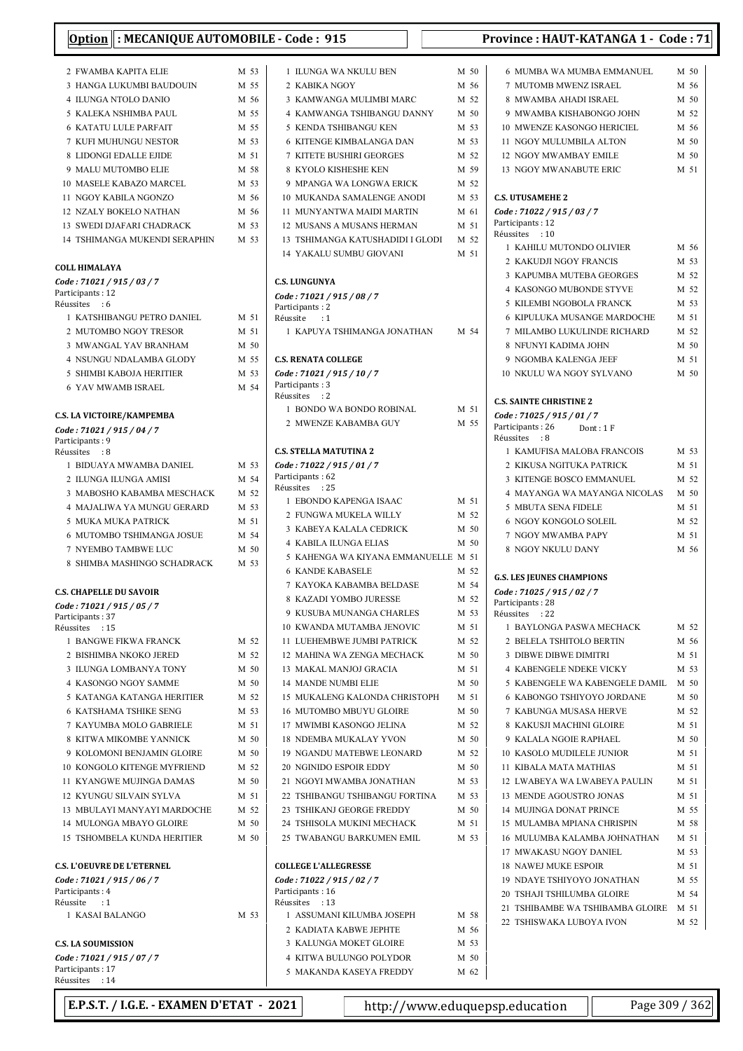**Option : MECANIQUE AUTOMOBILE - Code : 915** — **Province : HAUT-KATANGA 1 - Code : 71**

2 FWAMBA KAPITA ELIE M 53
3 HANGA LUKUMBI BAUDOUIN M 55
4 ILUNGA NTOLO DANIO M 56
5 KALEKA NSHIMBA PAUL M 55
6 KATATU LULE PARFAIT M 55
7 KUFI MUHUNGU NESTOR M 53
8 LIDONGI EDALLE EJIDE M 51
9 MALU MUTOMBO ELIE M 58
10 MASELE KABAZO MARCEL M 53
11 NGOY KABILA NGONZO M 56
12 NZALY BOKELO NATHAN M 56
13 SWEDI DJAFARI CHADRACK M 53
14 TSHIMANGA MUKENDI SERAPHIN M 53

**COLL HIMALAYA**
*Code : 71021 / 915 / 03 / 7*
Participants : 12
Réussites : 6

1 KATSHIBANGU PETRO DANIEL M 51
2 MUTOMBO NGOY TRESOR M 51
3 MWANGAL YAV BRANHAM M 50
4 NSUNGU NDALAMBA GLODY M 55
5 SHIMBI KABOJA HERITIER M 53
6 YAV MWAMB ISRAEL M 54

**C.S. LA VICTOIRE/KAMPEMBA**
*Code : 71021 / 915 / 04 / 7*
Participants : 9
Réussites : 8

1 BIDUAYA MWAMBA DANIEL M 53
2 ILUNGA ILUNGA AMISI M 54
3 MABOSHO KABAMBA MESCHACK M 52
4 MAJALIWA YA MUNGU GERARD M 53
5 MUKA MUKA PATRICK M 51
6 MUTOMBO TSHIMANGA JOSUE M 54
7 NYEMBO TAMBWE LUC M 50
8 SHIMBA MASHINGO SCHADRACK M 53

**C.S. CHAPELLE DU SAVOIR**
*Code : 71021 / 915 / 05 / 7*
Participants : 37
Réussites : 15

1 BANGWE FIKWA FRANCK M 52
2 BISHIMBA NKOKO JERED M 52
3 ILUNGA LOMBANYA TONY M 50
4 KASONGO NGOY SAMME M 50
5 KATANGA KATANGA HERITIER M 52
6 KATSHAMA TSHIKE SENG M 53
7 KAYUMBA MOLO GABRIELE M 51
8 KITWA MIKOMBE YANNICK M 50
9 KOLOMONI BENJAMIN GLOIRE M 50
10 KONGOLO KITENGE MYFRIEND M 52
11 KYANGWE MUJINGA DAMAS M 50
12 KYUNGU SILVAIN SYLVA M 51
13 MBULAYI MANYAYI MARDOCHE M 52
14 MULONGA MBAYO GLOIRE M 50
15 TSHOMBELA KUNDA HERITIER M 50

**C.S. L'OEUVRE DE L'ETERNEL**
*Code : 71021 / 915 / 06 / 7*
Participants : 4
Réussite : 1

1 KASAI BALANGO M 53

**C.S. LA SOUMISSION**
*Code : 71021 / 915 / 07 / 7*
Participants : 17
Réussites : 14

1 ILUNGA WA NKULU BEN M 50
2 KABIKA NGOY M 56
3 KAMWANGA MULIMBI MARC M 52
4 KAMWANGA TSHIBANGU DANNY M 50
5 KENDA TSHIBANGU KEN M 53
6 KITENGE KIMBALANGA DAN M 53
7 KITETE BUSHIRI GEORGES M 52
8 KYOLO KISHESHE KEN M 59
9 MPANGA WA LONGWA ERICK M 52
10 MUKANDA SAMALENGE ANODI M 53
11 MUNYANTWA MAIDI MARTIN M 61
12 MUSANS A MUSANS HERMAN M 51
13 TSHIMANGA KATUSHADIDI I GLODI M 52
14 YAKALU SUMBU GIOVANI M 51

**C.S. LUNGUNYA**
*Code : 71021 / 915 / 08 / 7*
Participants : 2
Réussite : 1

1 KAPUYA TSHIMANGA JONATHAN M 54

**C.S. RENATA COLLEGE**
*Code : 71021 / 915 / 10 / 7*
Participants : 3
Réussites : 2

1 BONDO WA BONDO ROBINAL M 51
2 MWENZE KABAMBA GUY M 55

**C.S. STELLA MATUTINA 2**
*Code : 71022 / 915 / 01 / 7*
Participants : 62
Réussites : 25

1 EBONDO KAPENGA ISAAC M 51
2 FUNGWA MUKELA WILLY M 52
3 KABEYA KALALA CEDRICK M 50
4 KABILA ILUNGA ELIAS M 50
5 KAHENGA WA KIYANA EMMANUELLE M 51
6 KANDE KABASELE M 52
7 KAYOKA KABAMBA BELDASE M 54
8 KAZADI YOMBO JURESSE M 52
9 KUSUBA MUNANGA CHARLES M 53
10 KWANDA MUTAMBA JENOVIC M 51
11 LUEHEMBWE JUMBI PATRICK M 52
12 MAHINA WA ZENGA MECHACK M 50
13 MAKAL MANJOJ GRACIA M 51
14 MANDE NUMBI ELIE M 50
15 MUKALENG KALONDA CHRISTOPH M 51
16 MUTOMBO MBUYU GLOIRE M 50
17 MWIMBI KASONGO JELINA M 52
18 NDEMBA MUKALAY YVON M 50
19 NGANDU MATEBWE LEONARD M 52
20 NGINIDO ESPOIR EDDY M 50
21 NGOYI MWAMBA JONATHAN M 53
22 TSHIBANGU TSHIBANGU FORTINA M 53
23 TSHIKANJ GEORGE FREDDY M 50
24 TSHISOLA MUKINI MECHACK M 51
25 TWABANGU BARKUMEN EMIL M 53

**COLLEGE L'ALLEGRESSE**
*Code : 71022 / 915 / 02 / 7*
Participants : 16
Réussites : 13

1 ASSUMANI KILUMBA JOSEPH M 58
2 KADIATA KABWE JEPHTE M 56
3 KALUNGA MOKET GLOIRE M 53
4 KITWA BULUNGO POLYDOR M 50
5 MAKANDA KASEYA FREDDY M 62
6 MUMBA WA MUMBA EMMANUEL M 50
7 MUTOMB MWENZ ISRAEL M 56
8 MWAMBA AHADI ISRAEL M 50
9 MWAMBA KISHABONGO JOHN M 52
10 MWENZE KASONGO HERICIEL M 56
11 NGOY MULUMBILA ALTON M 50
12 NGOY MWAMBAY EMILE M 50
13 NGOY MWANABUTE ERIC M 51

**C.S. UTUSAMEHE 2**
*Code : 71022 / 915 / 03 / 7*
Participants : 12
Réussites : 10

1 KAHILU MUTONDO OLIVIER M 56
2 KAKUDJI NGOY FRANCIS M 53
3 KAPUMBA MUTEBA GEORGES M 52
4 KASONGO MUBONDE STYVE M 52
5 KILEMBI NGOBOLA FRANCK M 53
6 KIPULUKA MUSANGE MARDOCHE M 51
7 MILAMBO LUKULINDE RICHARD M 52
8 NFUNYI KADIMA JOHN M 50
9 NGOMBA KALENGA JEEF M 51
10 NKULU WA NGOY SYLVANO M 50

**C.S. SAINTE CHRISTINE 2**
*Code : 71025 / 915 / 01 / 7*
Participants : 26 Dont : 1 F
Réussites : 8

1 KAMUFISA MALOBA FRANCOIS M 53
2 KIKUSA NGITUKA PATRICK M 51
3 KITENGE BOSCO EMMANUEL M 52
4 MAYANGA WA MAYANGA NICOLAS M 50
5 MBUTA SENA FIDELE M 51
6 NGOY KONGOLO SOLEIL M 52
7 NGOY MWAMBA PAPY M 51
8 NGOY NKULU DANY M 56

**G.S. LES JEUNES CHAMPIONS**
*Code : 71025 / 915 / 02 / 7*
Participants : 28
Réussites : 22

1 BAYLONGA PASWA MECHACK M 52
2 BELELA TSHITOLO BERTIN M 56
3 DIBWE DIBWE DIMITRI M 51
4 KABENGELE NDEKE VICKY M 53
5 KABENGELE WA KABENGELE DAMIL M 50
6 KABONGO TSHIYOYO JORDANE M 50
7 KABUNGA MUSASA HERVE M 52
8 KAKUSJI MACHINI GLOIRE M 51
9 KALALA NGOIE RAPHAEL M 50
10 KASOLO MUDILELE JUNIOR M 51
11 KIBALA MATA MATHIAS M 51
12 LWABEYA WA LWABEYA PAULIN M 51
13 MENDE AGOUSTRO JONAS M 51
14 MUJINGA DONAT PRINCE M 55
15 MULAMBA MPIANA CHRISPIN M 58
16 MULUMBA KALAMBA JOHNATHAN M 51
17 MWAKASU NGOY DANIEL M 53
18 NAWEJ MUKE ESPOIR M 51
19 NDAYE TSHIYOYO JONATHAN M 55
20 TSHAJI TSHILUMBA GLOIRE M 54
21 TSHIBAMBE WA TSHIBAMBA GLOIRE M 51
22 TSHISWAKA LUBOYA IVON M 52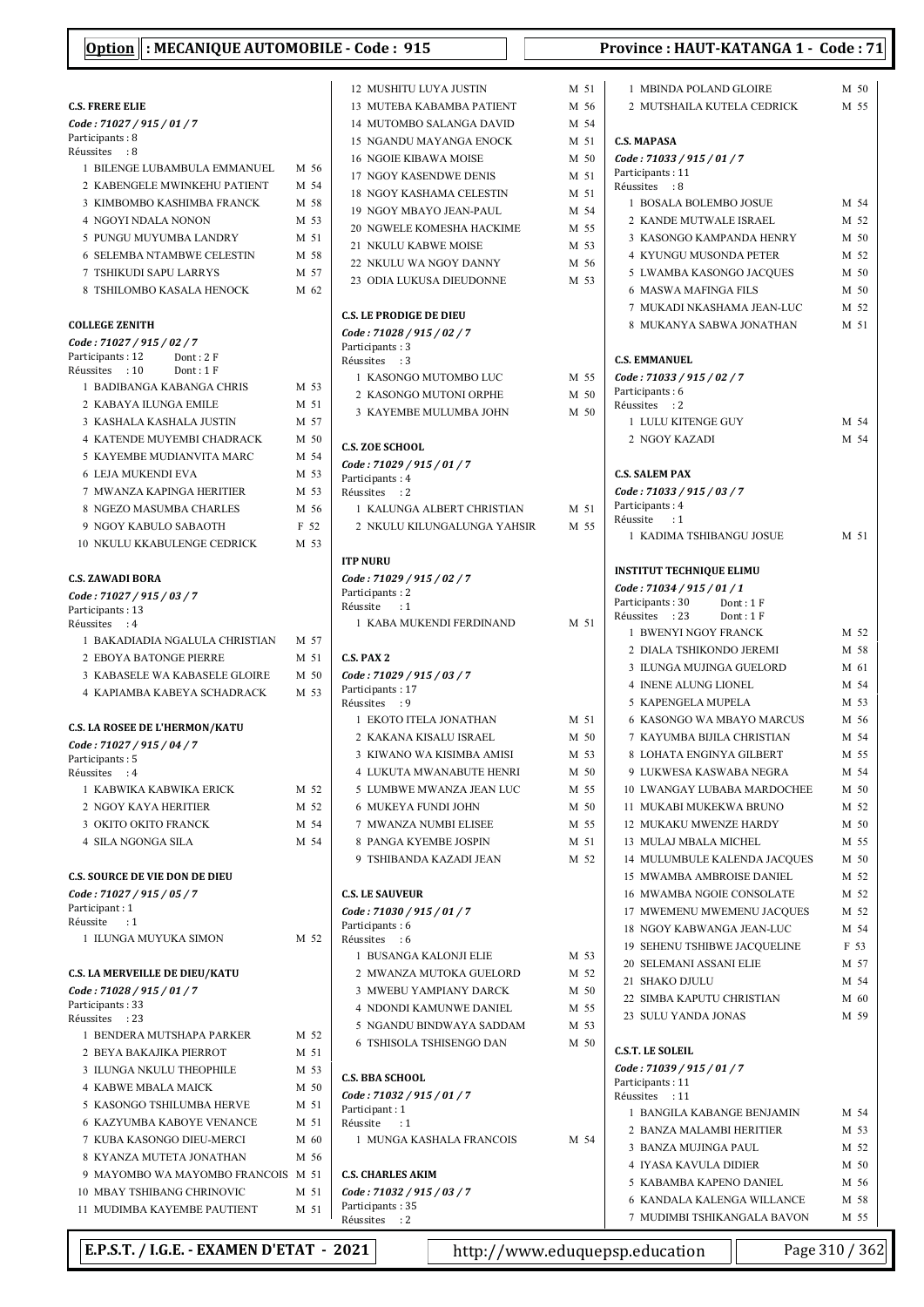**Option : MECANIQUE AUTOMOBILE - Code : 915** — **Province : HAUT-KATANGA 1 - Code : 71**

### C.S. FRERE ELIE
*Code : 71027 / 915 / 01 / 7*
Participants : 8
Réussites : 8

1 BILENGE LUBAMBULA EMMANUEL M 56
2 KABENGELE MWINKEHU PATIENT M 54
3 KIMBOMBO KASHIMBA FRANCK M 58
4 NGOYI NDALA NONON M 53
5 PUNGU MUYUMBA LANDRY M 51
6 SELEMBA NTAMBWE CELESTIN M 58
7 TSHIKUDI SAPU LARRYS M 57
8 TSHILOMBO KASALA HENOCK M 62

### COLLEGE ZENITH
*Code : 71027 / 915 / 02 / 7*
Participants : 12 Dont : 2 F
Réussites : 10 Dont : 1 F

1 BADIBANGA KABANGA CHRIS M 53
2 KABAYA ILUNGA EMILE M 51
3 KASHALA KASHALA JUSTIN M 57
4 KATENDE MUYEMBI CHADRACK M 50
5 KAYEMBE MUDIANVITA MARC M 54
6 LEJA MUKENDI EVA M 53
7 MWANZA KAPINGA HERITIER M 53
8 NGEZO MASUMBA CHARLES M 56
9 NGOY KABULO SABAOTH F 52
10 NKULU KKABULENGE CEDRICK M 53

### C.S. ZAWADI BORA
*Code : 71027 / 915 / 03 / 7*
Participants : 13
Réussites : 4

1 BAKADIADIA NGALULA CHRISTIAN M 57
2 EBOYA BATONGE PIERRE M 51
3 KABASELE WA KABASELE GLOIRE M 50
4 KAPIAMBA KABEYA SCHADRACK M 53

### C.S. LA ROSEE DE L'HERMON/KATU
*Code : 71027 / 915 / 04 / 7*
Participants : 5
Réussites : 4

1 KABWIKA KABWIKA ERICK M 52
2 NGOY KAYA HERITIER M 52
3 OKITO OKITO FRANCK M 54
4 SILA NGONGA SILA M 54

### C.S. SOURCE DE VIE DON DE DIEU
*Code : 71027 / 915 / 05 / 7*
Participant : 1
Réussite : 1

1 ILUNGA MUYUKA SIMON M 52

### C.S. LA MERVEILLE DE DIEU/KATU
*Code : 71028 / 915 / 01 / 7*
Participants : 33
Réussites : 23

1 BENDERA MUTSHAPA PARKER M 52
2 BEYA BAKAJIKA PIERROT M 51
3 ILUNGA NKULU THEOPHILE M 53
4 KABWE MBALA MAICK M 50
5 KASONGO TSHILUMBA HERVE M 51
6 KAZYUMBA KABOYE VENANCE M 51
7 KUBA KASONGO DIEU-MERCI M 60
8 KYANZA MUTETA JONATHAN M 56
9 MAYOMBO WA MAYOMBO FRANCOIS M 51
10 MBAY TSHIBANG CHRINOVIC M 51
11 MUDIMBA KAYEMBE PAUTIENT M 51
12 MUSHITU LUYA JUSTIN M 51
13 MUTEBA KABAMBA PATIENT M 56
14 MUTOMBO SALANGA DAVID M 54
15 NGANDU MAYANGA ENOCK M 51
16 NGOIE KIBAWA MOISE M 50
17 NGOY KASENDWE DENIS M 51
18 NGOY KASHAMA CELESTIN M 51
19 NGOY MBAYO JEAN-PAUL M 54
20 NGWELE KOMESHA HACKIME M 55
21 NKULU KABWE MOISE M 53
22 NKULU WA NGOY DANNY M 56
23 ODIA LUKUSA DIEUDONNE M 53

### C.S. LE PRODIGE DE DIEU
*Code : 71028 / 915 / 02 / 7*
Participants : 3
Réussites : 3

1 KASONGO MUTOMBO LUC M 55
2 KASONGO MUTONI ORPHE M 50
3 KAYEMBE MULUMBA JOHN M 50

### C.S. ZOE SCHOOL
*Code : 71029 / 915 / 01 / 7*
Participants : 4
Réussites : 2

1 KALUNGA ALBERT CHRISTIAN M 51
2 NKULU KILUNGALUNGA YAHSIR M 55

### ITP NURU
*Code : 71029 / 915 / 02 / 7*
Participants : 2
Réussite : 1

1 KABA MUKENDI FERDINAND M 51

### C.S. PAX 2
*Code : 71029 / 915 / 03 / 7*
Participants : 17
Réussites : 9

1 EKOTO ITELA JONATHAN M 51
2 KAKANA KISALU ISRAEL M 50
3 KIWANO WA KISIMBA AMISI M 53
4 LUKUTA MWANABUTE HENRI M 50
5 LUMBWE MWANZA JEAN LUC M 55
6 MUKEYA FUNDI JOHN M 50
7 MWANZA NUMBI ELISEE M 55
8 PANGA KYEMBE JOSPIN M 51
9 TSHIBANDA KAZADI JEAN M 52

### C.S. LE SAUVEUR
*Code : 71030 / 915 / 01 / 7*
Participants : 6
Réussites : 6

1 BUSANGA KALONJI ELIE M 53
2 MWANZA MUTOKA GUELORD M 52
3 MWEBU YAMPIANY DARCK M 50
4 NDONDI KAMUNWE DANIEL M 55
5 NGANDU BINDWAYA SADDAM M 53
6 TSHISOLA TSHISENGO DAN M 50

### C.S. BBA SCHOOL
*Code : 71032 / 915 / 01 / 7*
Participant : 1
Réussite : 1

1 MUNGA KASHALA FRANCOIS M 54

### C.S. CHARLES AKIM
*Code : 71032 / 915 / 03 / 7*
Participants : 35
Réussites : 2

1 MBINDA POLAND GLOIRE M 50
2 MUTSHAILA KUTELA CEDRICK M 55

### C.S. MAPASA
*Code : 71033 / 915 / 01 / 7*
Participants : 11
Réussites : 8

1 BOSALA BOLEMBO JOSUE M 54
2 KANDE MUTWALE ISRAEL M 52
3 KASONGO KAMPANDA HENRY M 50
4 KYUNGU MUSONDA PETER M 52
5 LWAMBA KASONGO JACQUES M 50
6 MASWA MAFINGA FILS M 50
7 MUKADI NKASHAMA JEAN-LUC M 52
8 MUKANYA SABWA JONATHAN M 51

### C.S. EMMANUEL
*Code : 71033 / 915 / 02 / 7*
Participants : 6
Réussites : 2

1 LULU KITENGE GUY M 54
2 NGOY KAZADI M 54

### C.S. SALEM PAX
*Code : 71033 / 915 / 03 / 7*
Participants : 4
Réussite : 1

1 KADIMA TSHIBANGU JOSUE M 51

### INSTITUT TECHNIQUE ELIMU
*Code : 71034 / 915 / 01 / 1*
Participants : 30 Dont : 1 F
Réussites : 23 Dont : 1 F

1 BWENYI NGOY FRANCK M 52
2 DIALA TSHIKONDO JEREMI M 58
3 ILUNGA MUJINGA GUELORD M 61
4 INENE ALUNG LIONEL M 54
5 KAPENGELA MUPELA M 53
6 KASONGO WA MBAYO MARCUS M 56
7 KAYUMBA BIJILA CHRISTIAN M 54
8 LOHATA ENGINYA GILBERT M 55
9 LUKWESA KASWABA NEGRA M 54
10 LWANGAY LUBABA MARDOCHEE M 50
11 MUKABI MUKEKWA BRUNO M 52
12 MUKAKU MWENZE HARDY M 50
13 MULAJ MBALA MICHEL M 55
14 MULUMBULE KALENDA JACQUES M 50
15 MWAMBA AMBROISE DANIEL M 52
16 MWAMBA NGOIE CONSOLATE M 52
17 MWEMENU MWEMENU JACQUES M 52
18 NGOY KABWANGA JEAN-LUC M 54
19 SEHENU TSHIBWE JACQUELINE F 53
20 SELEMANI ASSANI ELIE M 57
21 SHAKO DJULU M 54
22 SIMBA KAPUTU CHRISTIAN M 60
23 SULU YANDA JONAS M 59

### C.S.T. LE SOLEIL
*Code : 71039 / 915 / 01 / 7*
Participants : 11
Réussites : 11

1 BANGILA KABANGE BENJAMIN M 54
2 BANZA MALAMBI HERITIER M 53
3 BANZA MUJINGA PAUL M 52
4 IYASA KAVULA DIDIER M 50
5 KABAMBA KAPENO DANIEL M 56
6 KANDALA KALENGA WILLANCE M 58
7 MUDIMBI TSHIKANGALA BAVON M 55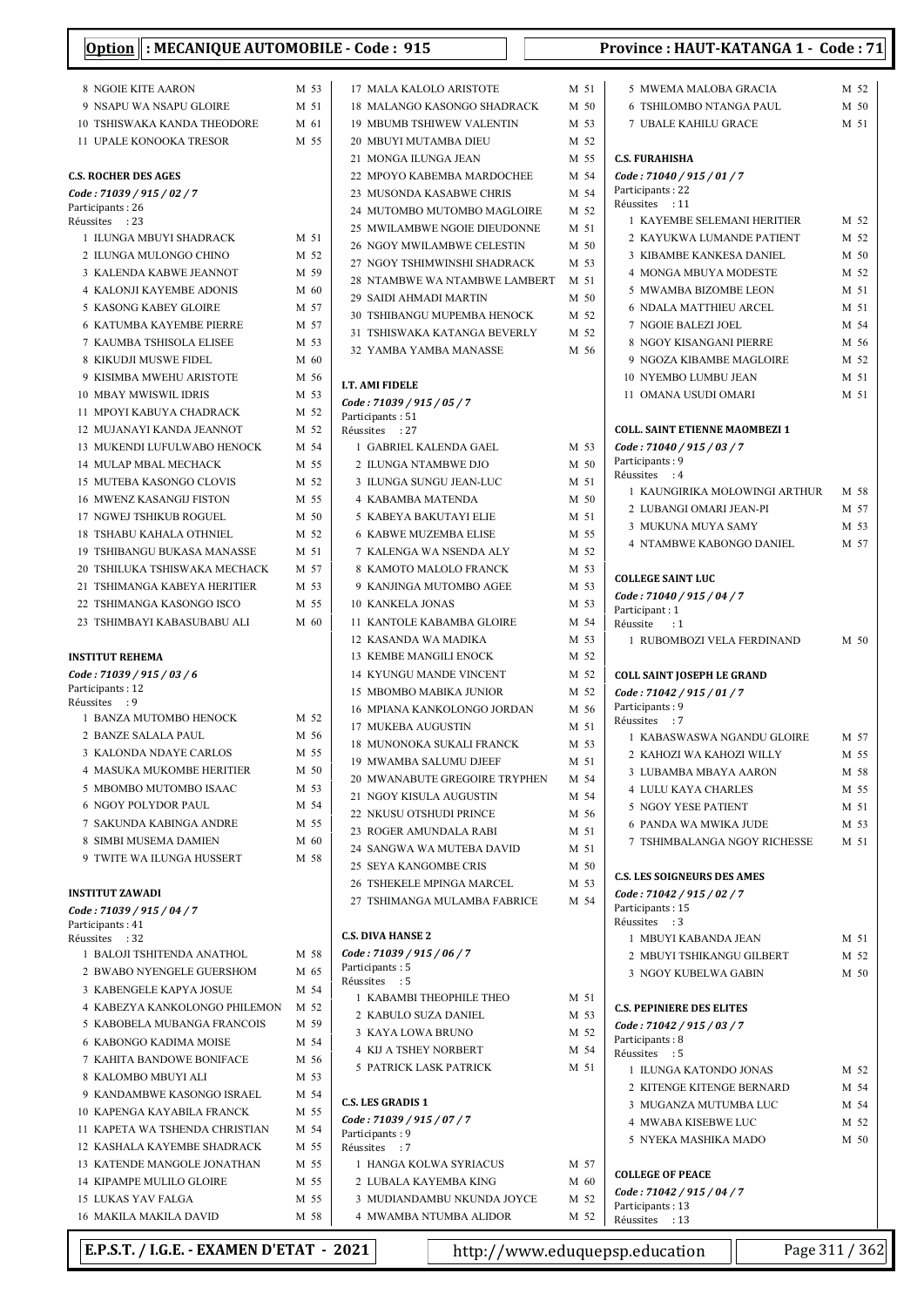**Option : MECANIQUE AUTOMOBILE - Code : 915** — **Province : HAUT-KATANGA 1 - Code : 71**

8 NGOIE KITE AARON M 53
9 NSAPU WA NSAPU GLOIRE M 51
10 TSHISWAKA KANDA THEODORE M 61
11 UPALE KONOOKA TRESOR M 55

**C.S. ROCHER DES AGES**
*Code : 71039 / 915 / 02 / 7*
Participants : 26
Réussites : 23

1 ILUNGA MBUYI SHADRACK M 51
2 ILUNGA MULONGO CHINO M 52
3 KALENDA KABWE JEANNOT M 59
4 KALONJI KAYEMBE ADONIS M 60
5 KASONG KABEY GLOIRE M 57
6 KATUMBA KAYEMBE PIERRE M 57
7 KAUMBA TSHISOLA ELISEE M 53
8 KIKUDJI MUSWE FIDEL M 60
9 KISIMBA MWEHU ARISTOTE M 56
10 MBAY MWISWIL IDRIS M 53
11 MPOYI KABUYA CHADRACK M 52
12 MUJANAYI KANDA JEANNOT M 52
13 MUKENDI LUFULWABO HENOCK M 54
14 MULAP MBAL MECHACK M 55
15 MUTEBA KASONGO CLOVIS M 52
16 MWENZ KASANGIJ FISTON M 55
17 NGWEJ TSHIKUB ROGUEL M 50
18 TSHABU KAHALA OTHNIEL M 52
19 TSHIBANGU BUKASA MANASSE M 51
20 TSHILUKA TSHISWAKA MECHACK M 57
21 TSHIMANGA KABEYA HERITIER M 53
22 TSHIMANGA KASONGO ISCO M 55
23 TSHIMBAYI KABASUBABU ALI M 60

**INSTITUT REHEMA**
*Code : 71039 / 915 / 03 / 6*
Participants : 12
Réussites : 9

1 BANZA MUTOMBO HENOCK M 52
2 BANZE SALALA PAUL M 56
3 KALONDA NDAYE CARLOS M 55
4 MASUKA MUKOMBE HERITIER M 50
5 MBOMBO MUTOMBO ISAAC M 53
6 NGOY POLYDOR PAUL M 54
7 SAKUNDA KABINGA ANDRE M 55
8 SIMBI MUSEMA DAMIEN M 60
9 TWITE WA ILUNGA HUSSERT M 58

**INSTITUT ZAWADI**
*Code : 71039 / 915 / 04 / 7*
Participants : 41
Réussites : 32

1 BALOJI TSHITENDA ANATHOL M 58
2 BWABO NYENGELE GUERSHOM M 65
3 KABENGELE KAPYA JOSUE M 54
4 KABEZYA KANKOLONGO PHILEMON M 52
5 KABOBELA MUBANGA FRANCOIS M 59
6 KABONGO KADIMA MOISE M 54
7 KAHITA BANDOWE BONIFACE M 56
8 KALOMBO MBUYI ALI M 53
9 KANDAMBWE KASONGO ISRAEL M 54
10 KAPENGA KAYABILA FRANCK M 55
11 KAPETA WA TSHENDA CHRISTIAN M 54
12 KASHALA KAYEMBE SHADRACK M 55
13 KATENDE MANGOLE JONATHAN M 55
14 KIPAMPE MULILO GLOIRE M 55
15 LUKAS YAV FALGA M 55
16 MAKILA MAKILA DAVID M 58
17 MALA KALOLO ARISTOTE M 51
18 MALANGO KASONGO SHADRACK M 50
19 MBUMB TSHIWEW VALENTIN M 53
20 MBUYI MUTAMBA DIEU M 52
21 MONGA ILUNGA JEAN M 55
22 MPOYO KABEMBA MARDOCHEE M 54
23 MUSONDA KASABWE CHRIS M 54
24 MUTOMBO MUTOMBO MAGLOIRE M 52
25 MWILAMBWE NGOIE DIEUDONNE M 51
26 NGOY MWILAMBWE CELESTIN M 50
27 NGOY TSHIMWINSHI SHADRACK M 53
28 NTAMBWE WA NTAMBWE LAMBERT M 51
29 SAIDI AHMADI MARTIN M 50
30 TSHIBANGU MUPEMBA HENOCK M 52
31 TSHISWAKA KATANGA BEVERLY M 52
32 YAMBA YAMBA MANASSE M 56

**I.T. AMI FIDELE**
*Code : 71039 / 915 / 05 / 7*
Participants : 51
Réussites : 27

1 GABRIEL KALENDA GAEL M 53
2 ILUNGA NTAMBWE DJO M 50
3 ILUNGA SUNGU JEAN-LUC M 51
4 KABAMBA MATENDA M 50
5 KABEYA BAKUTAYI ELIE M 51
6 KABWE MUZEMBA ELISE M 55
7 KALENGA WA NSENDA ALY M 52
8 KAMOTO MALOLO FRANCK M 53
9 KANJINGA MUTOMBO AGEE M 53
10 KANKELA JONAS M 53
11 KANTOLE KABAMBA GLOIRE M 54
12 KASANDA WA MADIKA M 53
13 KEMBE MANGILI ENOCK M 52
14 KYUNGU MANDE VINCENT M 52
15 MBOMBO MABIKA JUNIOR M 52
16 MPIANA KANKOLONGO JORDAN M 56
17 MUKEBA AUGUSTIN M 51
18 MUNONOKA SUKALI FRANCK M 53
19 MWAMBA SALUMU DJEEF M 51
20 MWANABUTE GREGOIRE TRYPHEN M 54
21 NGOY KISULA AUGUSTIN M 54
22 NKUSU OTSHUDI PRINCE M 56
23 ROGER AMUNDALA RABI M 51
24 SANGWA WA MUTEBA DAVID M 51
25 SEYA KANGOMBE CRIS M 50
26 TSHEKELE MPINGA MARCEL M 53
27 TSHIMANGA MULAMBA FABRICE M 54

**C.S. DIVA HANSE 2**
*Code : 71039 / 915 / 06 / 7*
Participants : 5
Réussites : 5

1 KABAMBI THEOPHILE THEO M 51
2 KABULO SUZA DANIEL M 53
3 KAYA LOWA BRUNO M 52
4 KIJ A TSHEY NORBERT M 54
5 PATRICK LASK PATRICK M 51

**C.S. LES GRADIS 1**
*Code : 71039 / 915 / 07 / 7*
Participants : 9
Réussites : 7

1 HANGA KOLWA SYRIACUS M 57
2 LUBALA KAYEMBA KING M 60
3 MUDIANDAMBU NKUNDA JOYCE M 52
4 MWAMBA NTUMBA ALIDOR M 52
5 MWEMA MALOBA GRACIA M 52
6 TSHILOMBO NTANGA PAUL M 50
7 UBALE KAHILU GRACE M 51

**C.S. FURAHISHA**
*Code : 71040 / 915 / 01 / 7*
Participants : 22
Réussites : 11

1 KAYEMBE SELEMANI HERITIER M 52
2 KAYUKWA LUMANDE PATIENT M 52
3 KIBAMBE KANKESA DANIEL M 50
4 MONGA MBUYA MODESTE M 52
5 MWAMBA BIZOMBE LEON M 51
6 NDALA MATTHIEU ARCEL M 51
7 NGOIE BALEZI JOEL M 54
8 NGOY KISANGANI PIERRE M 56
9 NGOZA KIBAMBE MAGLOIRE M 52
10 NYEMBO LUMBU JEAN M 51
11 OMANA USUDI OMARI M 51

**COLL. SAINT ETIENNE MAOMBEZI 1**
*Code : 71040 / 915 / 03 / 7*
Participants : 9
Réussites : 4

1 KAUNGIRIKA MOLOWINGI ARTHUR M 58
2 LUBANGI OMARI JEAN-PI M 57
3 MUKUNA MUYA SAMY M 53
4 NTAMBWE KABONGO DANIEL M 57

**COLLEGE SAINT LUC**
*Code : 71040 / 915 / 04 / 7*
Participant : 1
Réussite : 1

1 RUBOMBOZI VELA FERDINAND M 50

**COLL SAINT JOSEPH LE GRAND**
*Code : 71042 / 915 / 01 / 7*
Participants : 9
Réussites : 7

1 KABASWASWA NGANDU GLOIRE M 57
2 KAHOZI WA KAHOZI WILLY M 55
3 LUBAMBA MBAYA AARON M 58
4 LULU KAYA CHARLES M 55
5 NGOY YESE PATIENT M 51
6 PANDA WA MWIKA JUDE M 53
7 TSHIMBALANGA NGOY RICHESSE M 51

**C.S. LES SOIGNEURS DES AMES**
*Code : 71042 / 915 / 02 / 7*
Participants : 15
Réussites : 3

1 MBUYI KABANDA JEAN M 51
2 MBUYI TSHIKANGU GILBERT M 52
3 NGOY KUBELWA GABIN M 50

**C.S. PEPINIERE DES ELITES**
*Code : 71042 / 915 / 03 / 7*
Participants : 8
Réussites : 5

1 ILUNGA KATONDO JONAS M 52
2 KITENGE KITENGE BERNARD M 54
3 MUGANZA MUTUMBA LUC M 54
4 MWABA KISEBWE LUC M 52
5 NYEKA MASHIKA MADO M 50

**COLLEGE OF PEACE**
*Code : 71042 / 915 / 04 / 7*
Participants : 13
Réussites : 13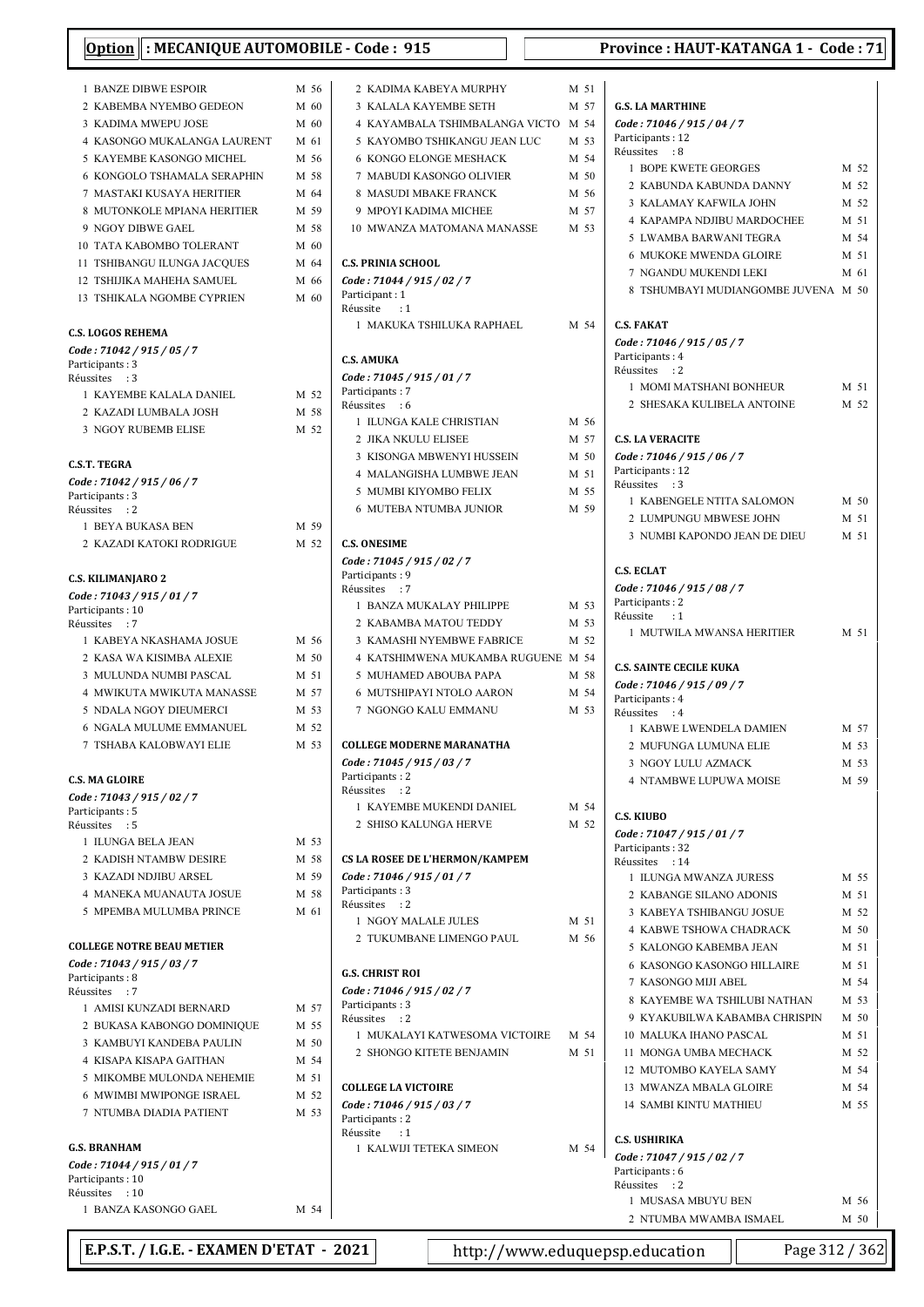**Option : MECANIQUE AUTOMOBILE - Code : 915** — **Province : HAUT-KATANGA 1 - Code : 71**

1 BANZE DIBWE ESPOIR M 56
2 KABEMBA NYEMBO GEDEON M 60
3 KADIMA MWEPU JOSE M 60
4 KASONGO MUKALANGA LAURENT M 61
5 KAYEMBE KASONGO MICHEL M 56
6 KONGOLO TSHAMALA SERAPHIN M 58
7 MASTAKI KUSAYA HERITIER M 64
8 MUTONKOLE MPIANA HERITIER M 59
9 NGOY DIBWE GAEL M 58
10 TATA KABOMBO TOLERANT M 60
11 TSHIBANGU ILUNGA JACQUES M 64
12 TSHIJIKA MAHEHA SAMUEL M 66
13 TSHIKALA NGOMBE CYPRIEN M 60

**C.S. LOGOS REHEMA**
*Code : 71042 / 915 / 05 / 7*
Participants : 3
Réussites : 3
1 KAYEMBE KALALA DANIEL M 52
2 KAZADI LUMBALA JOSH M 58
3 NGOY RUBEMB ELISE M 52

**C.S.T. TEGRA**
*Code : 71042 / 915 / 06 / 7*
Participants : 3
Réussites : 2
1 BEYA BUKASA BEN M 59
2 KAZADI KATOKI RODRIGUE M 52

**C.S. KILIMANJARO 2**
*Code : 71043 / 915 / 01 / 7*
Participants : 10
Réussites : 7
1 KABEYA NKASHAMA JOSUE M 56
2 KASA WA KISIMBA ALEXIE M 50
3 MULUNDA NUMBI PASCAL M 51
4 MWIKUTA MWIKUTA MANASSE M 57
5 NDALA NGOY DIEUMERCI M 53
6 NGALA MULUME EMMANUEL M 52
7 TSHABA KALOBWAYI ELIE M 53

**C.S. MA GLOIRE**
*Code : 71043 / 915 / 02 / 7*
Participants : 5
Réussites : 5
1 ILUNGA BELA JEAN M 53
2 KADISH NTAMBW DESIRE M 58
3 KAZADI NDJIBU ARSEL M 59
4 MANEKA MUANAUTA JOSUE M 58
5 MPEMBA MULUMBA PRINCE M 61

**COLLEGE NOTRE BEAU METIER**
*Code : 71043 / 915 / 03 / 7*
Participants : 8
Réussites : 7
1 AMISI KUNZADI BERNARD M 57
2 BUKASA KABONGO DOMINIQUE M 55
3 KAMBUYI KANDEBA PAULIN M 50
4 KISAPA KISAPA GAITHAN M 54
5 MIKOMBE MULONDA NEHEMIE M 51
6 MWIMBI MWIPONGE ISRAEL M 52
7 NTUMBA DIADIA PATIENT M 53

**G.S. BRANHAM**
*Code : 71044 / 915 / 01 / 7*
Participants : 10
Réussites : 10
1 BANZA KASONGO GAEL M 54
2 KADIMA KABEYA MURPHY M 51
3 KALALA KAYEMBE SETH M 57
4 KAYAMBALA TSHIMBALANGA VICTO M 54
5 KAYOMBO TSHIKANGU JEAN LUC M 53
6 KONGO ELONGE MESHACK M 54
7 MABUDI KASONGO OLIVIER M 50
8 MASUDI MBAKE FRANCK M 56
9 MPOYI KADIMA MICHEE M 57
10 MWANZA MATOMANA MANASSE M 53

**C.S. PRINIA SCHOOL**
*Code : 71044 / 915 / 02 / 7*
Participant : 1
Réussite : 1
1 MAKUKA TSHILUKA RAPHAEL M 54

**C.S. AMUKA**
*Code : 71045 / 915 / 01 / 7*
Participants : 7
Réussites : 6
1 ILUNGA KALE CHRISTIAN M 56
2 JIKA NKULU ELISEE M 57
3 KISONGA MBWENYI HUSSEIN M 50
4 MALANGISHA LUMBWE JEAN M 51
5 MUMBI KIYOMBO FELIX M 55
6 MUTEBA NTUMBA JUNIOR M 59

**C.S. ONESIME**
*Code : 71045 / 915 / 02 / 7*
Participants : 9
Réussites : 7
1 BANZA MUKALAY PHILIPPE M 53
2 KABAMBA MATOU TEDDY M 53
3 KAMASHI NYEMBWE FABRICE M 52
4 KATSHIMWENA MUKAMBA RUGUENE M 54
5 MUHAMED ABOUBA PAPA M 58
6 MUTSHIPAYI NTOLO AARON M 54
7 NGONGO KALU EMMANU M 53

**COLLEGE MODERNE MARANATHA**
*Code : 71045 / 915 / 03 / 7*
Participants : 2
Réussites : 2
1 KAYEMBE MUKENDI DANIEL M 54
2 SHISO KALUNGA HERVE M 52

**CS LA ROSEE DE L'HERMON/KAMPEM**
*Code : 71046 / 915 / 01 / 7*
Participants : 3
Réussites : 2
1 NGOY MALALE JULES M 51
2 TUKUMBANE LIMENGO PAUL M 56

**G.S. CHRIST ROI**
*Code : 71046 / 915 / 02 / 7*
Participants : 3
Réussites : 2
1 MUKALAYI KATWESOMA VICTOIRE M 54
2 SHONGO KITETE BENJAMIN M 51

**COLLEGE LA VICTOIRE**
*Code : 71046 / 915 / 03 / 7*
Participants : 2
Réussite : 1
1 KALWIJI TETEKA SIMEON M 54

**G.S. LA MARTHINE**
*Code : 71046 / 915 / 04 / 7*
Participants : 12
Réussites : 8
1 BOPE KWETE GEORGES M 52
2 KABUNDA KABUNDA DANNY M 52
3 KALAMAY KAFWILA JOHN M 52
4 KAPAMPA NDJIBU MARDOCHEE M 51
5 LWAMBA BARWANI TEGRA M 54
6 MUKOKE MWENDA GLOIRE M 51
7 NGANDU MUKENDI LEKI M 61
8 TSHUMBAYI MUDIANGOMBE JUVENA M 50

**C.S. FAKAT**
*Code : 71046 / 915 / 05 / 7*
Participants : 4
Réussites : 2
1 MOMI MATSHANI BONHEUR M 51
2 SHESAKA KULIBELA ANTOINE M 52

**C.S. LA VERACITE**
*Code : 71046 / 915 / 06 / 7*
Participants : 12
Réussites : 3
1 KABENGELE NTITA SALOMON M 50
2 LUMPUNGU MBWESE JOHN M 51
3 NUMBI KAPONDO JEAN DE DIEU M 51

**C.S. ECLAT**
*Code : 71046 / 915 / 08 / 7*
Participants : 2
Réussite : 1
1 MUTWILA MWANSA HERITIER M 51

**C.S. SAINTE CECILE KUKA**
*Code : 71046 / 915 / 09 / 7*
Participants : 4
Réussites : 4
1 KABWE LWENDELA DAMIEN M 57
2 MUFUNGA LUMUNA ELIE M 53
3 NGOY LULU AZMACK M 53
4 NTAMBWE LUPUWA MOISE M 59

**C.S. KIUBO**
*Code : 71047 / 915 / 01 / 7*
Participants : 32
Réussites : 14
1 ILUNGA MWANZA JURESS M 55
2 KABANGE SILANO ADONIS M 51
3 KABEYA TSHIBANGU JOSUE M 52
4 KABWE TSHOWA CHADRACK M 50
5 KALONGO KABEMBA JEAN M 51
6 KASONGO KASONGO HILLAIRE M 51
7 KASONGO MIJI ABEL M 54
8 KAYEMBE WA TSHILUBI NATHAN M 53
9 KYAKUBILWA KABAMBA CHRISPIN M 50
10 MALUKA IHANO PASCAL M 51
11 MONGA UMBA MECHACK M 52
12 MUTOMBO KAYELA SAMY M 54
13 MWANZA MBALA GLOIRE M 54
14 SAMBI KINTU MATHIEU M 55

**C.S. USHIRIKA**
*Code : 71047 / 915 / 02 / 7*
Participants : 6
Réussites : 2
1 MUSASA MBUYU BEN M 56
2 NTUMBA MWAMBA ISMAEL M 50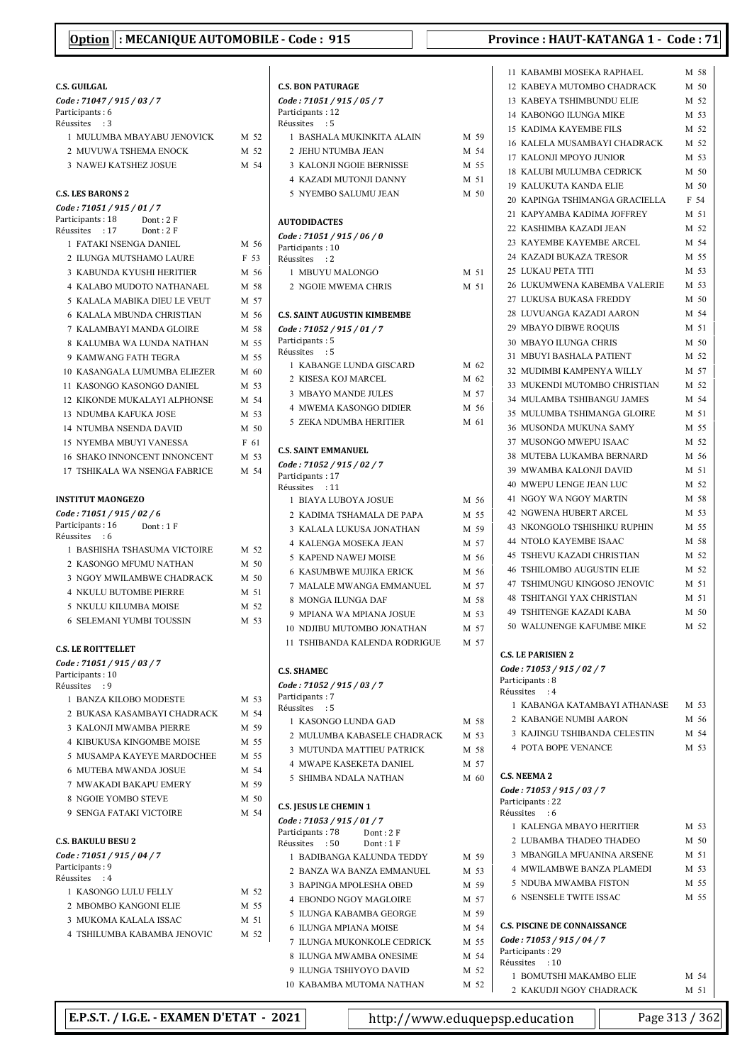**Option : MECANIQUE AUTOMOBILE - Code : 915** — **Province : HAUT-KATANGA 1 - Code : 71**

**C.S. GUILGAL**
*Code : 71047 / 915 / 03 / 7*
Participants : 6
Réussites : 3

1 MULUMBA MBAYABU JENOVICK M 52
2 MUVUWA TSHEMA ENOCK M 52
3 NAWEJ KATSHEZ JOSUE M 54

**C.S. LES BARONS 2**
*Code : 71051 / 915 / 01 / 7*
Participants : 18 Dont : 2 F
Réussites : 17 Dont : 2 F

1 FATAKI NSENGA DANIEL M 56
2 ILUNGA MUTSHAMO LAURE F 53
3 KABUNDA KYUSHI HERITIER M 56
4 KALABO MUDOTO NATHANAEL M 58
5 KALALA MABIKA DIEU LE VEUT M 57
6 KALALA MBUNDA CHRISTIAN M 56
7 KALAMBAYI MANDA GLOIRE M 58
8 KALUMBA WA LUNDA NATHAN M 55
9 KAMWANG FATH TEGRA M 55
10 KASANGALA LUMUMBA ELIEZER M 60
11 KASONGO KASONGO DANIEL M 53
12 KIKONDE MUKALAYI ALPHONSE M 54
13 NDUMBA KAFUKA JOSE M 53
14 NTUMBA NSENDA DAVID M 50
15 NYEMBA MBUYI VANESSA F 61
16 SHAKO INNONCENT INNONCENT M 53
17 TSHIKALA WA NSENGA FABRICE M 54

**INSTITUT MAONGEZO**
*Code : 71051 / 915 / 02 / 6*
Participants : 16 Dont : 1 F
Réussites : 6

1 BASHISHA TSHASUMA VICTOIRE M 52
2 KASONGO MFUMU NATHAN M 50
3 NGOY MWILAMBWE CHADRACK M 50
4 NKULU BUTOMBE PIERRE M 51
5 NKULU KILUMBA MOISE M 52
6 SELEMANI YUMBI TOUSSIN M 53

**C.S. LE ROITTELLET**
*Code : 71051 / 915 / 03 / 7*
Participants : 10
Réussites : 9

1 BANZA KILOBO MODESTE M 53
2 BUKASA KASAMBAYI CHADRACK M 54
3 KALONJI MWAMBA PIERRE M 59
4 KIBUKUSA KINGOMBE MOISE M 55
5 MUSAMPA KAYEYE MARDOCHEE M 55
6 MUTEBA MWANDA JOSUE M 54
7 MWAKADI BAKAPU EMERY M 59
8 NGOIE YOMBO STEVE M 50
9 SENGA FATAKI VICTOIRE M 54

**C.S. BAKULU BESU 2**
*Code : 71051 / 915 / 04 / 7*
Participants : 9
Réussites : 4

1 KASONGO LULU FELLY M 52
2 MBOMBO KANGONI ELIE M 55
3 MUKOMA KALALA ISSAC M 51
4 TSHILUMBA KABAMBA JENOVIC M 52

**C.S. BON PATURAGE**
*Code : 71051 / 915 / 05 / 7*
Participants : 12
Réussites : 5

1 BASHALA MUKINKITA ALAIN M 59
2 JEHU NTUMBA JEAN M 54
3 KALONJI NGOIE BERNISSE M 55
4 KAZADI MUTONJI DANNY M 51
5 NYEMBO SALUMU JEAN M 50

**AUTODIDACTES**
*Code : 71051 / 915 / 06 / 0*
Participants : 10
Réussites : 2

1 MBUYU MALONGO M 51
2 NGOIE MWEMA CHRIS M 51

**C.S. SAINT AUGUSTIN KIMBEMBE**
*Code : 71052 / 915 / 01 / 7*
Participants : 5
Réussites : 5

1 KABANGE LUNDA GISCARD M 62
2 KISESA KOJ MARCEL M 62
3 MBAYO MANDE JULES M 57
4 MWEMA KASONGO DIDIER M 56
5 ZEKA NDUMBA HERITIER M 61

**C.S. SAINT EMMANUEL**
*Code : 71052 / 915 / 02 / 7*
Participants : 17
Réussites : 11

1 BIAYA LUBOYA JOSUE M 56
2 KADIMA TSHAMALA DE PAPA M 55
3 KALALA LUKUSA JONATHAN M 59
4 KALENGA MOSEKA JEAN M 57
5 KAPEND NAWEJ MOISE M 56
6 KASUMBWE MUJIKA ERICK M 56
7 MALALE MWANGA EMMANUEL M 57
8 MONGA ILUNGA DAF M 58
9 MPIANA WA MPIANA JOSUE M 53
10 NDJIBU MUTOMBO JONATHAN M 57
11 TSHIBANDA KALENDA RODRIGUE M 57

**C.S. SHAMEC**
*Code : 71052 / 915 / 03 / 7*
Participants : 7
Réussites : 5

1 KASONGO LUNDA GAD M 58
2 MULUMBA KABASELE CHADRACK M 53
3 MUTUNDA MATTIEU PATRICK M 58
4 MWAPE KASEKETA DANIEL M 57
5 SHIMBA NDALA NATHAN M 60

**C.S. JESUS LE CHEMIN 1**
*Code : 71053 / 915 / 01 / 7*
Participants : 78 Dont : 2 F
Réussites : 50 Dont : 1 F

1 BADIBANGA KALUNDA TEDDY M 59
2 BANZA WA BANZA EMMANUEL M 53
3 BAPINGA MPOLESHA OBED M 59
4 EBONDO NGOY MAGLOIRE M 57
5 ILUNGA KABAMBA GEORGE M 59
6 ILUNGA MPIANA MOISE M 54
7 ILUNGA MUKONKOLE CEDRICK M 55
8 ILUNGA MWAMBA ONESIME M 54
9 ILUNGA TSHIYOYO DAVID M 52
10 KABAMBA MUTOMA NATHAN M 52
11 KABAMBI MOSEKA RAPHAEL M 58
12 KABEYA MUTOMBO CHADRACK M 50
13 KABEYA TSHIMBUNDU ELIE M 52
14 KABONGO ILUNGA MIKE M 53
15 KADIMA KAYEMBE FILS M 52
16 KALELA MUSAMBAYI CHADRACK M 52
17 KALONJI MPOYO JUNIOR M 53
18 KALUBI MULUMBA CEDRICK M 50
19 KALUKUTA KANDA ELIE M 50
20 KAPINGA TSHIMANGA GRACIELLA F 54
21 KAPYAMBA KADIMA JOFFREY M 51
22 KASHIMBA KAZADI JEAN M 52
23 KAYEMBE KAYEMBE ARCEL M 54
24 KAZADI BUKAZA TRESOR M 55
25 LUKAU PETA TITI M 53
26 LUKUMWENA KABEMBA VALERIE M 53
27 LUKUSA BUKASA FREDDY M 50
28 LUVUANGA KAZADI AARON M 54
29 MBAYO DIBWE ROQUIS M 51
30 MBAYO ILUNGA CHRIS M 50
31 MBUYI BASHALA PATIENT M 52
32 MUDIMBI KAMPENYA WILLY M 57
33 MUKENDI MUTOMBO CHRISTIAN M 52
34 MULAMBA TSHIBANGU JAMES M 54
35 MULUMBA TSHIMANGA GLOIRE M 51
36 MUSONDA MUKUNA SAMY M 55
37 MUSONGO MWEPU ISAAC M 52
38 MUTEBA LUKAMBA BERNARD M 56
39 MWAMBA KALONJI DAVID M 51
40 MWEPU LENGE JEAN LUC M 52
41 NGOY WA NGOY MARTIN M 58
42 NGWENA HUBERT ARCEL M 53
43 NKONGOLO TSHISHIKU RUPHIN M 55
44 NTOLO KAYEMBE ISAAC M 58
45 TSHEVU KAZADI CHRISTIAN M 52
46 TSHILOMBO AUGUSTIN ELIE M 52
47 TSHIMUNGU KINGOSO JENOVIC M 51
48 TSHITANGI YAX CHRISTIAN M 51
49 TSHITENGE KAZADI KABA M 50
50 WALUNENGE KAFUMBE MIKE M 52

**C.S. LE PARISIEN 2**
*Code : 71053 / 915 / 02 / 7*
Participants : 8
Réussites : 4

1 KABANGA KATAMBAYI ATHANASE M 53
2 KABANGE NUMBI AARON M 56
3 KAJINGU TSHIBANDA CELESTIN M 54
4 POTA BOPE VENANCE M 53

**C.S. NEEMA 2**
*Code : 71053 / 915 / 03 / 7*
Participants : 22
Réussites : 6

1 KALENGA MBAYO HERITIER M 53
2 LUBAMBA THADEO THADEO M 50
3 MBANGILA MFUANINA ARSENE M 51
4 MWILAMBWE BANZA PLAMEDI M 53
5 NDUBA MWAMBA FISTON M 55
6 NSENSELE TWITE ISSAC M 55

**C.S. PISCINE DE CONNAISSANCE**
*Code : 71053 / 915 / 04 / 7*
Participants : 29
Réussites : 10

1 BOMUTSHI MAKAMBO ELIE M 54
2 KAKUDJI NGOY CHADRACK M 51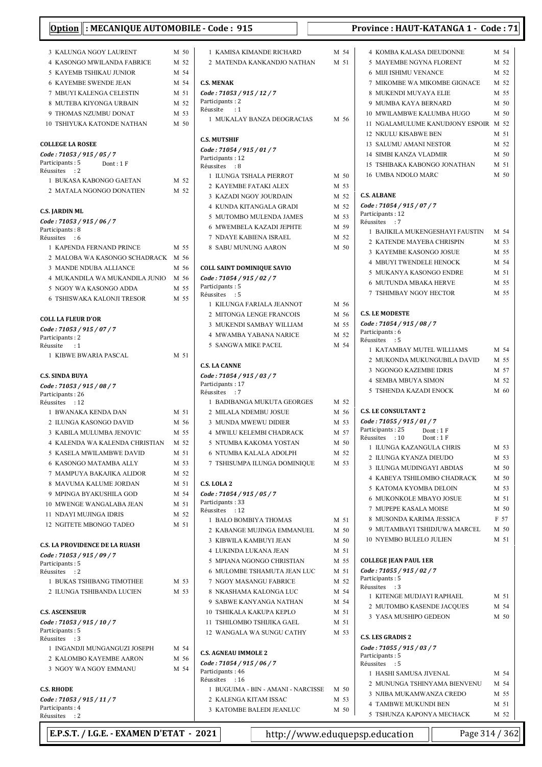**Option : MECANIQUE AUTOMOBILE - Code : 915** — **Province : HAUT-KATANGA 1 - Code : 71**

3 KALUNGA NGOY LAURENT M 50
4 KASONGO MWILANDA FABRICE M 52
5 KAYEMB TSHIKAU JUNIOR M 54
6 KAYEMBE SWENDE JEAN M 54
7 MBUYI KALENGA CELESTIN M 51
8 MUTEBA KIYONGA URBAIN M 52
9 THOMAS NZUMBU DONAT M 53
10 TSHIYUKA KATONDE NATHAN M 50

**COLLEGE LA ROSEE**
*Code : 71053 / 915 / 05 / 7*
Participants : 5 Dont : 1 F
Réussites : 2
1 BUKASA KABONGO GAETAN M 52
2 MATALA NGONGO DONATIEN M 52

**C.S. JARDIN ML**
*Code : 71053 / 915 / 06 / 7*
Participants : 8
Réussites : 6
1 KAPENDA FERNAND PRINCE M 55
2 MALOBA WA KASONGO SCHADRACK M 56
3 MANDE NDUBA ALLIANCE M 56
4 MUKANDILA WA MUKANDILA JUNIO M 56
5 NGOY WA KASONGO ADDA M 55
6 TSHISWAKA KALONJI TRESOR M 55

**COLL LA FLEUR D'OR**
*Code : 71053 / 915 / 07 / 7*
Participants : 2
Réussite : 1
1 KIBWE BWARIA PASCAL M 51

**C.S. SINDA BUYA**
*Code : 71053 / 915 / 08 / 7*
Participants : 26
Réussites : 12
1 BWANAKA KENDA DAN M 51
2 ILUNGA KASONGO DAVID M 56
3 KABILA MULUMBA JENOVIC M 55
4 KALENDA WA KALENDA CHRISTIAN M 52
5 KASELA MWILAMBWE DAVID M 51
6 KASONGO MATAMBA ALLY M 53
7 MAMPUYA BAKAJIKA ALIDOR M 52
8 MAVUMA KALUME JORDAN M 51
9 MPINGA BYAKUSHILA GOD M 54
10 MWENGE WANGALABA JEAN M 51
11 NDAYI MUJINGA IDRIS M 52
12 NGITETE MBONGO TADEO M 51

**C.S. LA PROVIDENCE DE LA RUASH**
*Code : 71053 / 915 / 09 / 7*
Participants : 5
Réussites : 2
1 BUKAS TSHIBANG TIMOTHEE M 53
2 ILUNGA TSHIBANDA LUCIEN M 53

**C.S. ASCENSEUR**
*Code : 71053 / 915 / 10 / 7*
Participants : 5
Réussites : 3
1 INGANDJI MUNGANGUZI JOSEPH M 54
2 KALOMBO KAYEMBE AARON M 56
3 NGOY WA NGOY EMMANU M 54

**C.S. RHODE**
*Code : 71053 / 915 / 11 / 7*
Participants : 4
Réussites : 2
1 KAMISA KIMANDE RICHARD M 54
2 MATENDA KANKANDJO NATHAN M 51

**C.S. MENAK**
*Code : 71053 / 915 / 12 / 7*
Participants : 2
Réussite : 1
1 MUKALAY BANZA DEOGRACIAS M 56

**C.S. MUTSHIF**
*Code : 71054 / 915 / 01 / 7*
Participants : 12
Réussites : 8
1 ILUNGA TSHALA PIERROT M 50
2 KAYEMBE FATAKI ALEX M 53
3 KAZADI NGOY JOURDAIN M 52
4 KUNDA KITANGALA GRADI M 52
5 MUTOMBO MULENDA JAMES M 53
6 MWEMBELA KAZADI JEPHTE M 59
7 NDAYE KABIENA ISRAEL M 52
8 SABU MUNUNG AARON M 50

**COLL SAINT DOMINIQUE SAVIO**
*Code : 71054 / 915 / 02 / 7*
Participants : 5
Réussites : 5
1 KILUNGA FARIALA JEANNOT M 56
2 MITONGA LENGE FRANCOIS M 56
3 MUKENDI SAMBAY WILLIAM M 55
4 MWAMBA YABANA NARICE M 52
5 SANGWA MIKE PACEL M 54

**C.S. LA CANNE**
*Code : 71054 / 915 / 03 / 7*
Participants : 17
Réussites : 7
1 BADIBANGA MUKUTA GEORGES M 52
2 MILALA NDEMBU JOSUE M 56
3 MUNDA MWEWU DIDIER M 53
4 MWILU KELEMBI CHADRACK M 57
5 NTUMBA KAKOMA YOSTAN M 50
6 NTUMBA KALALA ADOLPH M 52
7 TSHISUMPA ILUNGA DOMINIQUE M 53

**C.S. LOLA 2**
*Code : 71054 / 915 / 05 / 7*
Participants : 33
Réussites : 12
1 BALO BOMBIYA THOMAS M 51
2 KABANGE MUJINGA EMMANUEL M 50
3 KIBWILA KAMBUYI JEAN M 50
4 LUKINDA LUKANA JEAN M 51
5 MPIANA NGONGO CHRISTIAN M 55
6 MULOMBE TSHAMUTA JEAN LUC M 51
7 NGOY MASANGU FABRICE M 52
8 NKASHAMA KALONGA LUC M 54
9 SABWE KANYANGA NATHAN M 54
10 TSHIKALA KAKUPA KEPLO M 51
11 TSHILOMBO TSHIJIKA GAEL M 51
12 WANGALA WA SUNGU CATHY M 53

**C.S. AGNEAU IMMOLE 2**
*Code : 71054 / 915 / 06 / 7*
Participants : 46
Réussites : 16
1 BUGUIMA - BIN - AMANI - NARCISSE M 50
2 KALENGA KITAM ISSAC M 53
3 KATOMBE BALEDI JEANLUC M 50
4 KOMBA KALASA DIEUDONNE M 54
5 MAYEMBE NGYNA FLORENT M 52
6 MIJI ISHIMU VENANCE M 52
7 MIKOMBE WA MIKOMBE GIGNACE M 52
8 MUKENDI MUYAYA ELIE M 55
9 MUMBA KAYA BERNARD M 50
10 MWILAMBWE KALUMBA HUGO M 50
11 NGALAMULUME KANUDJONY ESPOIR M 52
12 NKULU KISABWE BEN M 51
13 SALUMU AMANI NESTOR M 52
14 SIMBI KANZA VLADMIR M 50
15 TSHIBAKA KABONGO JONATHAN M 51
16 UMBA NDOLO MARC M 50

**C.S. ALBANE**
*Code : 71054 / 915 / 07 / 7*
Participants : 12
Réussites : 7
1 BAJIKILA MUKENGESHAYI FAUSTIN M 54
2 KATENDE MAYEBA CHRISPIN M 53
3 KAYEMBE KASONGO JOSUE M 55
4 MBUYI TWENDELE HENOCK M 54
5 MUKANYA KASONGO ENDRE M 51
6 MUTUNDA MBAKA HERVE M 55
7 TSHIMBAY NGOY HECTOR M 55

**C.S. LE MODESTE**
*Code : 71054 / 915 / 08 / 7*
Participants : 6
Réussites : 5
1 KATAMBAY MUTEL WILLIAMS M 54
2 MUKONDA MUKUNGUBILA DAVID M 55
3 NGONGO KAZEMBE IDRIS M 57
4 SEMBA MBUYA SIMON M 52
5 TSHENDA KAZADI ENOCK M 60

**C.S. LE CONSULTANT 2**
*Code : 71055 / 915 / 01 / 7*
Participants : 25 Dont : 1 F
Réussites : 10 Dont : 1 F
1 ILUNGA KAZANGULA CHRIS M 53
2 ILUNGA KYANZA DIEUDO M 53
3 ILUNGA MUDINGAYI ABDIAS M 50
4 KABEYA TSHILOMBO CHADRACK M 50
5 KATOMA KYOMBA DELOIN M 53
6 MUKONKOLE MBAYO JOSUE M 51
7 MUPEPE KASALA MOISE M 50
8 MUSONDA KARIMA JESSICA F 57
9 MUTAMBAYI TSHIDJUWA MARCEL M 50
10 NYEMBO BULELO JULIEN M 51

**COLLEGE JEAN PAUL 1ER**
*Code : 71055 / 915 / 02 / 7*
Participants : 5
Réussites : 3
1 KITENGE MUDJAYI RAPHAEL M 51
2 MUTOMBO KASENDE JACQUES M 54
3 YASA MUSHIPO GEDEON M 50

**C.S. LES GRADIS 2**
*Code : 71055 / 915 / 03 / 7*
Participants : 5
Réussites : 5
1 HASHI SAMUSA JIVENAL M 54
2 MUNUNGA TSHINYAMA BIENVENU M 54
3 NJIBA MUKAMWANZA CREDO M 55
4 TAMBWE MUKUNDI BEN M 51
5 TSHUNZA KAPONYA MECHACK M 52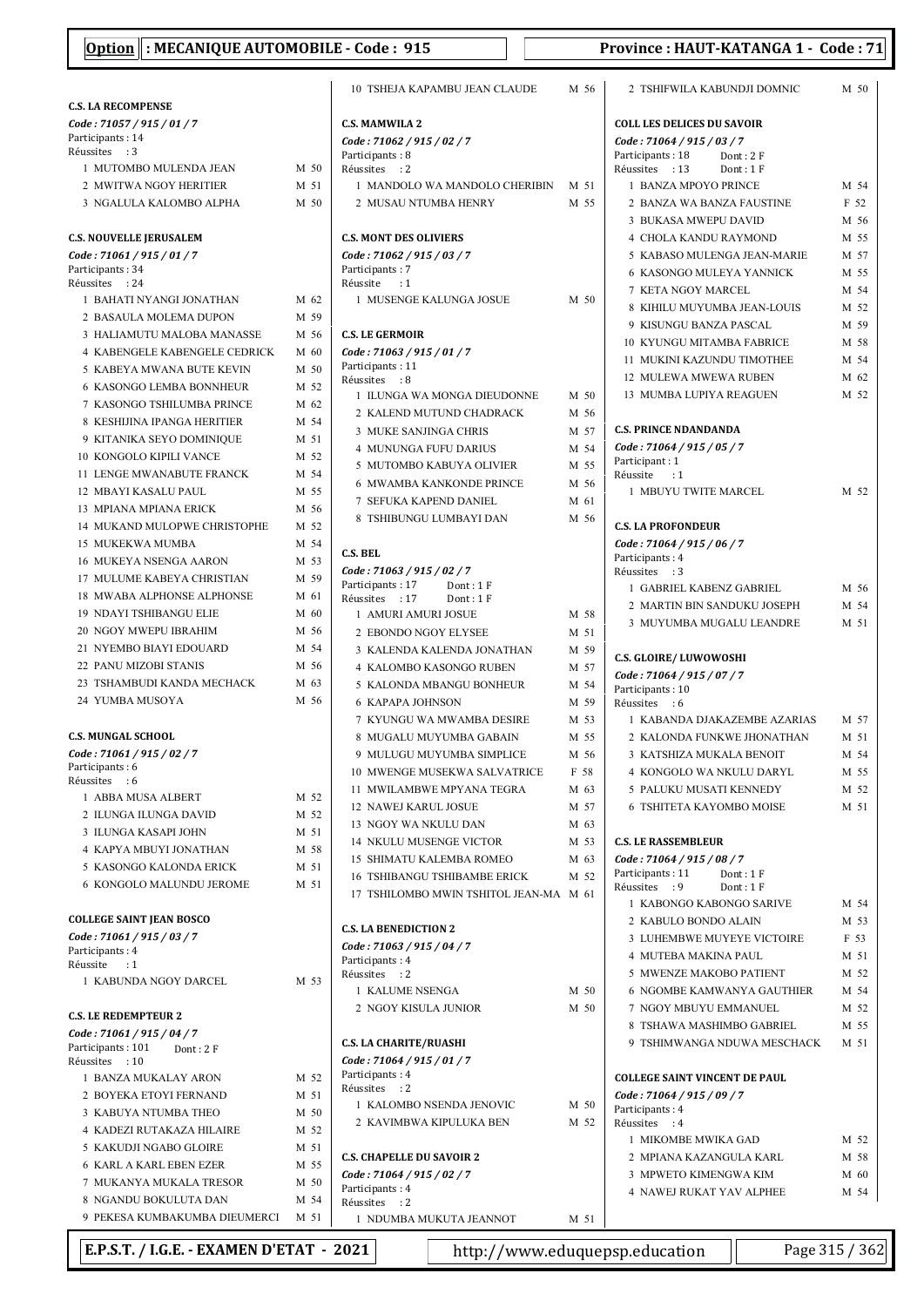**Option : MECANIQUE AUTOMOBILE - Code : 915** | **Province : HAUT-KATANGA 1 - Code : 71**

**C.S. LA RECOMPENSE**
*Code : 71057 / 915 / 01 / 7*
Participants : 14
Réussites : 3

1 MUTOMBO MULENDA JEAN M 50
2 MWITWA NGOY HERITIER M 51
3 NGALULA KALOMBO ALPHA M 50

**C.S. NOUVELLE JERUSALEM**
*Code : 71061 / 915 / 01 / 7*
Participants : 34
Réussites : 24

1 BAHATI NYANGI JONATHAN M 62
2 BASAULA MOLEMA DUPON M 59
3 HALIAMUTU MALOBA MANASSE M 56
4 KABENGELE KABENGELE CEDRICK M 60
5 KABEYA MWANA BUTE KEVIN M 50
6 KASONGO LEMBA BONNHEUR M 52
7 KASONGO TSHILUMBA PRINCE M 62
8 KESHIJINA IPANGA HERITIER M 54
9 KITANIKA SEYO DOMINIQUE M 51
10 KONGOLO KIPILI VANCE M 52
11 LENGE MWANABUTE FRANCK M 54
12 MBAYI KASALU PAUL M 55
13 MPIANA MPIANA ERICK M 56
14 MUKAND MULOPWE CHRISTOPHE M 52
15 MUKEKWA MUMBA M 54
16 MUKEYA NSENGA AARON M 53
17 MULUME KABEYA CHRISTIAN M 59
18 MWABA ALPHONSE ALPHONSE M 61
19 NDAYI TSHIBANGU ELIE M 60
20 NGOY MWEPU IBRAHIM M 56
21 NYEMBO BIAYI EDOUARD M 54
22 PANU MIZOBI STANIS M 56
23 TSHAMBUDI KANDA MECHACK M 63
24 YUMBA MUSOYA M 56

**C.S. MUNGAL SCHOOL**
*Code : 71061 / 915 / 02 / 7*
Participants : 6
Réussites : 6

1 ABBA MUSA ALBERT M 52
2 ILUNGA ILUNGA DAVID M 52
3 ILUNGA KASAPI JOHN M 51
4 KAPYA MBUYI JONATHAN M 58
5 KASONGO KALONDA ERICK M 51
6 KONGOLO MALUNDU JEROME M 51

**COLLEGE SAINT JEAN BOSCO**
*Code : 71061 / 915 / 03 / 7*
Participants : 4
Réussite : 1

1 KABUNDA NGOY DARCEL M 53

**C.S. LE REDEMPTEUR 2**
*Code : 71061 / 915 / 04 / 7*
Participants : 101 Dont : 2 F
Réussites : 10

1 BANZA MUKALAY ARON M 52
2 BOYEKA ETOYI FERNAND M 51
3 KABUYA NTUMBA THEO M 50
4 KADEZI RUTAKAZA HILAIRE M 52
5 KAKUDJI NGABO GLOIRE M 51
6 KARL A KARL EBEN EZER M 55
7 MUKANYA MUKALA TRESOR M 50
8 NGANDU BOKULUTA DAN M 54
9 PEKESA KUMBAKUMBA DIEUMERCI M 51
10 TSHEJA KAPAMBU JEAN CLAUDE M 56

**C.S. MAMWILA 2**
*Code : 71062 / 915 / 02 / 7*
Participants : 8
Réussites : 2

1 MANDOLO WA MANDOLO CHERIBIN M 51
2 MUSAU NTUMBA HENRY M 55

**C.S. MONT DES OLIVIERS**
*Code : 71062 / 915 / 03 / 7*
Participants : 7
Réussite : 1

1 MUSENGE KALUNGA JOSUE M 50

**C.S. LE GERMOIR**
*Code : 71063 / 915 / 01 / 7*
Participants : 11
Réussites : 8

1 ILUNGA WA MONGA DIEUDONNE M 50
2 KALEND MUTUND CHADRACK M 56
3 MUKE SANJINGA CHRIS M 57
4 MUNUNGA FUFU DARIUS M 54
5 MUTOMBO KABUYA OLIVIER M 55
6 MWAMBA KANKONDE PRINCE M 56
7 SEFUKA KAPEND DANIEL M 61
8 TSHIBUNGU LUMBAYI DAN M 56

**C.S. BEL**
*Code : 71063 / 915 / 02 / 7*
Participants : 17 Dont : 1 F
Réussites : 17 Dont : 1 F

1 AMURI AMURI JOSUE M 58
2 EBONDO NGOY ELYSEE M 51
3 KALENDA KALENDA JONATHAN M 59
4 KALOMBO KASONGO RUBEN M 57
5 KALONDA MBANGU BONHEUR M 54
6 KAPAPA JOHNSON M 59
7 KYUNGU WA MWAMBA DESIRE M 53
8 MUGALU MUYUMBA GABAIN M 55
9 MULUGU MUYUMBA SIMPLICE M 56
10 MWENGE MUSEKWA SALVATRICE F 58
11 MWILAMBWE MPYANA TEGRA M 63
12 NAWEJ KARUL JOSUE M 57
13 NGOY WA NKULU DAN M 63
14 NKULU MUSENGE VICTOR M 53
15 SHIMATU KALEMBA ROMEO M 63
16 TSHIBANGU TSHIBAMBE ERICK M 52
17 TSHILOMBO MWIN TSHITOL JEAN-MA M 61

**C.S. LA BENEDICTION 2**
*Code : 71063 / 915 / 04 / 7*
Participants : 4
Réussites : 2

1 KALUME NSENGA M 50
2 NGOY KISULA JUNIOR M 50

**C.S. LA CHARITE/RUASHI**
*Code : 71064 / 915 / 01 / 7*
Participants : 4
Réussites : 2

1 KALOMBO NSENDA JENOVIC M 50
2 KAVIMBWA KIPULUKA BEN M 52

**C.S. CHAPELLE DU SAVOIR 2**
*Code : 71064 / 915 / 02 / 7*
Participants : 4
Réussites : 2

1 NDUMBA MUKUTA JEANNOT M 51
2 TSHIFWILA KABUNDJI DOMNIC M 50

**COLL LES DELICES DU SAVOIR**
*Code : 71064 / 915 / 03 / 7*
Participants : 18 Dont : 2 F
Réussites : 13 Dont : 1 F

1 BANZA MPOYO PRINCE M 54
2 BANZA WA BANZA FAUSTINE F 52
3 BUKASA MWEPU DAVID M 56
4 CHOLA KANDU RAYMOND M 55
5 KABASO MULENGA JEAN-MARIE M 57
6 KASONGO MULEYA YANNICK M 55
7 KETA NGOY MARCEL M 54
8 KIHILU MUYUMBA JEAN-LOUIS M 52
9 KISUNGU BANZA PASCAL M 59
10 KYUNGU MITAMBA FABRICE M 58
11 MUKINI KAZUNDU TIMOTHEE M 54
12 MULEWA MWEWA RUBEN M 62
13 MUMBA LUPIYA REAGUEN M 52

**C.S. PRINCE NDANDANDA**
*Code : 71064 / 915 / 05 / 7*
Participant : 1
Réussite : 1

1 MBUYU TWITE MARCEL M 52

**C.S. LA PROFONDEUR**
*Code : 71064 / 915 / 06 / 7*
Participants : 4
Réussites : 3

1 GABRIEL KABENZ GABRIEL M 56
2 MARTIN BIN SANDUKU JOSEPH M 54
3 MUYUMBA MUGALU LEANDRE M 51

**C.S. GLOIRE/ LUWOWOSHI**
*Code : 71064 / 915 / 07 / 7*
Participants : 10
Réussites : 6

1 KABANDA DJAKAZEMBE AZARIAS M 57
2 KALONDA FUNKWE JHONATHAN M 51
3 KATSHIZA MUKALA BENOIT M 54
4 KONGOLO WA NKULU DARYL M 55
5 PALUKU MUSATI KENNEDY M 52
6 TSHITETA KAYOMBO MOISE M 51

**C.S. LE RASSEMBLEUR**
*Code : 71064 / 915 / 08 / 7*
Participants : 11 Dont : 1 F
Réussites : 9 Dont : 1 F

1 KABONGO KABONGO SARIVE M 54
2 KABULO BONDO ALAIN M 53
3 LUHEMBWE MUYEYE VICTOIRE F 53
4 MUTEBA MAKINA PAUL M 51
5 MWENZE MAKOBO PATIENT M 52
6 NGOMBE KAMWANYA GAUTHIER M 54
7 NGOY MBUYU EMMANUEL M 52
8 TSHAWA MASHIMBO GABRIEL M 55
9 TSHIMWANGA NDUWA MESCHACK M 51

**COLLEGE SAINT VINCENT DE PAUL**
*Code : 71064 / 915 / 09 / 7*
Participants : 4
Réussites : 4

1 MIKOMBE MWIKA GAD M 52
2 MPIANA KAZANGULA KARL M 58
3 MPWETO KIMENGWA KIM M 60
4 NAWEJ RUKAT YAV ALPHEE M 54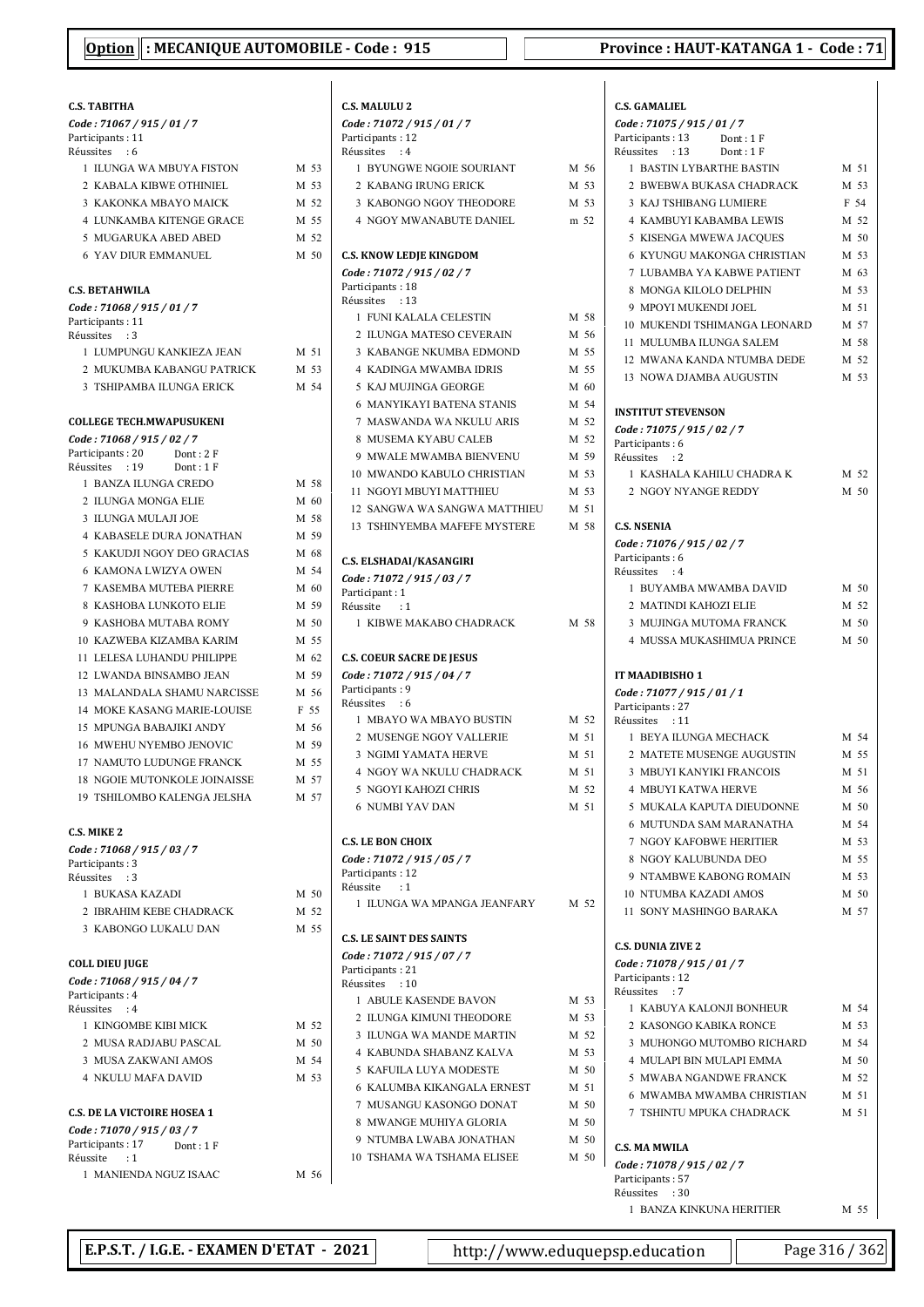**Option : MECANIQUE AUTOMOBILE - Code : 915** | **Province : HAUT-KATANGA 1 - Code : 71**

### C.S. TABITHA
*Code : 71067 / 915 / 01 / 7*
Participants : 11
Réussites : 6

| N° | Nom | Sexe | Points |
|---|---|---|---|
| 1 | ILUNGA WA MBUYA FISTON | M | 53 |
| 2 | KABALA KIBWE OTHINIEL | M | 53 |
| 3 | KAKONKA MBAYO MAICK | M | 52 |
| 4 | LUNKAMBA KITENGE GRACE | M | 55 |
| 5 | MUGARUKA ABED ABED | M | 52 |
| 6 | YAV DIUR EMMANUEL | M | 50 |

### C.S. BETAHWILA
*Code : 71068 / 915 / 01 / 7*
Participants : 11
Réussites : 3

| N° | Nom | Sexe | Points |
|---|---|---|---|
| 1 | LUMPUNGU KANKIEZA JEAN | M | 51 |
| 2 | MUKUMBA KABANGU PATRICK | M | 53 |
| 3 | TSHIPAMBA ILUNGA ERICK | M | 54 |

### COLLEGE TECH.MWAPUSUKENI
*Code : 71068 / 915 / 02 / 7*
Participants : 20 Dont : 2 F
Réussites : 19 Dont : 1 F

| N° | Nom | Sexe | Points |
|---|---|---|---|
| 1 | BANZA ILUNGA CREDO | M | 58 |
| 2 | ILUNGA MONGA ELIE | M | 60 |
| 3 | ILUNGA MULAJI JOE | M | 58 |
| 4 | KABASELE DURA JONATHAN | M | 59 |
| 5 | KAKUDJI NGOY DEO GRACIAS | M | 68 |
| 6 | KAMONA LWIZYA OWEN | M | 54 |
| 7 | KASEMBA MUTEBA PIERRE | M | 60 |
| 8 | KASHOBA LUNKOTO ELIE | M | 59 |
| 9 | KASHOBA MUTABA ROMY | M | 50 |
| 10 | KAZWEBA KIZAMBA KARIM | M | 55 |
| 11 | LELESA LUHANDU PHILIPPE | M | 62 |
| 12 | LWANDA BINSAMBO JEAN | M | 59 |
| 13 | MALANDALA SHAMU NARCISSE | M | 56 |
| 14 | MOKE KASANG MARIE-LOUISE | F | 55 |
| 15 | MPUNGA BABAJIKI ANDY | M | 56 |
| 16 | MWEHU NYEMBO JENOVIC | M | 59 |
| 17 | NAMUTO LUDUNGE FRANCK | M | 55 |
| 18 | NGOIE MUTONKOLE JOINAISSE | M | 57 |
| 19 | TSHILOMBO KALENGA JELSHA | M | 57 |

### C.S. MIKE 2
*Code : 71068 / 915 / 03 / 7*
Participants : 3
Réussites : 3

| N° | Nom | Sexe | Points |
|---|---|---|---|
| 1 | BUKASA KAZADI | M | 50 |
| 2 | IBRAHIM KEBE CHADRACK | M | 52 |
| 3 | KABONGO LUKALU DAN | M | 55 |

### COLL DIEU JUGE
*Code : 71068 / 915 / 04 / 7*
Participants : 4
Réussites : 4

| N° | Nom | Sexe | Points |
|---|---|---|---|
| 1 | KINGOMBE KIBI MICK | M | 52 |
| 2 | MUSA RADJABU PASCAL | M | 50 |
| 3 | MUSA ZAKWANI AMOS | M | 54 |
| 4 | NKULU MAFA DAVID | M | 53 |

### C.S. DE LA VICTOIRE HOSEA 1
*Code : 71070 / 915 / 03 / 7*
Participants : 17 Dont : 1 F
Réussite : 1

| N° | Nom | Sexe | Points |
|---|---|---|---|
| 1 | MANIENDA NGUZ ISAAC | M | 56 |

### C.S. MALULU 2
*Code : 71072 / 915 / 01 / 7*
Participants : 12
Réussites : 4

| N° | Nom | Sexe | Points |
|---|---|---|---|
| 1 | BYUNGWE NGOIE SOURIANT | M | 56 |
| 2 | KABANG IRUNG ERICK | M | 53 |
| 3 | KABONGO NGOY THEODORE | M | 53 |
| 4 | NGOY MWANABUTE DANIEL | m | 52 |

### C.S. KNOW LEDJE KINGDOM
*Code : 71072 / 915 / 02 / 7*
Participants : 18
Réussites : 13

| N° | Nom | Sexe | Points |
|---|---|---|---|
| 1 | FUNI KALALA CELESTIN | M | 58 |
| 2 | ILUNGA MATESO CEVERAIN | M | 56 |
| 3 | KABANGE NKUMBA EDMOND | M | 55 |
| 4 | KADINGA MWAMBA IDRIS | M | 55 |
| 5 | KAJ MUJINGA GEORGE | M | 60 |
| 6 | MANYIKAYI BATENA STANIS | M | 54 |
| 7 | MASWANDA WA NKULU ARIS | M | 52 |
| 8 | MUSEMA KYABU CALEB | M | 52 |
| 9 | MWALE MWAMBA BIENVENU | M | 59 |
| 10 | MWANDO KABULO CHRISTIAN | M | 53 |
| 11 | NGOYI MBUYI MATTHIEU | M | 53 |
| 12 | SANGWA WA SANGWA MATTHIEU | M | 51 |
| 13 | TSHINYEMBA MAFEFE MYSTERE | M | 58 |

### C.S. ELSHADAI/KASANGIRI
*Code : 71072 / 915 / 03 / 7*
Participant : 1
Réussite : 1

| N° | Nom | Sexe | Points |
|---|---|---|---|
| 1 | KIBWE MAKABO CHADRACK | M | 58 |

### C.S. COEUR SACRE DE JESUS
*Code : 71072 / 915 / 04 / 7*
Participants : 9
Réussites : 6

| N° | Nom | Sexe | Points |
|---|---|---|---|
| 1 | MBAYO WA MBAYO BUSTIN | M | 52 |
| 2 | MUSENGE NGOY VALLERIE | M | 51 |
| 3 | NGIMI YAMATA HERVE | M | 51 |
| 4 | NGOY WA NKULU CHADRACK | M | 51 |
| 5 | NGOYI KAHOZI CHRIS | M | 52 |
| 6 | NUMBI YAV DAN | M | 51 |

### C.S. LE BON CHOIX
*Code : 71072 / 915 / 05 / 7*
Participants : 12
Réussite : 1

| N° | Nom | Sexe | Points |
|---|---|---|---|
| 1 | ILUNGA WA MPANGA JEANFARY | M | 52 |

### C.S. LE SAINT DES SAINTS
*Code : 71072 / 915 / 07 / 7*
Participants : 21
Réussites : 10

| N° | Nom | Sexe | Points |
|---|---|---|---|
| 1 | ABULE KASENDE BAVON | M | 53 |
| 2 | ILUNGA KIMUNI THEODORE | M | 53 |
| 3 | ILUNGA WA MANDE MARTIN | M | 52 |
| 4 | KABUNDA SHABANZ KALVA | M | 53 |
| 5 | KAFUILA LUYA MODESTE | M | 50 |
| 6 | KALUMBA KIKANGALA ERNEST | M | 51 |
| 7 | MUSANGU KASONGO DONAT | M | 50 |
| 8 | MWANGE MUHIYA GLORIA | M | 50 |
| 9 | NTUMBA LWABA JONATHAN | M | 50 |
| 10 | TSHAMA WA TSHAMA ELISEE | M | 50 |

### C.S. GAMALIEL
*Code : 71075 / 915 / 01 / 7*
Participants : 13 Dont : 1 F
Réussites : 13 Dont : 1 F

| N° | Nom | Sexe | Points |
|---|---|---|---|
| 1 | BASTIN LYBARTHE BASTIN | M | 51 |
| 2 | BWEBWA BUKASA CHADRACK | M | 53 |
| 3 | KAJ TSHIBANG LUMIERE | F | 54 |
| 4 | KAMBUYI KABAMBA LEWIS | M | 52 |
| 5 | KISENGA MWEWA JACQUES | M | 50 |
| 6 | KYUNGU MAKONGA CHRISTIAN | M | 53 |
| 7 | LUBAMBA YA KABWE PATIENT | M | 63 |
| 8 | MONGA KILOLO DELPHIN | M | 53 |
| 9 | MPOYI MUKENDI JOEL | M | 51 |
| 10 | MUKENDI TSHIMANGA LEONARD | M | 57 |
| 11 | MULUMBA ILUNGA SALEM | M | 58 |
| 12 | MWANA KANDA NTUMBA DEDE | M | 52 |
| 13 | NOWA DJAMBA AUGUSTIN | M | 53 |

### INSTITUT STEVENSON
*Code : 71075 / 915 / 02 / 7*
Participants : 6
Réussites : 2

| N° | Nom | Sexe | Points |
|---|---|---|---|
| 1 | KASHALA KAHILU CHADRA K | M | 52 |
| 2 | NGOY NYANGE REDDY | M | 50 |

### C.S. NSENIA
*Code : 71076 / 915 / 02 / 7*
Participants : 6
Réussites : 4

| N° | Nom | Sexe | Points |
|---|---|---|---|
| 1 | BUYAMBA MWAMBA DAVID | M | 50 |
| 2 | MATINDI KAHOZI ELIE | M | 52 |
| 3 | MUJINGA MUTOMA FRANCK | M | 50 |
| 4 | MUSSA MUKASHIMUA PRINCE | M | 50 |

### IT MAADIBISHO 1
*Code : 71077 / 915 / 01 / 1*
Participants : 27
Réussites : 11

| N° | Nom | Sexe | Points |
|---|---|---|---|
| 1 | BEYA ILUNGA MECHACK | M | 54 |
| 2 | MATETE MUSENGE AUGUSTIN | M | 55 |
| 3 | MBUYI KANYIKI FRANCOIS | M | 51 |
| 4 | MBUYI KATWA HERVE | M | 56 |
| 5 | MUKALA KAPUTA DIEUDONNE | M | 50 |
| 6 | MUTUNDA SAM MARANATHA | M | 54 |
| 7 | NGOY KAFOBWE HERITIER | M | 53 |
| 8 | NGOY KALUBUNDA DEO | M | 55 |
| 9 | NTAMBWE KABONG ROMAIN | M | 53 |
| 10 | NTUMBA KAZADI AMOS | M | 50 |
| 11 | SONY MASHINGO BARAKA | M | 57 |

### C.S. DUNIA ZIVE 2
*Code : 71078 / 915 / 01 / 7*
Participants : 12
Réussites : 7

| N° | Nom | Sexe | Points |
|---|---|---|---|
| 1 | KABUYA KALONJI BONHEUR | M | 54 |
| 2 | KASONGO KABIKA RONCE | M | 53 |
| 3 | MUHONGO MUTOMBO RICHARD | M | 54 |
| 4 | MULAPI BIN MULAPI EMMA | M | 50 |
| 5 | MWABA NGANDWE FRANCK | M | 52 |
| 6 | MWAMBA MWAMBA CHRISTIAN | M | 51 |
| 7 | TSHINTU MPUKA CHADRACK | M | 51 |

### C.S. MA MWILA
*Code : 71078 / 915 / 02 / 7*
Participants : 57
Réussites : 30

| N° | Nom | Sexe | Points |
|---|---|---|---|
| 1 | BANZA KINKUNA HERITIER | M | 55 |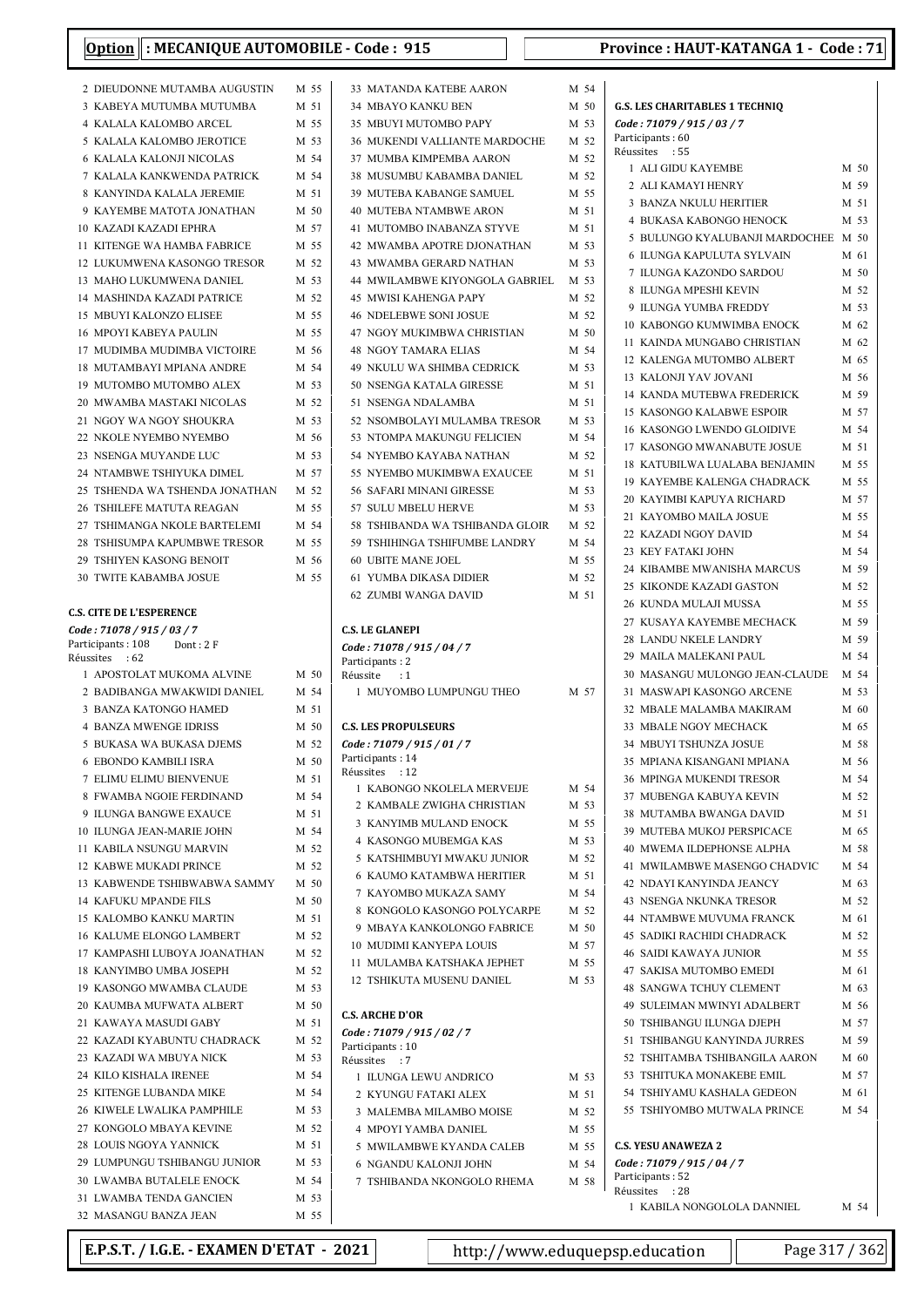**Option : MECANIQUE AUTOMOBILE - Code : 915** | **Province : HAUT-KATANGA 1 - Code : 71**

| N° | Nom | Sexe | Points |
|---|---|---|---|
| 2 | DIEUDONNE MUTAMBA AUGUSTIN | M | 55 |
| 3 | KABEYA MUTUMBA MUTUMBA | M | 51 |
| 4 | KALALA KALOMBO ARCEL | M | 55 |
| 5 | KALALA KALOMBO JEROTICE | M | 53 |
| 6 | KALALA KALONJI NICOLAS | M | 54 |
| 7 | KALALA KANKWENDA PATRICK | M | 54 |
| 8 | KANYINDA KALALA JEREMIE | M | 51 |
| 9 | KAYEMBE MATOTA JONATHAN | M | 50 |
| 10 | KAZADI KAZADI EPHRA | M | 57 |
| 11 | KITENGE WA HAMBA FABRICE | M | 55 |
| 12 | LUKUMWENA KASONGO TRESOR | M | 52 |
| 13 | MAHO LUKUMWENA DANIEL | M | 53 |
| 14 | MASHINDA KAZADI PATRICE | M | 52 |
| 15 | MBUYI KALONZO ELISEE | M | 55 |
| 16 | MPOYI KABEYA PAULIN | M | 55 |
| 17 | MUDIMBA MUDIMBA VICTOIRE | M | 56 |
| 18 | MUTAMBAYI MPIANA ANDRE | M | 54 |
| 19 | MUTOMBO MUTOMBO ALEX | M | 53 |
| 20 | MWAMBA MASTAKI NICOLAS | M | 52 |
| 21 | NGOY WA NGOY SHOUKRA | M | 53 |
| 22 | NKOLE NYEMBO NYEMBO | M | 56 |
| 23 | NSENGA MUYANDE LUC | M | 53 |
| 24 | NTAMBWE TSHIYUKA DIMEL | M | 57 |
| 25 | TSHENDA WA TSHENDA JONATHAN | M | 52 |
| 26 | TSHILEFE MATUTA REAGAN | M | 55 |
| 27 | TSHIMANGA NKOLE BARTELEMI | M | 54 |
| 28 | TSHISUMPA KAPUMBWE TRESOR | M | 55 |
| 29 | TSHIYEN KASONG BENOIT | M | 56 |
| 30 | TWITE KABAMBA JOSUE | M | 55 |

**C.S. CITE DE L'ESPERENCE**
*Code : 71078 / 915 / 03 / 7*
Participants : 108 Dont : 2 F
Réussites : 62

| N° | Nom | Sexe | Points |
|---|---|---|---|
| 1 | APOSTOLAT MUKOMA ALVINE | M | 50 |
| 2 | BADIBANGA MWAKWIDI DANIEL | M | 54 |
| 3 | BANZA KATONGO HAMED | M | 51 |
| 4 | BANZA MWENGE IDRISS | M | 50 |
| 5 | BUKASA WA BUKASA DJEMS | M | 52 |
| 6 | EBONDO KAMBILI ISRA | M | 50 |
| 7 | ELIMU ELIMU BIENVENUE | M | 51 |
| 8 | FWAMBA NGOIE FERDINAND | M | 54 |
| 9 | ILUNGA BANGWE EXAUCE | M | 51 |
| 10 | ILUNGA JEAN-MARIE JOHN | M | 54 |
| 11 | KABILA NSUNGU MARVIN | M | 52 |
| 12 | KABWE MUKADI PRINCE | M | 52 |
| 13 | KABWENDE TSHIBWABWA SAMMY | M | 50 |
| 14 | KAFUKU MPANDE FILS | M | 50 |
| 15 | KALOMBO KANKU MARTIN | M | 51 |
| 16 | KALUME ELONGO LAMBERT | M | 52 |
| 17 | KAMPASHI LUBOYA JOANATHAN | M | 52 |
| 18 | KANYIMBO UMBA JOSEPH | M | 52 |
| 19 | KASONGO MWAMBA CLAUDE | M | 53 |
| 20 | KAUMBA MUFWATA ALBERT | M | 50 |
| 21 | KAWAYA MASUDI GABY | M | 51 |
| 22 | KAZADI KYABUNTU CHADRACK | M | 52 |
| 23 | KAZADI WA MBUYA NICK | M | 53 |
| 24 | KILO KISHALA IRENEE | M | 54 |
| 25 | KITENGE LUBANDA MIKE | M | 54 |
| 26 | KIWELE LWALIKA PAMPHILE | M | 53 |
| 27 | KONGOLO MBAYA KEVINE | M | 52 |
| 28 | LOUIS NGOYA YANNICK | M | 51 |
| 29 | LUMPUNGU TSHIBANGU JUNIOR | M | 53 |
| 30 | LWAMBA BUTALELE ENOCK | M | 54 |
| 31 | LWAMBA TENDA GANCIEN | M | 53 |
| 32 | MASANGU BANZA JEAN | M | 55 |
| 33 | MATANDA KATEBE AARON | M | 54 |
| 34 | MBAYO KANKU BEN | M | 50 |
| 35 | MBUYI MUTOMBO PAPY | M | 53 |
| 36 | MUKENDI VALLIANTE MARDOCHE | M | 52 |
| 37 | MUMBA KIMPEMBA AARON | M | 52 |
| 38 | MUSUMBU KABAMBA DANIEL | M | 52 |
| 39 | MUTEBA KABANGE SAMUEL | M | 55 |
| 40 | MUTEBA NTAMBWE ARON | M | 51 |
| 41 | MUTOMBO INABANZA STYVE | M | 51 |
| 42 | MWAMBA APOTRE DJONATHAN | M | 53 |
| 43 | MWAMBA GERARD NATHAN | M | 53 |
| 44 | MWILAMBWE KIYONGOLA GABRIEL | M | 53 |
| 45 | MWISI KAHENGA PAPY | M | 52 |
| 46 | NDELEBWE SONI JOSUE | M | 52 |
| 47 | NGOY MUKIMBWA CHRISTIAN | M | 50 |
| 48 | NGOY TAMARA ELIAS | M | 54 |
| 49 | NKULU WA SHIMBA CEDRICK | M | 53 |
| 50 | NSENGA KATALA GIRESSE | M | 51 |
| 51 | NSENGA NDALAMBA | M | 51 |
| 52 | NSOMBOLAYI MULAMBA TRESOR | M | 53 |
| 53 | NTOMPA MAKUNGU FELICIEN | M | 54 |
| 54 | NYEMBO KAYABA NATHAN | M | 52 |
| 55 | NYEMBO MUKIMBWA EXAUCEE | M | 51 |
| 56 | SAFARI MINANI GIRESSE | M | 53 |
| 57 | SULU MBELU HERVE | M | 53 |
| 58 | TSHIBANDA WA TSHIBANDA GLOIR | M | 52 |
| 59 | TSHIHINGA TSHIFUMBE LANDRY | M | 54 |
| 60 | UBITE MANE JOEL | M | 55 |
| 61 | YUMBA DIKASA DIDIER | M | 52 |
| 62 | ZUMBI WANGA DAVID | M | 51 |

**C.S. LE GLANEPI**
*Code : 71078 / 915 / 04 / 7*
Participants : 2
Réussite : 1

| N° | Nom | Sexe | Points |
|---|---|---|---|
| 1 | MUYOMBO LUMPUNGU THEO | M | 57 |

**C.S. LES PROPULSEURS**
*Code : 71079 / 915 / 01 / 7*
Participants : 14
Réussites : 12

| N° | Nom | Sexe | Points |
|---|---|---|---|
| 1 | KABONGO NKOLELA MERVEIJE | M | 54 |
| 2 | KAMBALE ZWIGHA CHRISTIAN | M | 53 |
| 3 | KANYIMB MULAND ENOCK | M | 55 |
| 4 | KASONGO MUBEMGA KAS | M | 53 |
| 5 | KATSHIMBUYI MWAKU JUNIOR | M | 52 |
| 6 | KAUMO KATAMBWA HERITIER | M | 51 |
| 7 | KAYOMBO MUKAZA SAMY | M | 54 |
| 8 | KONGOLO KASONGO POLYCARPE | M | 52 |
| 9 | MBAYA KANKOLONGO FABRICE | M | 50 |
| 10 | MUDIMI KANYEPA LOUIS | M | 57 |
| 11 | MULAMBA KATSHAKA JEPHET | M | 55 |
| 12 | TSHIKUTA MUSENU DANIEL | M | 53 |

**C.S. ARCHE D'OR**
*Code : 71079 / 915 / 02 / 7*
Participants : 10
Réussites : 7

| N° | Nom | Sexe | Points |
|---|---|---|---|
| 1 | ILUNGA LEWU ANDRICO | M | 53 |
| 2 | KYUNGU FATAKI ALEX | M | 51 |
| 3 | MALEMBA MILAMBO MOISE | M | 52 |
| 4 | MPOYI YAMBA DANIEL | M | 55 |
| 5 | MWILAMBWE KYANDA CALEB | M | 55 |
| 6 | NGANDU KALONJI JOHN | M | 54 |
| 7 | TSHIBANDA NKONGOLO RHEMA | M | 58 |

**G.S. LES CHARITABLES 1 TECHNIQ**
*Code : 71079 / 915 / 03 / 7*
Participants : 60
Réussites : 55

| N° | Nom | Sexe | Points |
|---|---|---|---|
| 1 | ALI GIDU KAYEMBE | M | 50 |
| 2 | ALI KAMAYI HENRY | M | 59 |
| 3 | BANZA NKULU HERITIER | M | 51 |
| 4 | BUKASA KABONGO HENOCK | M | 53 |
| 5 | BULUNGO KYALUBANJI MARDOCHEE | M | 50 |
| 6 | ILUNGA KAPULUTA SYLVAIN | M | 61 |
| 7 | ILUNGA KAZONDO SARDOU | M | 50 |
| 8 | ILUNGA MPESHI KEVIN | M | 52 |
| 9 | ILUNGA YUMBA FREDDY | M | 53 |
| 10 | KABONGO KUMWIMBA ENOCK | M | 62 |
| 11 | KAINDA MUNGABO CHRISTIAN | M | 62 |
| 12 | KALENGA MUTOMBO ALBERT | M | 65 |
| 13 | KALONJI YAV JOVANI | M | 56 |
| 14 | KANDA MUTEBWA FREDERICK | M | 59 |
| 15 | KASONGO KALABWE ESPOIR | M | 57 |
| 16 | KASONGO LWENDO GLOIDIVE | M | 54 |
| 17 | KASONGO MWANABUTE JOSUE | M | 51 |
| 18 | KATUBILWA LUALABA BENJAMIN | M | 55 |
| 19 | KAYEMBE KALENGA CHADRACK | M | 55 |
| 20 | KAYIMBI KAPUYA RICHARD | M | 57 |
| 21 | KAYOMBO MAILA JOSUE | M | 55 |
| 22 | KAZADI NGOY DAVID | M | 54 |
| 23 | KEY FATAKI JOHN | M | 54 |
| 24 | KIBAMBE MWANISHA MARCUS | M | 59 |
| 25 | KIKONDE KAZADI GASTON | M | 52 |
| 26 | KUNDA MULAJI MUSSA | M | 55 |
| 27 | KUSAYA KAYEMBE MECHACK | M | 59 |
| 28 | LANDU NKELE LANDRY | M | 59 |
| 29 | MAILA MALEKANI PAUL | M | 54 |
| 30 | MASANGU MULONGO JEAN-CLAUDE | M | 54 |
| 31 | MASWAPI KASONGO ARCENE | M | 53 |
| 32 | MBALE MALAMBA MAKIRAM | M | 60 |
| 33 | MBALE NGOY MECHACK | M | 65 |
| 34 | MBUYI TSHUNZA JOSUE | M | 58 |
| 35 | MPIANA KISANGANI MPIANA | M | 56 |
| 36 | MPINGA MUKENDI TRESOR | M | 54 |
| 37 | MUBENGA KABUYA KEVIN | M | 52 |
| 38 | MUTAMBA BWANGA DAVID | M | 51 |
| 39 | MUTEBA MUKOJ PERSPICACE | M | 65 |
| 40 | MWEMA ILDEPHONSE ALPHA | M | 58 |
| 41 | MWILAMBWE MASENGO CHADVIC | M | 54 |
| 42 | NDAYI KANYINDA JEANCY | M | 63 |
| 43 | NSENGA NKUNKA TRESOR | M | 52 |
| 44 | NTAMBWE MUVUMA FRANCK | M | 61 |
| 45 | SADIKI RACHIDI CHADRACK | M | 52 |
| 46 | SAIDI KAWAYA JUNIOR | M | 55 |
| 47 | SAKISA MUTOMBO EMEDI | M | 61 |
| 48 | SANGWA TCHUY CLEMENT | M | 63 |
| 49 | SULEIMAN MWINYI ADALBERT | M | 56 |
| 50 | TSHIBANGU ILUNGA DJEPH | M | 57 |
| 51 | TSHIBANGU KANYINDA JURRES | M | 59 |
| 52 | TSHITAMBA TSHIBANGILA AARON | M | 60 |
| 53 | TSHITUKA MONAKEBE EMIL | M | 57 |
| 54 | TSHIYAMU KASHALA GEDEON | M | 61 |
| 55 | TSHIYOMBO MUTWALA PRINCE | M | 54 |

**C.S. YESU ANAWEZA 2**
*Code : 71079 / 915 / 04 / 7*
Participants : 52
Réussites : 28

| N° | Nom | Sexe | Points |
|---|---|---|---|
| 1 | KABILA NONGOLOLA DANNIEL | M | 54 |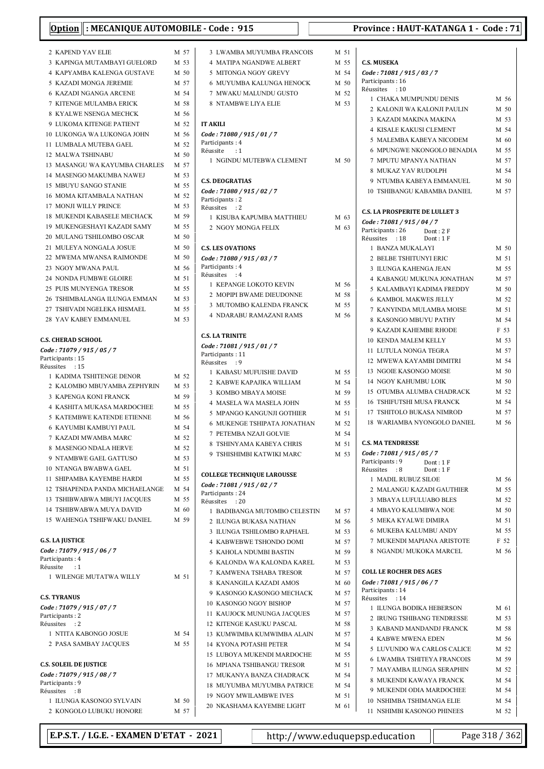**Option : MECANIQUE AUTOMOBILE - Code : 915** — **Province : HAUT-KATANGA 1 - Code : 71**

2 KAPEND YAV ELIE M 57
3 KAPINGA MUTAMBAYI GUELORD M 53
4 KAPYAMBA KALENGA GUSTAVE M 50
5 KAZADI MONGA JEREMIE M 57
6 KAZADI NGANGA ARCENE M 54
7 KITENGE MULAMBA ERICK M 58
8 KYALWE NSENGA MECHCK M 56
9 LUKOMA KITENGE PATIENT M 52
10 LUKONGA WA LUKONGA JOHN M 56
11 LUMBALA MUTEBA GAEL M 52
12 MALWA TSHINABU M 50
13 MASANGU WA KAYUMBA CHARLES M 57
14 MASENGO MAKUMBA NAWEJ M 53
15 MBUYU SANGO STANIE M 55
16 MOMA KITAMBALA NATHAN M 52
17 MONJI WILLY PRINCE M 53
18 MUKENDI KABASELE MECHACK M 59
19 MUKENGESHAYI KAZADI SAMY M 55
20 MULANG TSHILOMBO OSCAR M 50
21 MULEYA NONGALA JOSUE M 50
22 MWEMA MWANSA RAIMONDE M 50
23 NGOY MWANA PAUL M 56
24 NONDA FUMBWE GLOIRE M 51
25 PUIS MUNYENGA TRESOR M 55
26 TSHIMBALANGA ILUNGA EMMAN M 53
27 TSHIVADI NGELEKA HISMAEL M 55
28 YAV KABEY EMMANUEL M 53

**C.S. CHERAD SCHOOL**
*Code : 71079 / 915 / 05 / 7*
Participants : 15
Réussites : 15

1 KADIMA TSHITENGE DENOR M 52
2 KALOMBO MBUYAMBA ZEPHYRIN M 53
3 KAPENGA KONI FRANCK M 59
4 KASHITA MUKASA MARDOCHEE M 55
5 KATEMBWE KATENDE ETIENNE M 56
6 KAYUMBI KAMBUYI PAUL M 54
7 KAZADI MWAMBA MARC M 52
8 MASENGO NDALA HERVE M 52
9 NTAMBWE GAEL GATTUSO M 53
10 NTANGA BWABWA GAEL M 51
11 SHIPAMBA KAYEMBE HARDI M 55
12 TSHAPENDA PANDA MICHAELANGE M 54
13 TSHIBWABWA MBUYI JACQUES M 55
14 TSHIBWABWA MUYA DAVID M 60
15 WAHENGA TSHIFWAKU DANIEL M 59

**G.S. LA JUSTICE**
*Code : 71079 / 915 / 06 / 7*
Participants : 4
Réussite : 1

1 WILENGE MUTATWA WILLY M 51

**C.S. TYRANUS**
*Code : 71079 / 915 / 07 / 7*
Participants : 2
Réussites : 2

1 NTITA KABONGO JOSUE M 54
2 PASA SAMBAY JACQUES M 55

**C.S. SOLEIL DE JUSTICE**
*Code : 71079 / 915 / 08 / 7*
Participants : 9
Réussites : 8

1 ILUNGA KASONGO SYLVAIN M 50
2 KONGOLO LUBUKU HONORE M 57
3 LWAMBA MUYUMBA FRANCOIS M 51
4 MATIPA NGANDWE ALBERT M 55
5 MITONGA NGOY GREVY M 54
6 MUYUMBA KALUNGA HENOCK M 50
7 MWAKU MALUNDU GUSTO M 52
8 NTAMBWE LIYA ELIE M 53

**IT AKILI**
*Code : 71080 / 915 / 01 / 7*
Participants : 4
Réussite : 1

1 NGINDU MUTEBWA CLEMENT M 50

**C.S. DEOGRATIAS**
*Code : 71080 / 915 / 02 / 7*
Participants : 2
Réussites : 2

1 KISUBA KAPUMBA MATTHIEU M 63
2 NGOY MONGA FELIX M 63

**C.S. LES OVATIONS**
*Code : 71080 / 915 / 03 / 7*
Participants : 4
Réussites : 4

1 KEPANGE LOKOTO KEVIN M 56
2 MOPIPI BWAME DIEUDONNE M 58
3 MUTOMBO KALENDA FRANCK M 55
4 NDARABU RAMAZANI RAMS M 56

**C.S. LA TRINITE**
*Code : 71081 / 915 / 01 / 7*
Participants : 11
Réussites : 9

1 KABASU MUFUISHE DAVID M 55
2 KABWE KAPAJIKA WILLIAM M 54
3 KOMBO MBAYA MOISE M 59
4 MASELA WA MASELA JOHN M 55
5 MPANGO KANGUNJI GOTHIER M 51
6 MUKENGE TSHIPATA JONATHAN M 52
7 PETEMBA NZAJI GOLVIE M 54
8 TSHINYAMA KABEYA CHRIS M 51
9 TSHISHIMBI KATWIKI MARC M 53

**COLLEGE TECHNIQUE LAROUSSE**
*Code : 71081 / 915 / 02 / 7*
Participants : 24
Réussites : 20

1 BADIBANGA MUTOMBO CELESTIN M 57
2 ILUNGA BUKASA NATHAN M 56
3 ILUNGA TSHILOMBO RAPHAEL M 53
4 KABWEBWE TSHONDO DOMI M 57
5 KAHOLA NDUMBI BASTIN M 59
6 KALONDA WA KALONDA KAREL M 53
7 KAMWENA TSHABA TRESOR M 57
8 KANANGILA KAZADI AMOS M 60
9 KASONGO KASONGO MECHACK M 57
10 KASONGO NGOY BISHOP M 57
11 KAUJOCK MUNUNGA JACQUES M 57
12 KITENGE KASUKU PASCAL M 58
13 KUMWIMBA KUMWIMBA ALAIN M 57
14 KYONA POTASHI PETER M 54
15 LUBOYA MUKENDI MARDOCHE M 55
16 MPIANA TSHIBANGU TRESOR M 51
17 MUKANYA BANZA CHADRACK M 54
18 MUYUMBA MUYUMBA PATRICE M 54
19 NGOY MWILAMBWE IVES M 51
20 NKASHAMA KAYEMBE LIGHT M 61

**C.S. MUSEKA**
*Code : 71081 / 915 / 03 / 7*
Participants : 16
Réussites : 10

1 CHAKA MUMPUNDU DENIS M 56
2 KALONJI WA KALONJI PAULIN M 50
3 KAZADI MAKINA MAKINA M 53
4 KISALE KAKUSI CLEMENT M 54
5 MALEMBA KABEYA NICODEM M 60
6 MPUNGWE NKONGOLO BENADIA M 55
7 MPUTU MPANYA NATHAN M 57
8 MUKAZ YAV RUDOLPH M 54
9 NTUMBA KABEYA EMMANUEL M 50
10 TSHIBANGU KABAMBA DANIEL M 57

**C.S. LA PROSPERITE DE LULLET 3**
*Code : 71081 / 915 / 04 / 7*
Participants : 26 Dont : 2 F
Réussites : 18 Dont : 1 F

1 BANZA MUKALAYI M 50
2 BELBE TSHITUNYI ERIC M 51
3 ILUNGA KAHENGA JEAN M 55
4 KABANGU MUKUNA JONATHAN M 57
5 KALAMBAYI KADIMA FREDDY M 50
6 KAMBOL MAKWES JELLY M 52
7 KANYINDA MULAMBA MOISE M 51
8 KASONGO MBUYU PATHY M 54
9 KAZADI KAHEMBE RHODE F 53
10 KENDA MALEM KELLY M 53
11 LUTULA NONGA TEGRA M 57
12 MWEWA KAYAMBI DIMITRI M 54
13 NGOIE KASONGO MOISE M 50
14 NGOY KAHUMBU LOIK M 50
15 OTUMBA ALUMBA CHADRACK M 52
16 TSHIFUTSHI MUSA FRANCK M 54
17 TSHITOLO BUKASA NIMROD M 57
18 WARIAMBA NYONGOLO DANIEL M 56

**C.S. MA TENDRESSE**
*Code : 71081 / 915 / 05 / 7*
Participants : 9 Dont : 1 F
Réussites : 8 Dont : 1 F

1 MADIL RUBUZ SILOE M 56
2 MALANGU KAZADI GAUTHIER M 55
3 MBAYA LUFULUABO BLES M 52
4 MBAYO KALUMBWA NOE M 50
5 MEKA KYALWE DIMIRA M 51
6 MUKEBA KALUMBU ANDY M 55
7 MUKENDI MAPIANA ARISTOTE F 52
8 NGANDU MUKOKA MARCEL M 56

**COLL LE ROCHER DES AGES**
*Code : 71081 / 915 / 06 / 7*
Participants : 14
Réussites : 14

1 ILUNGA BODIKA HEBERSON M 61
2 IRUNG TSHIBANG TENDRESSE M 53
3 KABAND MANDANDJ FRANCK M 58
4 KABWE MWENA EDEN M 56
5 LUVUNDO WA CARLOS CALICE M 52
6 LWAMBA TSHITEYA FRANCOIS M 59
7 MAYAMBA ILUNGA SERAPHIN M 52
8 MUKENDI KAWAYA FRANCK M 54
9 MUKENDI ODIA MARDOCHEE M 54
10 NSHIMBA TSHIMANGA ELIE M 54
11 NSHIMBI KASONGO PHINEES M 52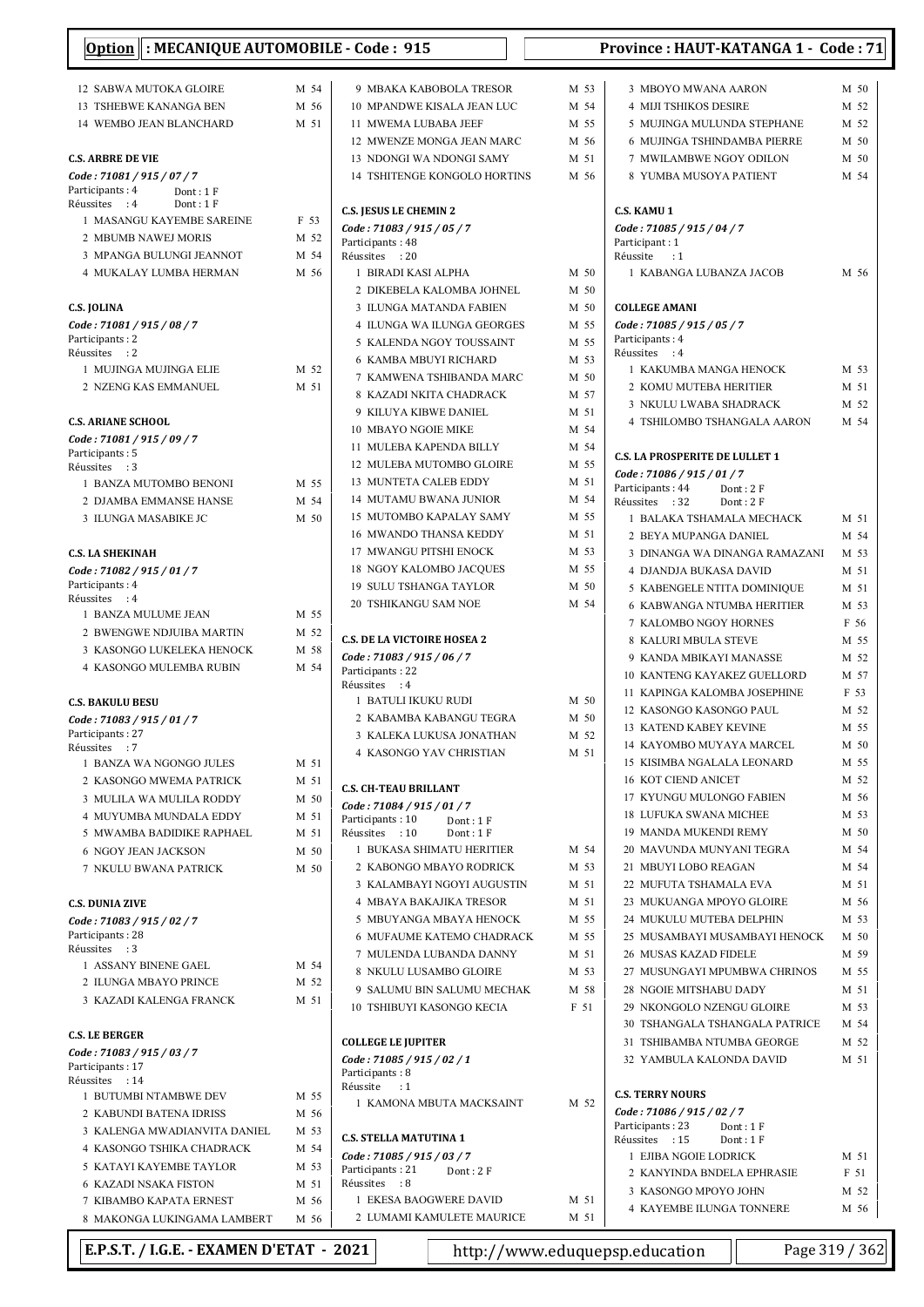**Option : MECANIQUE AUTOMOBILE - Code : 915** — **Province : HAUT-KATANGA 1 - Code : 71**

12 SABWA MUTOKA GLOIRE M 54
13 TSHEBWE KANANGA BEN M 56
14 WEMBO JEAN BLANCHARD M 51

**C.S. ARBRE DE VIE**
*Code : 71081 / 915 / 07 / 7*
Participants : 4 Dont : 1 F
Réussites : 4 Dont : 1 F

1 MASANGU KAYEMBE SAREINE F 53
2 MBUMB NAWEJ MORIS M 52
3 MPANGA BULUNGI JEANNOT M 54
4 MUKALAY LUMBA HERMAN M 56

**C.S. JOLINA**
*Code : 71081 / 915 / 08 / 7*
Participants : 2
Réussites : 2

1 MUJINGA MUJINGA ELIE M 52
2 NZENG KAS EMMANUEL M 51

**C.S. ARIANE SCHOOL**
*Code : 71081 / 915 / 09 / 7*
Participants : 5
Réussites : 3

1 BANZA MUTOMBO BENONI M 55
2 DJAMBA EMMANSE HANSE M 54
3 ILUNGA MASABIKE JC M 50

**C.S. LA SHEKINAH**
*Code : 71082 / 915 / 01 / 7*
Participants : 4
Réussites : 4

1 BANZA MULUME JEAN M 55
2 BWENGWE NDJUIBA MARTIN M 52
3 KASONGO LUKELEKA HENOCK M 58
4 KASONGO MULEMBA RUBIN M 54

**C.S. BAKULU BESU**
*Code : 71083 / 915 / 01 / 7*
Participants : 27
Réussites : 7

1 BANZA WA NGONGO JULES M 51
2 KASONGO MWEMA PATRICK M 51
3 MULILA WA MULILA RODDY M 50
4 MUYUMBA MUNDALA EDDY M 51
5 MWAMBA BADIDIKE RAPHAEL M 51
6 NGOY JEAN JACKSON M 50
7 NKULU BWANA PATRICK M 50

**C.S. DUNIA ZIVE**
*Code : 71083 / 915 / 02 / 7*
Participants : 28
Réussites : 3

1 ASSANY BINENE GAEL M 54
2 ILUNGA MBAYO PRINCE M 52
3 KAZADI KALENGA FRANCK M 51

**C.S. LE BERGER**
*Code : 71083 / 915 / 03 / 7*
Participants : 17
Réussites : 14

1 BUTUMBI NTAMBWE DEV M 55
2 KABUNDI BATENA IDRISS M 56
3 KALENGA MWADIANVITA DANIEL M 53
4 KASONGO TSHIKA CHADRACK M 54
5 KATAYI KAYEMBE TAYLOR M 53
6 KAZADI NSAKA FISTON M 51
7 KIBAMBO KAPATA ERNEST M 56
8 MAKONGA LUKINGAMA LAMBERT M 56
9 MBAKA KABOBOLA TRESOR M 53
10 MPANDWE KISALA JEAN LUC M 54
11 MWEMA LUBABA JEEF M 55
12 MWENZE MONGA JEAN MARC M 56
13 NDONGI WA NDONGI SAMY M 51
14 TSHITENGE KONGOLO HORTINS M 56

**C.S. JESUS LE CHEMIN 2**
*Code : 71083 / 915 / 05 / 7*
Participants : 48
Réussites : 20

1 BIRADI KASI ALPHA M 50
2 DIKEBELA KALOMBA JOHNEL M 50
3 ILUNGA MATANDA FABIEN M 50
4 ILUNGA WA ILUNGA GEORGES M 55
5 KALENDA NGOY TOUSSAINT M 55
6 KAMBA MBUYI RICHARD M 53
7 KAMWENA TSHIBANDA MARC M 50
8 KAZADI NKITA CHADRACK M 57
9 KILUYA KIBWE DANIEL M 51
10 MBAYO NGOIE MIKE M 54
11 MULEBA KAPENDA BILLY M 54
12 MULEBA MUTOMBO GLOIRE M 55
13 MUNTETA CALEB EDDY M 51
14 MUTAMU BWANA JUNIOR M 54
15 MUTOMBO KAPALAY SAMY M 55
16 MWANDO THANSA KEDDY M 51
17 MWANGU PITSHI ENOCK M 53
18 NGOY KALOMBO JACQUES M 55
19 SULU TSHANGA TAYLOR M 50
20 TSHIKANGU SAM NOE M 54

**C.S. DE LA VICTOIRE HOSEA 2**
*Code : 71083 / 915 / 06 / 7*
Participants : 22
Réussites : 4

1 BATULI IKUKU RUDI M 50
2 KABAMBA KABANGU TEGRA M 50
3 KALEKA LUKUSA JONATHAN M 52
4 KASONGO YAV CHRISTIAN M 51

**C.S. CH-TEAU BRILLANT**
*Code : 71084 / 915 / 01 / 7*
Participants : 10 Dont : 1 F
Réussites : 10 Dont : 1 F

1 BUKASA SHIMATU HERITIER M 54
2 KABONGO MBAYO RODRICK M 53
3 KALAMBAYI NGOYI AUGUSTIN M 51
4 MBAYA BAKAJIKA TRESOR M 51
5 MBUYANGA MBAYA HENOCK M 55
6 MUFAUME KATEMO CHADRACK M 55
7 MULENDA LUBANDA DANNY M 51
8 NKULU LUSAMBO GLOIRE M 53
9 SALUMU BIN SALUMU MECHAK M 58
10 TSHIBUYI KASONGO KECIA F 51

**COLLEGE LE JUPITER**
*Code : 71085 / 915 / 02 / 1*
Participants : 8
Réussite : 1

1 KAMONA MBUTA MACKSAINT M 52

**C.S. STELLA MATUTINA 1**
*Code : 71085 / 915 / 03 / 7*
Participants : 21 Dont : 2 F
Réussites : 8

1 EKESA BAOGWERE DAVID M 51
2 LUMAMI KAMULETE MAURICE M 51
3 MBOYO MWANA AARON M 50
4 MIJI TSHIKOS DESIRE M 52
5 MUJINGA MULUNDA STEPHANE M 52
6 MUJINGA TSHINDAMBA PIERRE M 50
7 MWILAMBWE NGOY ODILON M 50
8 YUMBA MUSOYA PATIENT M 54

**C.S. KAMU 1**
*Code : 71085 / 915 / 04 / 7*
Participant : 1
Réussite : 1

1 KABANGA LUBANZA JACOB M 56

**COLLEGE AMANI**
*Code : 71085 / 915 / 05 / 7*
Participants : 4
Réussites : 4

1 KAKUMBA MANGA HENOCK M 53
2 KOMU MUTEBA HERITIER M 51
3 NKULU LWABA SHADRACK M 52
4 TSHILOMBO TSHANGALA AARON M 54

**C.S. LA PROSPERITE DE LULLET 1**
*Code : 71086 / 915 / 01 / 7*
Participants : 44 Dont : 2 F
Réussites : 32 Dont : 2 F

1 BALAKA TSHAMALA MECHACK M 51
2 BEYA MUPANGA DANIEL M 54
3 DINANGA WA DINANGA RAMAZANI M 53
4 DJANDJA BUKASA DAVID M 51
5 KABENGELE NTITA DOMINIQUE M 51
6 KABWANGA NTUMBA HERITIER M 53
7 KALOMBO NGOY HORNES F 56
8 KALURI MBULA STEVE M 55
9 KANDA MBIKAYI MANASSE M 52
10 KANTENG KAYAKEZ GUELLORD M 57
11 KAPINGA KALOMBA JOSEPHINE F 53
12 KASONGO KASONGO PAUL M 52
13 KATEND KABEY KEVINE M 55
14 KAYOMBO MUYAYA MARCEL M 50
15 KISIMBA NGALALA LEONARD M 55
16 KOT CIEND ANICET M 52
17 KYUNGU MULONGO FABIEN M 56
18 LUFUKA SWANA MICHEE M 53
19 MANDA MUKENDI REMY M 50
20 MAVUNDA MUNYANI TEGRA M 54
21 MBUYI LOBO REAGAN M 54
22 MUFUTA TSHAMALA EVA M 51
23 MUKUANGA MPOYO GLOIRE M 56
24 MUKULU MUTEBA DELPHIN M 53
25 MUSAMBAYI MUSAMBAYI HENOCK M 50
26 MUSAS KAZAD FIDELE M 59
27 MUSUNGAYI MPUMBWA CHRINOS M 55
28 NGOIE MITSHABU DADY M 51
29 NKONGOLO NZENGU GLOIRE M 53
30 TSHANGALA TSHANGALA PATRICE M 54
31 TSHIBAMBA NTUMBA GEORGE M 52
32 YAMBULA KALONDA DAVID M 51

**C.S. TERRY NOURS**
*Code : 71086 / 915 / 02 / 7*
Participants : 23 Dont : 1 F
Réussites : 15 Dont : 1 F

1 EJIBA NGOIE LODRICK M 51
2 KANYINDA BNDELA EPHRASIE F 51
3 KASONGO MPOYO JOHN M 52
4 KAYEMBE ILUNGA TONNERE M 56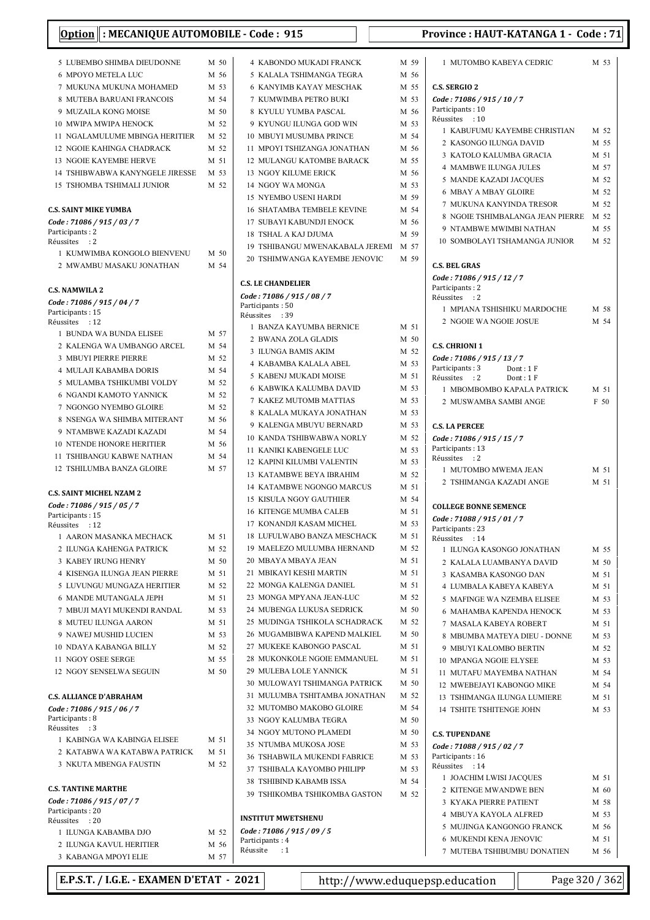## Option : MECANIQUE AUTOMOBILE - Code : 915

## Province : HAUT-KATANGA 1 - Code : 71

5 LUBEMBO SHIMBA DIEUDONNE M 50
6 MPOYO METELA LUC M 56
7 MUKUNA MUKUNA MOHAMED M 53
8 MUTEBA BARUANI FRANCOIS M 54
9 MUZAILA KONG MOISE M 50
10 MWIPA MWIPA HENOCK M 52
11 NGALAMULUME MBINGA HERITIER M 52
12 NGOIE KAHINGA CHADRACK M 52
13 NGOIE KAYEMBE HERVE M 51
14 TSHIBWABWA KANYNGELE JIRESSE M 53
15 TSHOMBA TSHIMALI JUNIOR M 52

**C.S. SAINT MIKE YUMBA**
*Code : 71086 / 915 / 03 / 7*
Participants : 2
Réussites : 2
1 KUMWIMBA KONGOLO BIENVENU M 50
2 MWAMBU MASAKU JONATHAN M 54

**C.S. NAMWILA 2**
*Code : 71086 / 915 / 04 / 7*
Participants : 15
Réussites : 12
1 BUNDA WA BUNDA ELISEE M 57
2 KALENGA WA UMBANGO ARCEL M 54
3 MBUYI PIERRE PIERRE M 52
4 MULAJI KABAMBA DORIS M 54
5 MULAMBA TSHIKUMBI VOLDY M 52
6 NGANDI KAMOTO YANNICK M 52
7 NGONGO NYEMBO GLOIRE M 52
8 NSENGA WA SHIMBA MITERANT M 56
9 NTAMBWE KAZADI KAZADI M 54
10 NTENDE HONORE HERITIER M 56
11 TSHIBANGU KABWE NATHAN M 54
12 TSHILUMBA BANZA GLOIRE M 57

**C.S. SAINT MICHEL NZAM 2**
*Code : 71086 / 915 / 05 / 7*
Participants : 15
Réussites : 12
1 AARON MASANKA MECHACK M 51
2 ILUNGA KAHENGA PATRICK M 52
3 KABEY IRUNG HENRY M 50
4 KISENGA ILUNGA JEAN PIERRE M 51
5 LUVUNGU MUNGAZA HERITIER M 52
6 MANDE MUTANGALA JEPH M 51
7 MBUJI MAYI MUKENDI RANDAL M 53
8 MUTEU ILUNGA AARON M 51
9 NAWEJ MUSHID LUCIEN M 53
10 NDAYA KABANGA BILLY M 52
11 NGOY OSEE SERGE M 55
12 NGOY SENSELWA SEGUIN M 50

**C.S. ALLIANCE D'ABRAHAM**
*Code : 71086 / 915 / 06 / 7*
Participants : 8
Réussites : 3
1 KABINGA WA KABINGA ELISEE M 51
2 KATABWA WA KATABWA PATRICK M 51
3 NKUTA MBENGA FAUSTIN M 52

**C.S. TANTINE MARTHE**
*Code : 71086 / 915 / 07 / 7*
Participants : 20
Réussites : 20
1 ILUNGA KABAMBA DJO M 52
2 ILUNGA KAVUL HERITIER M 56
3 KABANGA MPOYI ELIE M 57
4 KABONDO MUKADI FRANCK M 59
5 KALALA TSHIMANGA TEGRA M 56
6 KANYIMB KAYAY MESCHAK M 55
7 KUMWIMBA PETRO BUKI M 53
8 KYULU YUMBA PASCAL M 56
9 KYUNGU ILUNGA GOD WIN M 53
10 MBUYI MUSUMBA PRINCE M 54
11 MPOYI TSHIZANGA JONATHAN M 56
12 MULANGU KATOMBE BARACK M 55
13 NGOY KILUME ERICK M 56
14 NGOY WA MONGA M 53
15 NYEMBO USENI HARDI M 59
16 SHATAMBA TEMBELE KEVINE M 54
17 SUBAYI KABUNDJI ENOCK M 56
18 TSHAL A KAJ DJUMA M 59
19 TSHIBANGU MWENAKABALA JEREMI M 57
20 TSHIMWANGA KAYEMBE JENOVIC M 59

**C.S. LE CHANDELIER**
*Code : 71086 / 915 / 08 / 7*
Participants : 50
Réussites : 39
1 BANZA KAYUMBA BERNICE M 51
2 BWANA ZOLA GLADIS M 50
3 ILUNGA BAMIS AKIM M 52
4 KABAMBA KALALA ABEL M 53
5 KABENJ MUKADI MOISE M 51
6 KABWIKA KALUMBA DAVID M 53
7 KAKEZ MUTOMB MATTIAS M 53
8 KALALA MUKAYA JONATHAN M 53
9 KALENGA MBUYU BERNARD M 53
10 KANDA TSHIBWABWA NORLY M 52
11 KANIKI KABENGELE LUC M 53
12 KAPINI KILUMBI VALENTIN M 53
13 KATAMBWE BEYA IBRAHIM M 52
14 KATAMBWE NGONGO MARCUS M 51
15 KISULA NGOY GAUTHIER M 54
16 KITENGE MUMBA CALEB M 51
17 KONANDJI KASAM MICHEL M 53
18 LUFULWABO BANZA MESCHACK M 51
19 MAELEZO MULUMBA HERNAND M 52
20 MBAYA MBAYA JEAN M 51
21 MBIKAYI KESHI MARTIN M 51
22 MONGA KALENGA DANIEL M 51
23 MONGA MPYANA JEAN-LUC M 52
24 MUBENGA LUKUSA SEDRICK M 50
25 MUDINGA TSHIKOLA SCHADRACK M 52
26 MUGAMBIBWA KAPEND MALKIEL M 50
27 MUKEKE KABONGO PASCAL M 51
28 MUKONKOLE NGOIE EMMANUEL M 51
29 MULEBA LOLE YANNICK M 51
30 MULOWAYI TSHIMANGA PATRICK M 50
31 MULUMBA TSHITAMBA JONATHAN M 52
32 MUTOMBO MAKOBO GLOIRE M 54
33 NGOY KALUMBA TEGRA M 50
34 NGOY MUTONO PLAMEDI M 50
35 NTUMBA MUKOSA JOSE M 53
36 TSHABWILA MUKENDI FABRICE M 53
37 TSHIBALA KAYOMBO PHILIPP M 53
38 TSHIBIND KABAMB ISSA M 54
39 TSHIKOMBA TSHIKOMBA GASTON M 52

**INSTITUT MWETSHENU**
*Code : 71086 / 915 / 09 / 5*
Participants : 4
Réussite : 1
1 MUTOMBO KABEYA CEDRIC M 53

**C.S. SERGIO 2**
*Code : 71086 / 915 / 10 / 7*
Participants : 10
Réussites : 10
1 KABUFUMU KAYEMBE CHRISTIAN M 52
2 KASONGO ILUNGA DAVID M 55
3 KATOLO KALUMBA GRACIA M 51
4 MAMBWE ILUNGA JULES M 57
5 MANDE KAZADI JACQUES M 52
6 MBAY A MBAY GLOIRE M 52
7 MUKUNA KANYINDA TRESOR M 52
8 NGOIE TSHIMBALANGA JEAN PIERRE M 52
9 NTAMBWE MWIMBI NATHAN M 55
10 SOMBOLAYI TSHAMANGA JUNIOR M 52

**C.S. BEL GRAS**
*Code : 71086 / 915 / 12 / 7*
Participants : 2
Réussites : 2
1 MPIANA TSHISHIKU MARDOCHE M 58
2 NGOIE WA NGOIE JOSUE M 54

**C.S. CHRIONI 1**
*Code : 71086 / 915 / 13 / 7*
Participants : 3 Dont : 1 F
Réussites : 2 Dont : 1 F
1 MBOMBOMBO KAPALA PATRICK M 51
2 MUSWAMBA SAMBI ANGE F 50

**C.S. LA PERCEE**
*Code : 71086 / 915 / 15 / 7*
Participants : 13
Réussites : 2
1 MUTOMBO MWEMA JEAN M 51
2 TSHIMANGA KAZADI ANGE M 51

**COLLEGE BONNE SEMENCE**
*Code : 71088 / 915 / 01 / 7*
Participants : 23
Réussites : 14
1 ILUNGA KASONGO JONATHAN M 55
2 KALALA LUAMBANYA DAVID M 50
3 KASAMBA KASONGO DAN M 51
4 LUMBALA KABEYA KABEYA M 51
5 MAFINGE WA NZEMBA ELISEE M 53
6 MAHAMBA KAPENDA HENOCK M 53
7 MASALA KABEYA ROBERT M 51
8 MBUMBA MATEYA DIEU - DONNE M 53
9 MBUYI KALOMBO BERTIN M 52
10 MPANGA NGOIE ELYSEE M 53
11 MUTAFU MAYEMBA NATHAN M 54
12 MWEBEJAYI KABONGO MIKE M 54
13 TSHIMANGA ILUNGA LUMIERE M 51
14 TSHITE TSHITENGE JOHN M 53

**C.S. TUPENDANE**
*Code : 71088 / 915 / 02 / 7*
Participants : 16
Réussites : 14
1 JOACHIM LWISI JACQUES M 51
2 KITENGE MWANDWE BEN M 60
3 KYAKA PIERRE PATIENT M 58
4 MBUYA KAYOLA ALFRED M 53
5 MUJINGA KANGONGO FRANCK M 56
6 MUKENDI KENA JENOVIC M 51
7 MUTEBA TSHIBUMBU DONATIEN M 56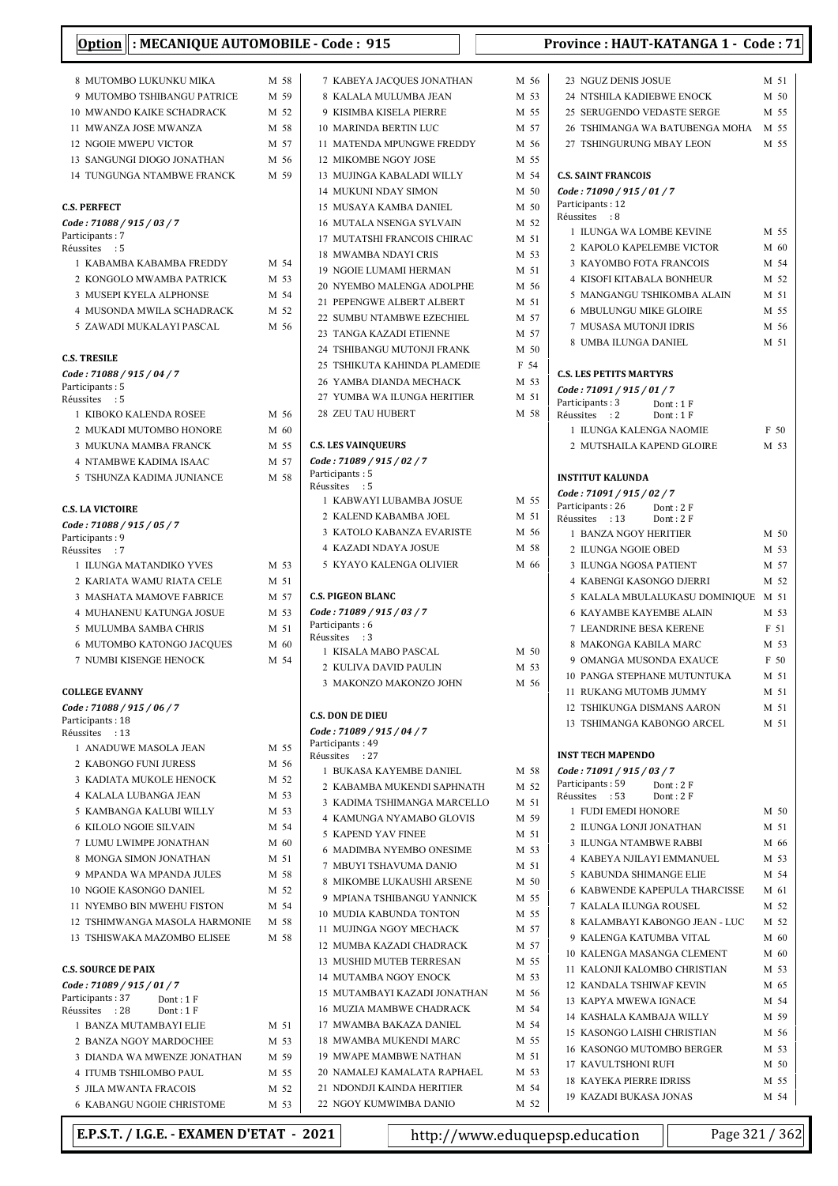**Option : MECANIQUE AUTOMOBILE - Code : 915** | **Province : HAUT-KATANGA 1 - Code : 71**

8 MUTOMBO LUKUNKU MIKA M 58
9 MUTOMBO TSHIBANGU PATRICE M 59
10 MWANDO KAIKE SCHADRACK M 52
11 MWANZA JOSE MWANZA M 58
12 NGOIE MWEPU VICTOR M 57
13 SANGUNGI DIOGO JONATHAN M 56
14 TUNGUNGA NTAMBWE FRANCK M 59

**C.S. PERFECT**
*Code : 71088 / 915 / 03 / 7*
Participants : 7
Réussites : 5

1 KABAMBA KABAMBA FREDDY M 54
2 KONGOLO MWAMBA PATRICK M 53
3 MUSEPI KYELA ALPHONSE M 54
4 MUSONDA MWILA SCHADRACK M 52
5 ZAWADI MUKALAYI PASCAL M 56

**C.S. TRESILE**
*Code : 71088 / 915 / 04 / 7*
Participants : 5
Réussites : 5

1 KIBOKO KALENDA ROSEE M 56
2 MUKADI MUTOMBO HONORE M 60
3 MUKUNA MAMBA FRANCK M 55
4 NTAMBWE KADIMA ISAAC M 57
5 TSHUNZA KADIMA JUNIANCE M 58

**C.S. LA VICTOIRE**
*Code : 71088 / 915 / 05 / 7*
Participants : 9
Réussites : 7

1 ILUNGA MATANDIKO YVES M 53
2 KARIATA WAMU RIATA CELE M 51
3 MASHATA MAMOVE FABRICE M 57
4 MUHANENU KATUNGA JOSUE M 53
5 MULUMBA SAMBA CHRIS M 51
6 MUTOMBO KATONGO JACQUES M 60
7 NUMBI KISENGE HENOCK M 54

**COLLEGE EVANNY**
*Code : 71088 / 915 / 06 / 7*
Participants : 18
Réussites : 13

1 ANADUWE MASOLA JEAN M 55
2 KABONGO FUNI JURESS M 56
3 KADIATA MUKOLE HENOCK M 52
4 KALALA LUBANGA JEAN M 53
5 KAMBANGA KALUBI WILLY M 53
6 KILOLO NGOIE SILVAIN M 54
7 LUMU LWIMPE JONATHAN M 60
8 MONGA SIMON JONATHAN M 51
9 MPANDA WA MPANDA JULES M 58
10 NGOIE KASONGO DANIEL M 52
11 NYEMBO BIN MWEHU FISTON M 54
12 TSHIMWANGA MASOLA HARMONIE M 58
13 TSHISWAKA MAZOMBO ELISEE M 58

**C.S. SOURCE DE PAIX**
*Code : 71089 / 915 / 01 / 7*
Participants : 37 Dont : 1 F
Réussites : 28 Dont : 1 F

1 BANZA MUTAMBAYI ELIE M 51
2 BANZA NGOY MARDOCHEE M 53
3 DIANDA WA MWENZE JONATHAN M 59
4 ITUMB TSHILOMBO PAUL M 55
5 JILA MWANTA FRACOIS M 52
6 KABANGU NGOIE CHRISTOME M 53
7 KABEYA JACQUES JONATHAN M 56
8 KALALA MULUMBA JEAN M 53
9 KISIMBA KISELA PIERRE M 55
10 MARINDA BERTIN LUC M 57
11 MATENDA MPUNGWE FREDDY M 56
12 MIKOMBE NGOY JOSE M 55
13 MUJINGA KABALADI WILLY M 54
14 MUKUNI NDAY SIMON M 50
15 MUSAYA KAMBA DANIEL M 50
16 MUTALA NSENGA SYLVAIN M 52
17 MUTATSHI FRANCOIS CHIRAC M 51
18 MWAMBA NDAYI CRIS M 53
19 NGOIE LUMAMI HERMAN M 51
20 NYEMBO MALENGA ADOLPHE M 56
21 PEPENGWE ALBERT ALBERT M 51
22 SUMBU NTAMBWE EZECHIEL M 57
23 TANGA KAZADI ETIENNE M 57
24 TSHIBANGU MUTONJI FRANK M 50
25 TSHIKUTA KAHINDA PLAMEDIE F 54
26 YAMBA DIANDA MECHACK M 53
27 YUMBA WA ILUNGA HERITIER M 51
28 ZEU TAU HUBERT M 58

**C.S. LES VAINQUEURS**
*Code : 71089 / 915 / 02 / 7*
Participants : 5
Réussites : 5

1 KABWAYI LUBAMBA JOSUE M 55
2 KALEND KABAMBA JOEL M 51
3 KATOLO KABANZA EVARISTE M 56
4 KAZADI NDAYA JOSUE M 58
5 KYAYO KALENGA OLIVIER M 66

**C.S. PIGEON BLANC**
*Code : 71089 / 915 / 03 / 7*
Participants : 6
Réussites : 3

1 KISALA MABO PASCAL M 50
2 KULIVA DAVID PAULIN M 53
3 MAKONZO MAKONZO JOHN M 56

**C.S. DON DE DIEU**
*Code : 71089 / 915 / 04 / 7*
Participants : 49
Réussites : 27

1 BUKASA KAYEMBE DANIEL M 58
2 KABAMBA MUKENDI SAPHNATH M 52
3 KADIMA TSHIMANGA MARCELLO M 51
4 KAMUNGA NYAMABO GLOVIS M 59
5 KAPEND YAV FINEE M 51
6 MADIMBA NYEMBO ONESIME M 53
7 MBUYI TSHAVUMA DANIO M 51
8 MIKOMBE LUKAUSHI ARSENE M 50
9 MPIANA TSHIBANGU YANNICK M 55
10 MUDIA KABUNDA TONTON M 55
11 MUJINGA NGOY MECHACK M 57
12 MUMBA KAZADI CHADRACK M 57
13 MUSHID MUTEB TERRESAN M 55
14 MUTAMBA NGOY ENOCK M 53
15 MUTAMBAYI KAZADI JONATHAN M 56
16 MUZIA MAMBWE CHADRACK M 54
17 MWAMBA BAKAZA DANIEL M 54
18 MWAMBA MUKENDI MARC M 55
19 MWAPE MAMBWE NATHAN M 51
20 NAMALEJ KAMALATA RAPHAEL M 53
21 NDONDJI KAINDA HERITIER M 54
22 NGOY KUMWIMBA DANIO M 52
23 NGUZ DENIS JOSUE M 51
24 NTSHILA KADIEBWE ENOCK M 50
25 SERUGENDO VEDASTE SERGE M 55
26 TSHIMANGA WA BATUBENGA MOHA M 55
27 TSHINGURUNG MBAY LEON M 55

**C.S. SAINT FRANCOIS**
*Code : 71090 / 915 / 01 / 7*
Participants : 12
Réussites : 8

1 ILUNGA WA LOMBE KEVINE M 55
2 KAPOLO KAPELEMBE VICTOR M 60
3 KAYOMBO FOTA FRANCOIS M 54
4 KISOFI KITABALA BONHEUR M 52
5 MANGANGU TSHIKOMBA ALAIN M 51
6 MBULUNGU MIKE GLOIRE M 55
7 MUSASA MUTONJI IDRIS M 56
8 UMBA ILUNGA DANIEL M 51

**C.S. LES PETITS MARTYRS**
*Code : 71091 / 915 / 01 / 7*
Participants : 3 Dont : 1 F
Réussites : 2 Dont : 1 F

1 ILUNGA KALENGA NAOMIE F 50
2 MUTSHAILA KAPEND GLOIRE M 53

**INSTITUT KALUNDA**
*Code : 71091 / 915 / 02 / 7*
Participants : 26 Dont : 2 F
Réussites : 13 Dont : 2 F

1 BANZA NGOY HERITIER M 50
2 ILUNGA NGOIE OBED M 53
3 ILUNGA NGOSA PATIENT M 57
4 KABENGI KASONGO DJERRI M 52
5 KALALA MBULALUKASU DOMINIQUE M 51
6 KAYAMBE KAYEMBE ALAIN M 53
7 LEANDRINE BESA KERENE F 51
8 MAKONGA KABILA MARC M 53
9 OMANGA MUSONDA EXAUCE F 50
10 PANGA STEPHANE MUTUNTUKA M 51
11 RUKANG MUTOMB JUMMY M 51
12 TSHIKUNGA DISMANS AARON M 51
13 TSHIMANGA KABONGO ARCEL M 51

**INST TECH MAPENDO**
*Code : 71091 / 915 / 03 / 7*
Participants : 59 Dont : 2 F
Réussites : 53 Dont : 2 F

1 FUDI EMEDI HONORE M 50
2 ILUNGA LONJI JONATHAN M 51
3 ILUNGA NTAMBWE RABBI M 66
4 KABEYA NJILAYI EMMANUEL M 53
5 KABUNDA SHIMANGE ELIE M 54
6 KABWENDE KAPEPULA THARCISSE M 61
7 KALALA ILUNGA ROUSEL M 52
8 KALAMBAYI KABONGO JEAN - LUC M 52
9 KALENGA KATUMBA VITAL M 60
10 KALENGA MASANGA CLEMENT M 60
11 KALONJI KALOMBO CHRISTIAN M 53
12 KANDALA TSHIWAF KEVIN M 65
13 KAPYA MWEWA IGNACE M 54
14 KASHALA KAMBAJA WILLY M 59
15 KASONGO LAISHI CHRISTIAN M 56
16 KASONGO MUTOMBO BERGER M 53
17 KAVULTSHONI RUFI M 50
18 KAYEKA PIERRE IDRISS M 55
19 KAZADI BUKASA JONAS M 54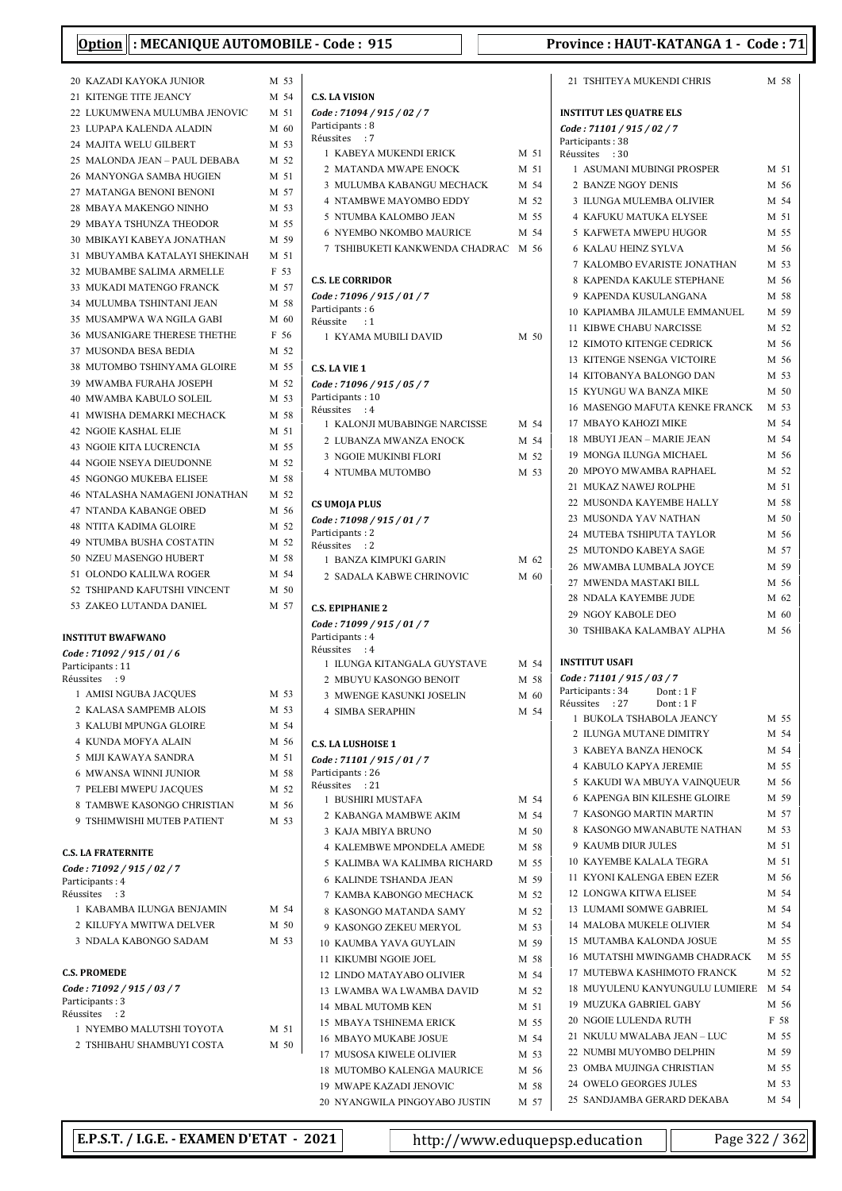**Option : MECANIQUE AUTOMOBILE - Code : 915**

**Province : HAUT-KATANGA 1 - Code : 71**

20 KAZADI KAYOKA JUNIOR M 53
21 KITENGE TITE JEANCY M 54
22 LUKUMWENA MULUMBA JENOVIC M 51
23 LUPAPA KALENDA ALADIN M 60
24 MAJITA WELU GILBERT M 53
25 MALONDA JEAN – PAUL DEBABA M 52
26 MANYONGA SAMBA HUGIEN M 51
27 MATANGA BENONI BENONI M 57
28 MBAYA MAKENGO NINHO M 53
29 MBAYA TSHUNZA THEODOR M 55
30 MBIKAYI KABEYA JONATHAN M 59
31 MBUYAMBA KATALAYI SHEKINAH M 51
32 MUBAMBE SALIMA ARMELLE F 53
33 MUKADI MATENGO FRANCK M 57
34 MULUMBA TSHINTANI JEAN M 58
35 MUSAMPWA WA NGILA GABI M 60
36 MUSANIGARE THERESE THETHE F 56
37 MUSONDA BESA BEDIA M 52
38 MUTOMBO TSHINYAMA GLOIRE M 55
39 MWAMBA FURAHA JOSEPH M 52
40 MWAMBA KABULO SOLEIL M 53
41 MWISHA DEMARKI MECHACK M 58
42 NGOIE KASHAL ELIE M 51
43 NGOIE KITA LUCRENCIA M 55
44 NGOIE NSEYA DIEUDONNE M 52
45 NGONGO MUKEBA ELISEE M 58
46 NTALASHA NAMAGENI JONATHAN M 52
47 NTANDA KABANGE OBED M 56
48 NTITA KADIMA GLOIRE M 52
49 NTUMBA BUSHA COSTATIN M 52
50 NZEU MASENGO HUBERT M 58
51 OLONDO KALILWA ROGER M 54
52 TSHIPAND KAFUTSHI VINCENT M 50
53 ZAKEO LUTANDA DANIEL M 57

**INSTITUT BWAFWANO**
*Code : 71092 / 915 / 01 / 6*
Participants : 11
Réussites : 9

1 AMISI NGUBA JACQUES M 53
2 KALASA SAMPEMB ALOIS M 53
3 KALUBI MPUNGA GLOIRE M 54
4 KUNDA MOFYA ALAIN M 56
5 MIJI KAWAYA SANDRA M 51
6 MWANSA WINNI JUNIOR M 58
7 PELEBI MWEPU JACQUES M 52
8 TAMBWE KASONGO CHRISTIAN M 56
9 TSHIMWISHI MUTEB PATIENT M 53

**C.S. LA FRATERNITE**
*Code : 71092 / 915 / 02 / 7*
Participants : 4
Réussites : 3

1 KABAMBA ILUNGA BENJAMIN M 54
2 KILUFYA MWITWA DELVER M 50
3 NDALA KABONGO SADAM M 53

**C.S. PROMEDE**
*Code : 71092 / 915 / 03 / 7*
Participants : 3
Réussites : 2

1 NYEMBO MALUTSHI TOYOTA M 51
2 TSHIBAHU SHAMBUYI COSTA M 50

**C.S. LA VISION**
*Code : 71094 / 915 / 02 / 7*
Participants : 8
Réussites : 7

1 KABEYA MUKENDI ERICK M 51
2 MATANDA MWAPE ENOCK M 51
3 MULUMBA KABANGU MECHACK M 54
4 NTAMBWE MAYOMBO EDDY M 52
5 NTUMBA KALOMBO JEAN M 55
6 NYEMBO NKOMBO MAURICE M 54
7 TSHIBUKETI KANKWENDA CHADRAC M 56

**C.S. LE CORRIDOR**
*Code : 71096 / 915 / 01 / 7*
Participants : 6
Réussite : 1

1 KYAMA MUBILI DAVID M 50

**C.S. LA VIE 1**
*Code : 71096 / 915 / 05 / 7*
Participants : 10
Réussites : 4

1 KALONJI MUBABINGE NARCISSE M 54
2 LUBANZA MWANZA ENOCK M 54
3 NGOIE MUKINBI FLORI M 52
4 NTUMBA MUTOMBO M 53

**CS UMOJA PLUS**
*Code : 71098 / 915 / 01 / 7*
Participants : 2
Réussites : 2

1 BANZA KIMPUKI GARIN M 62
2 SADALA KABWE CHRINOVIC M 60

**C.S. EPIPHANIE 2**
*Code : 71099 / 915 / 01 / 7*
Participants : 4
Réussites : 4

1 ILUNGA KITANGALA GUYSTAVE M 54
2 MBUYU KASONGO BENOIT M 58
3 MWENGE KASUNKI JOSELIN M 60
4 SIMBA SERAPHIN M 54

**C.S. LA LUSHOISE 1**
*Code : 71101 / 915 / 01 / 7*
Participants : 26
Réussites : 21

1 BUSHIRI MUSTAFA M 54
2 KABANGA MAMBWE AKIM M 54
3 KAJA MBIYA BRUNO M 50
4 KALEMBWE MPONDELA AMEDE M 58
5 KALIMBA WA KALIMBA RICHARD M 55
6 KALINDE TSHANDA JEAN M 59
7 KAMBA KABONGO MECHACK M 52
8 KASONGO MATANDA SAMY M 52
9 KASONGO ZEKEU MERYOL M 53
10 KAUMBA YAVA GUYLAIN M 59
11 KIKUMBI NGOIE JOEL M 58
12 LINDO MATAYABO OLIVIER M 54
13 LWAMBA WA LWAMBA DAVID M 52
14 MBAL MUTOMB KEN M 51
15 MBAYA TSHINEMA ERICK M 55
16 MBAYO MUKABE JOSUE M 54
17 MUSOSA KIWELE OLIVIER M 53
18 MUTOMBO KALENGA MAURICE M 56
19 MWAPE KAZADI JENOVIC M 58
20 NYANGWILA PINGOYABO JUSTIN M 57
21 TSHITEYA MUKENDI CHRIS M 58

**INSTITUT LES QUATRE ELS**
*Code : 71101 / 915 / 02 / 7*
Participants : 38
Réussites : 30

1 ASUMANI MUBINGI PROSPER M 51
2 BANZE NGOY DENIS M 56
3 ILUNGA MULEMBA OLIVIER M 54
4 KAFUKU MATUKA ELYSEE M 51
5 KAFWETA MWEPU HUGOR M 55
6 KALAU HEINZ SYLVA M 56
7 KALOMBO EVARISTE JONATHAN M 53
8 KAPENDA KAKULE STEPHANE M 56
9 KAPENDA KUSULANGANA M 58
10 KAPIAMBA JILAMULE EMMANUEL M 59
11 KIBWE CHABU NARCISSE M 52
12 KIMOTO KITENGE CEDRICK M 56
13 KITENGE NSENGA VICTOIRE M 56
14 KITOBANYA BALONGO DAN M 53
15 KYUNGU WA BANZA MIKE M 50
16 MASENGO MAFUTA KENKE FRANCK M 53
17 MBAYO KAHOZI MIKE M 54
18 MBUYI JEAN – MARIE JEAN M 54
19 MONGA ILUNGA MICHAEL M 56
20 MPOYO MWAMBA RAPHAEL M 52
21 MUKAZ NAWEJ ROLPHE M 51
22 MUSONDA KAYEMBE HALLY M 58
23 MUSONDA YAV NATHAN M 50
24 MUTEBA TSHIPUTA TAYLOR M 56
25 MUTONDO KABEYA SAGE M 57
26 MWAMBA LUMBALA JOYCE M 59
27 MWENDA MASTAKI BILL M 56
28 NDALA KAYEMBE JUDE M 62
29 NGOY KABOLE DEO M 60
30 TSHIBAKA KALAMBAY ALPHA M 56

**INSTITUT USAFI**
*Code : 71101 / 915 / 03 / 7*
Participants : 34 Dont : 1 F
Réussites : 27 Dont : 1 F

1 BUKOLA TSHABOLA JEANCY M 55
2 ILUNGA MUTANE DIMITRY M 54
3 KABEYA BANZA HENOCK M 54
4 KABULO KAPYA JEREMIE M 55
5 KAKUDI WA MBUYA VAINQUEUR M 56
6 KAPENGA BIN KILESHE GLOIRE M 59
7 KASONGO MARTIN MARTIN M 57
8 KASONGO MWANABUTE NATHAN M 53
9 KAUMB DIUR JULES M 51
10 KAYEMBE KALALA TEGRA M 51
11 KYONI KALENGA EBEN EZER M 56
12 LONGWA KITWA ELISEE M 54
13 LUMAMI SOMWE GABRIEL M 54
14 MALOBA MUKELE OLIVIER M 54
15 MUTAMBA KALONDA JOSUE M 55
16 MUTATSHI MWINGAMB CHADRACK M 55
17 MUTEBWA KASHIMOTO FRANCK M 52
18 MUYULENU KANYUNGULU LUMIERE M 54
19 MUZUKA GABRIEL GABY M 56
20 NGOIE LULENDA RUTH F 58
21 NKULU MWALABA JEAN – LUC M 55
22 NUMBI MUYOMBO DELPHIN M 59
23 OMBA MUJINGA CHRISTIAN M 55
24 OWELO GEORGES JULES M 53
25 SANDJAMBA GERARD DEKABA M 54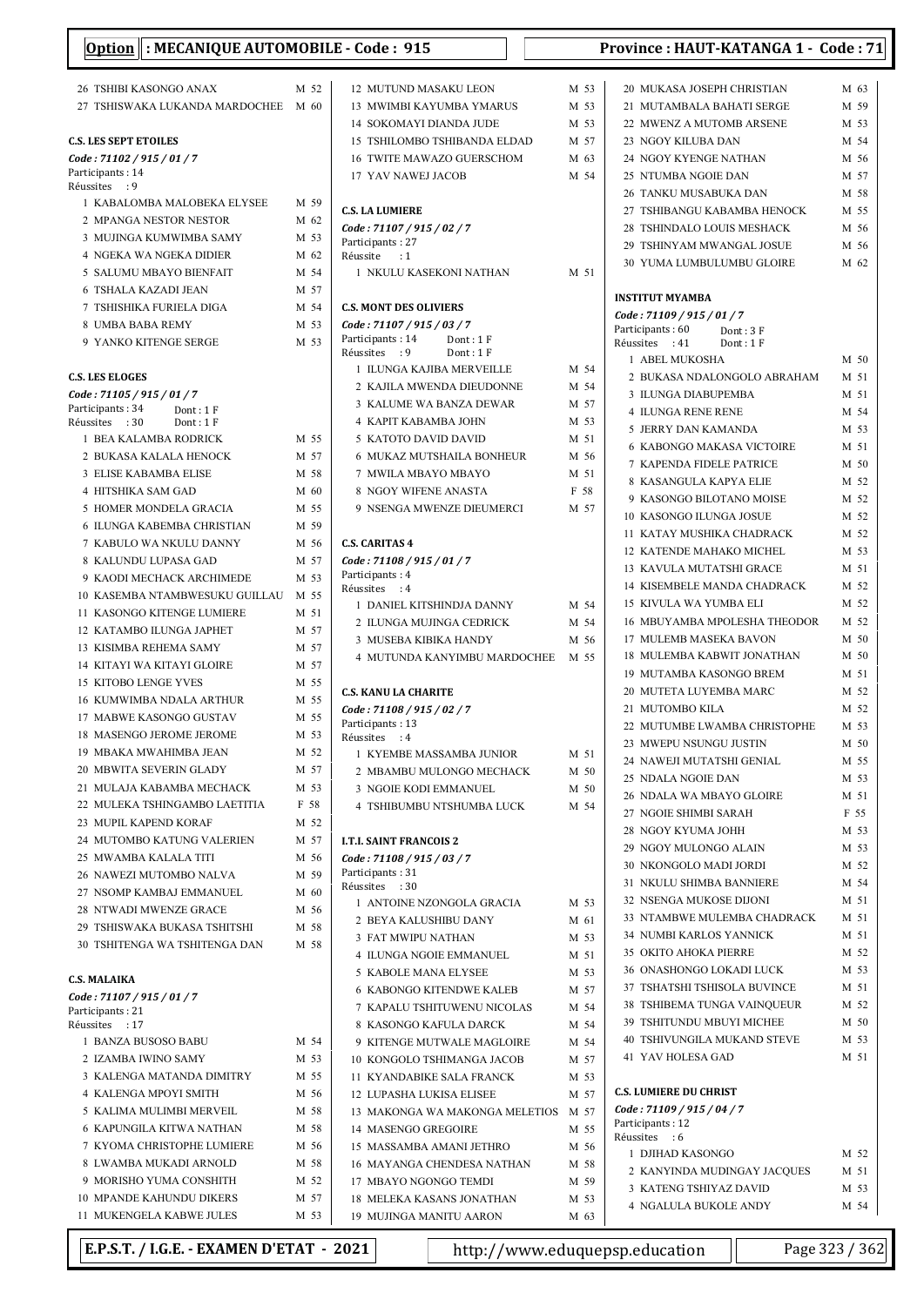**Option : MECANIQUE AUTOMOBILE - Code : 915** — **Province : HAUT-KATANGA 1 - Code : 71**

26 TSHIBI KASONGO ANAX M 52
27 TSHISWAKA LUKANDA MARDOCHEE M 60

**C.S. LES SEPT ETOILES**
*Code : 71102 / 915 / 01 / 7*
Participants : 14
Réussites : 9

1 KABALOMBA MALOBEKA ELYSEE M 59
2 MPANGA NESTOR NESTOR M 62
3 MUJINGA KUMWIMBA SAMY M 53
4 NGEKA WA NGEKA DIDIER M 62
5 SALUMU MBAYO BIENFAIT M 54
6 TSHALA KAZADI JEAN M 57
7 TSHISHIKA FURIELA DIGA M 54
8 UMBA BABA REMY M 53
9 YANKO KITENGE SERGE M 53

**C.S. LES ELOGES**
*Code : 71105 / 915 / 01 / 7*
Participants : 34 Dont : 1 F
Réussites : 30 Dont : 1 F

1 BEA KALAMBA RODRICK M 55
2 BUKASA KALALA HENOCK M 57
3 ELISE KABAMBA ELISE M 58
4 HITSHIKA SAM GAD M 60
5 HOMER MONDELA GRACIA M 55
6 ILUNGA KABEMBA CHRISTIAN M 59
7 KABULO WA NKULU DANNY M 56
8 KALUNDU LUPASA GAD M 57
9 KAODI MECHACK ARCHIMEDE M 53
10 KASEMBA NTAMBWESUKU GUILLAU M 55
11 KASONGO KITENGE LUMIERE M 51
12 KATAMBO ILUNGA JAPHET M 57
13 KISIMBA REHEMA SAMY M 57
14 KITAYI WA KITAYI GLOIRE M 57
15 KITOBO LENGE YVES M 55
16 KUMWIMBA NDALA ARTHUR M 55
17 MABWE KASONGO GUSTAV M 55
18 MASENGO JEROME JEROME M 53
19 MBAKA MWAHIMBA JEAN M 52
20 MBWITA SEVERIN GLADY M 57
21 MULAJA KABAMBA MECHACK M 53
22 MULEKA TSHINGAMBO LAETITIA F 58
23 MUPIL KAPEND KORAF M 52
24 MUTOMBO KATUNG VALERIEN M 57
25 MWAMBA KALALA TITI M 56
26 NAWEZI MUTOMBO NALVA M 59
27 NSOMP KAMBAJ EMMANUEL M 60
28 NTWADI MWENZE GRACE M 56
29 TSHISWAKA BUKASA TSHITSHI M 58
30 TSHITENGA WA TSHITENGA DAN M 58

**C.S. MALAIKA**
*Code : 71107 / 915 / 01 / 7*
Participants : 21
Réussites : 17

1 BANZA BUSOSO BABU M 54
2 IZAMBA IWINO SAMY M 53
3 KALENGA MATANDA DIMITRY M 55
4 KALENGA MPOYI SMITH M 56
5 KALIMA MULIMBI MERVEIL M 58
6 KAPUNGILA KITWA NATHAN M 58
7 KYOMA CHRISTOPHE LUMIERE M 56
8 LWAMBA MUKADI ARNOLD M 58
9 MORISHO YUMA CONSHITH M 52
10 MPANDE KAHUNDU DIKERS M 57
11 MUKENGELA KABWE JULES M 53
12 MUTUND MASAKU LEON M 53
13 MWIMBI KAYUMBA YMARUS M 53
14 SOKOMAYI DIANDA JUDE M 53
15 TSHILOMBO TSHIBANDA ELDAD M 57
16 TWITE MAWAZO GUERSCHOM M 63
17 YAV NAWEJ JACOB M 54

**C.S. LA LUMIERE**
*Code : 71107 / 915 / 02 / 7*
Participants : 27
Réussite : 1

1 NKULU KASEKONI NATHAN M 51

**C.S. MONT DES OLIVIERS**
*Code : 71107 / 915 / 03 / 7*
Participants : 14 Dont : 1 F
Réussites : 9 Dont : 1 F

1 ILUNGA KAJIBA MERVEILLE M 54
2 KAJILA MWENDA DIEUDONNE M 54
3 KALUME WA BANZA DEWAR M 57
4 KAPIT KABAMBA JOHN M 53
5 KATOTO DAVID DAVID M 51
6 MUKAZ MUTSHAILA BONHEUR M 56
7 MWILA MBAYO MBAYO M 51
8 NGOY WIFENE ANASTA F 58
9 NSENGA MWENZE DIEUMERCI M 57

**C.S. CARITAS 4**
*Code : 71108 / 915 / 01 / 7*
Participants : 4
Réussites : 4

1 DANIEL KITSHINDJA DANNY M 54
2 ILUNGA MUJINGA CEDRICK M 54
3 MUSEBA KIBIKA HANDY M 56
4 MUTUNDA KANYIMBU MARDOCHEE M 55

**C.S. KANU LA CHARITE**
*Code : 71108 / 915 / 02 / 7*
Participants : 13
Réussites : 4

1 KYEMBE MASSAMBA JUNIOR M 51
2 MBAMBU MULONGO MECHACK M 50
3 NGOIE KODI EMMANUEL M 50
4 TSHIBUMBU NTSHUMBA LUCK M 54

**I.T.I. SAINT FRANCOIS 2**
*Code : 71108 / 915 / 03 / 7*
Participants : 31
Réussites : 30

1 ANTOINE NZONGOLA GRACIA M 53
2 BEYA KALUSHIBU DANY M 61
3 FAT MWIPU NATHAN M 53
4 ILUNGA NGOIE EMMANUEL M 51
5 KABOLE MANA ELYSEE M 53
6 KABONGO KITENDWE KALEB M 57
7 KAPALU TSHITUWENU NICOLAS M 54
8 KASONGO KAFULA DARCK M 54
9 KITENGE MUTWALE MAGLOIRE M 54
10 KONGOLO TSHIMANGA JACOB M 57
11 KYANDABIKE SALA FRANCK M 53
12 LUPASHA LUKISA ELISEE M 57
13 MAKONGA WA MAKONGA MELETIOS M 57
14 MASENGO GREGOIRE M 55
15 MASSAMBA AMANI JETHRO M 56
16 MAYANGA CHENDESA NATHAN M 58
17 MBAYO NGONGO TEMDI M 59
18 MELEKA KASANS JONATHAN M 53
19 MUJINGA MANITU AARON M 63
20 MUKASA JOSEPH CHRISTIAN M 63
21 MUTAMBALA BAHATI SERGE M 59
22 MWENZ A MUTOMB ARSENE M 53
23 NGOY KILUBA DAN M 54
24 NGOY KYENGE NATHAN M 56
25 NTUMBA NGOIE DAN M 57
26 TANKU MUSABUKA DAN M 58
27 TSHIBANGU KABAMBA HENOCK M 55
28 TSHINDALO LOUIS MESHACK M 56
29 TSHINYAM MWANGAL JOSUE M 56
30 YUMA LUMBULUMBU GLOIRE M 62

**INSTITUT MYAMBA**
*Code : 71109 / 915 / 01 / 7*
Participants : 60 Dont : 3 F
Réussites : 41 Dont : 1 F

1 ABEL MUKOSHA M 50
2 BUKASA NDALONGOLO ABRAHAM M 51
3 ILUNGA DIABUPEMBA M 51
4 ILUNGA RENE RENE M 54
5 JERRY DAN KAMANDA M 53
6 KABONGO MAKASA VICTOIRE M 51
7 KAPENDA FIDELE PATRICE M 50
8 KASANGULA KAPYA ELIE M 52
9 KASONGO BILOTANO MOISE M 52
10 KASONGO ILUNGA JOSUE M 52
11 KATAY MUSHIKA CHADRACK M 52
12 KATENDE MAHAKO MICHEL M 53
13 KAVULA MUTATSHI GRACE M 51
14 KISEMBELE MANDA CHADRACK M 52
15 KIVULA WA YUMBA ELI M 52
16 MBUYAMBA MPOLESHA THEODOR M 52
17 MULEMB MASEKA BAVON M 50
18 MULEMBA KABWIT JONATHAN M 50
19 MUTAMBA KASONGO BREM M 51
20 MUTETA LUYEMBA MARC M 52
21 MUTOMBO KILA M 52
22 MUTUMBE LWAMBA CHRISTOPHE M 53
23 MWEPU NSUNGU JUSTIN M 50
24 NAWEJI MUTATSHI GENIAL M 55
25 NDALA NGOIE DAN M 53
26 NDALA WA MBAYO GLOIRE M 51
27 NGOIE SHIMBI SARAH F 55
28 NGOY KYUMA JOHH M 53
29 NGOY MULONGO ALAIN M 53
30 NKONGOLO MADI JORDI M 52
31 NKULU SHIMBA BANNIERE M 54
32 NSENGA MUKOSE DIJONI M 51
33 NTAMBWE MULEMBA CHADRACK M 51
34 NUMBI KARLOS YANNICK M 51
35 OKITO AHOKA PIERRE M 52
36 ONASHONGO LOKADI LUCK M 53
37 TSHATSHI TSHISOLA BUVINCE M 51
38 TSHIBEMA TUNGA VAINQUEUR M 52
39 TSHITUNDU MBUYI MICHEE M 50
40 TSHIVUNGILA MUKAND STEVE M 53
41 YAV HOLESA GAD M 51

**C.S. LUMIERE DU CHRIST**
*Code : 71109 / 915 / 04 / 7*
Participants : 12
Réussites : 6

1 DJIHAD KASONGO M 52
2 KANYINDA MUDINGAY JACQUES M 51
3 KATENG TSHIYAZ DAVID M 53
4 NGALULA BUKOLE ANDY M 54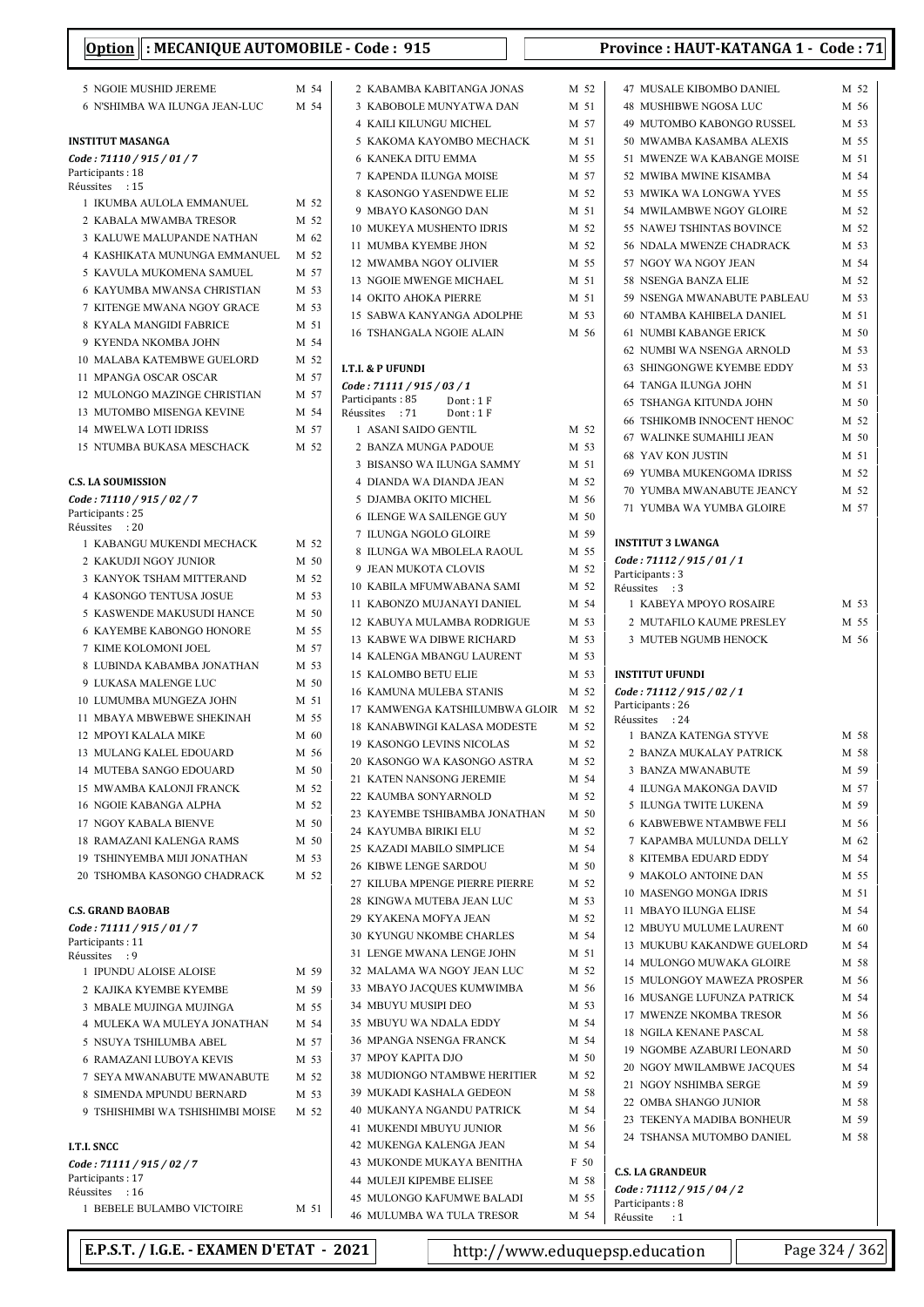**Option : MECANIQUE AUTOMOBILE - Code : 915** — **Province : HAUT-KATANGA 1 - Code : 71**

5 NGOIE MUSHID JEREME M 54
6 N'SHIMBA WA ILUNGA JEAN-LUC M 54

**INSTITUT MASANGA**

*Code : 71110 / 915 / 01 / 7*
Participants : 18
Réussites : 15

1 IKUMBA AULOLA EMMANUEL M 52
2 KABALA MWAMBA TRESOR M 52
3 KALUWE MALUPANDE NATHAN M 62
4 KASHIKATA MUNUNGA EMMANUEL M 52
5 KAVULA MUKOMENA SAMUEL M 57
6 KAYUMBA MWANSA CHRISTIAN M 53
7 KITENGE MWANA NGOY GRACE M 53
8 KYALA MANGIDI FABRICE M 51
9 KYENDA NKOMBA JOHN M 54
10 MALABA KATEMBWE GUELORD M 52
11 MPANGA OSCAR OSCAR M 57
12 MULONGO MAZINGE CHRISTIAN M 57
13 MUTOMBO MISENGA KEVINE M 54
14 MWELWA LOTI IDRISS M 57
15 NTUMBA BUKASA MESCHACK M 52

**C.S. LA SOUMISSION**

*Code : 71110 / 915 / 02 / 7*
Participants : 25
Réussites : 20

1 KABANGU MUKENDI MECHACK M 52
2 KAKUDJI NGOY JUNIOR M 50
3 KANYOK TSHAM MITTERAND M 52
4 KASONGO TENTUSA JOSUE M 53
5 KASWENDE MAKUSUDI HANCE M 50
6 KAYEMBE KABONGO HONORE M 55
7 KIME KOLOMONI JOEL M 57
8 LUBINDA KABAMBA JONATHAN M 53
9 LUKASA MALENGE LUC M 50
10 LUMUMBA MUNGEZA JOHN M 51
11 MBAYA MBWEBWE SHEKINAH M 55
12 MPOYI KALALA MIKE M 60
13 MULANG KALEL EDOUARD M 56
14 MUTEBA SANGO EDOUARD M 50
15 MWAMBA KALONJI FRANCK M 52
16 NGOIE KABANGA ALPHA M 52
17 NGOY KABALA BIENVE M 50
18 RAMAZANI KALENGA RAMS M 50
19 TSHINYEMBA MIJI JONATHAN M 53
20 TSHOMBA KASONGO CHADRACK M 52

**C.S. GRAND BAOBAB**

*Code : 71111 / 915 / 01 / 7*
Participants : 11
Réussites : 9

1 IPUNDU ALOISE ALOISE M 59
2 KAJIKA KYEMBE KYEMBE M 59
3 MBALE MUJINGA MUJINGA M 55
4 MULEKA WA MULEYA JONATHAN M 54
5 NSUYA TSHILUMBA ABEL M 57
6 RAMAZANI LUBOYA KEVIS M 53
7 SEYA MWANABUTE MWANABUTE M 52
8 SIMENDA MPUNDU BERNARD M 53
9 TSHISHIMBI WA TSHISHIMBI MOISE M 52

**I.T.I. SNCC**

*Code : 71111 / 915 / 02 / 7*
Participants : 17
Réussites : 16

1 BEBELE BULAMBO VICTOIRE M 51
2 KABAMBA KABITANGA JONAS M 52
3 KABOBOLE MUNYATWA DAN M 51
4 KAILI KILUNGU MICHEL M 57
5 KAKOMA KAYOMBO MECHACK M 51
6 KANEKA DITU EMMA M 55
7 KAPENDA ILUNGA MOISE M 57
8 KASONGO YASENDWE ELIE M 52
9 MBAYO KASONGO DAN M 51
10 MUKEYA MUSHENTO IDRIS M 52
11 MUMBA KYEMBE JHON M 52
12 MWAMBA NGOY OLIVIER M 55
13 NGOIE MWENGE MICHAEL M 51
14 OKITO AHOKA PIERRE M 51
15 SABWA KANYANGA ADOLPHE M 53
16 TSHANGALA NGOIE ALAIN M 56

**I.T.I. & P UFUNDI**

*Code : 71111 / 915 / 03 / 1*
Participants : 85 Dont : 1 F
Réussites : 71 Dont : 1 F

1 ASANI SAIDO GENTIL M 52
2 BANZA MUNGA PADOUE M 53
3 BISANSO WA ILUNGA SAMMY M 51
4 DIANDA WA DIANDA JEAN M 52
5 DJAMBA OKITO MICHEL M 56
6 ILENGE WA SAILENGE GUY M 50
7 ILUNGA NGOLO GLOIRE M 59
8 ILUNGA WA MBOLELA RAOUL M 55
9 JEAN MUKOTA CLOVIS M 52
10 KABILA MFUMWABANA SAMI M 52
11 KABONZO MUJANAYI DANIEL M 54
12 KABUYA MULAMBA RODRIGUE M 53
13 KABWE WA DIBWE RICHARD M 53
14 KALENGA MBANGU LAURENT M 53
15 KALOMBO BETU ELIE M 53
16 KAMUNA MULEBA STANIS M 52
17 KAMWENGA KATSHILUMBWA GLOIR M 52
18 KANABWINGI KALASA MODESTE M 52
19 KASONGO LEVINS NICOLAS M 52
20 KASONGO WA KASONGO ASTRA M 52
21 KATEN NANSONG JEREMIE M 54
22 KAUMBA SONYARNOLD M 52
23 KAYEMBE TSHIBAMBA JONATHAN M 50
24 KAYUMBA BIRIKI ELU M 52
25 KAZADI MABILO SIMPLICE M 54
26 KIBWE LENGE SARDOU M 50
27 KILUBA MPENGE PIERRE PIERRE M 52
28 KINGWA MUTEBA JEAN LUC M 53
29 KYAKENA MOFYA JEAN M 52
30 KYUNGU NKOMBE CHARLES M 54
31 LENGE MWANA LENGE JOHN M 51
32 MALAMA WA NGOY JEAN LUC M 52
33 MBAYO JACQUES KUMWIMBA M 56
34 MBUYU MUSIPI DEO M 53
35 MBUYU WA NDALA EDDY M 54
36 MPANGA NSENGA FRANCK M 54
37 MPOY KAPITA DJO M 50
38 MUDIONGO NTAMBWE HERITIER M 52
39 MUKADI KASHALA GEDEON M 58
40 MUKANYA NGANDU PATRICK M 54
41 MUKENDI MBUYU JUNIOR M 56
42 MUKENGA KALENGA JEAN M 54
43 MUKONDE MUKAYA BENITHA F 50
44 MULEJI KIPEMBE ELISEE M 58
45 MULONGO KAFUMWE BALADI M 55
46 MULUMBA WA TULA TRESOR M 54
47 MUSALE KIBOMBO DANIEL M 52
48 MUSHIBWE NGOSA LUC M 56
49 MUTOMBO KABONGO RUSSEL M 53
50 MWAMBA KASAMBA ALEXIS M 55
51 MWENZE WA KABANGE MOISE M 51
52 MWIBA MWINE KISAMBA M 54
53 MWIKA WA LONGWA YVES M 55
54 MWILAMBWE NGOY GLOIRE M 52
55 NAWEJ TSHINTAS BOVINCE M 52
56 NDALA MWENZE CHADRACK M 53
57 NGOY WA NGOY JEAN M 54
58 NSENGA BANZA ELIE M 52
59 NSENGA MWANABUTE PABLEAU M 53
60 NTAMBA KAHIBELA DANIEL M 51
61 NUMBI KABANGE ERICK M 50
62 NUMBI WA NSENGA ARNOLD M 53
63 SHINGONGWE KYEMBE EDDY M 53
64 TANGA ILUNGA JOHN M 51
65 TSHANGA KITUNDA JOHN M 50
66 TSHIKOMB INNOCENT HENOC M 52
67 WALINKE SUMAHILI JEAN M 50
68 YAV KON JUSTIN M 51
69 YUMBA MUKENGOMA IDRISS M 52
70 YUMBA MWANABUTE JEANCY M 52
71 YUMBA WA YUMBA GLOIRE M 57

**INSTITUT 3 LWANGA**

*Code : 71112 / 915 / 01 / 1*
Participants : 3
Réussites : 3

1 KABEYA MPOYO ROSAIRE M 53
2 MUTAFILO KAUME PRESLEY M 55
3 MUTEB NGUMB HENOCK M 56

**INSTITUT UFUNDI**

*Code : 71112 / 915 / 02 / 1*
Participants : 26
Réussites : 24

1 BANZA KATENGA STYVE M 58
2 BANZA MUKALAY PATRICK M 58
3 BANZA MWANABUTE M 59
4 ILUNGA MAKONGA DAVID M 57
5 ILUNGA TWITE LUKENA M 59
6 KABWEBWE NTAMBWE FELI M 56
7 KAPAMBA MULUNDA DELLY M 62
8 KITEMBA EDUARD EDDY M 54
9 MAKOLO ANTOINE DAN M 55
10 MASENGO MONGA IDRIS M 51
11 MBAYO ILUNGA ELISE M 54
12 MBUYU MULUME LAURENT M 60
13 MUKUBU KAKANDWE GUELORD M 54
14 MULONGO MUWAKA GLOIRE M 58
15 MULONGOY MAWEZA PROSPER M 56
16 MUSANGE LUFUNZA PATRICK M 54
17 MWENZE NKOMBA TRESOR M 56
18 NGILA KENANE PASCAL M 58
19 NGOMBE AZABURI LEONARD M 50
20 NGOY MWILAMBWE JACQUES M 54
21 NGOY NSHIMBA SERGE M 59
22 OMBA SHANGO JUNIOR M 58
23 TEKENYA MADIBA BONHEUR M 59
24 TSHANSA MUTOMBO DANIEL M 58

**C.S. LA GRANDEUR**

*Code : 71112 / 915 / 04 / 2*
Participants : 8
Réussite : 1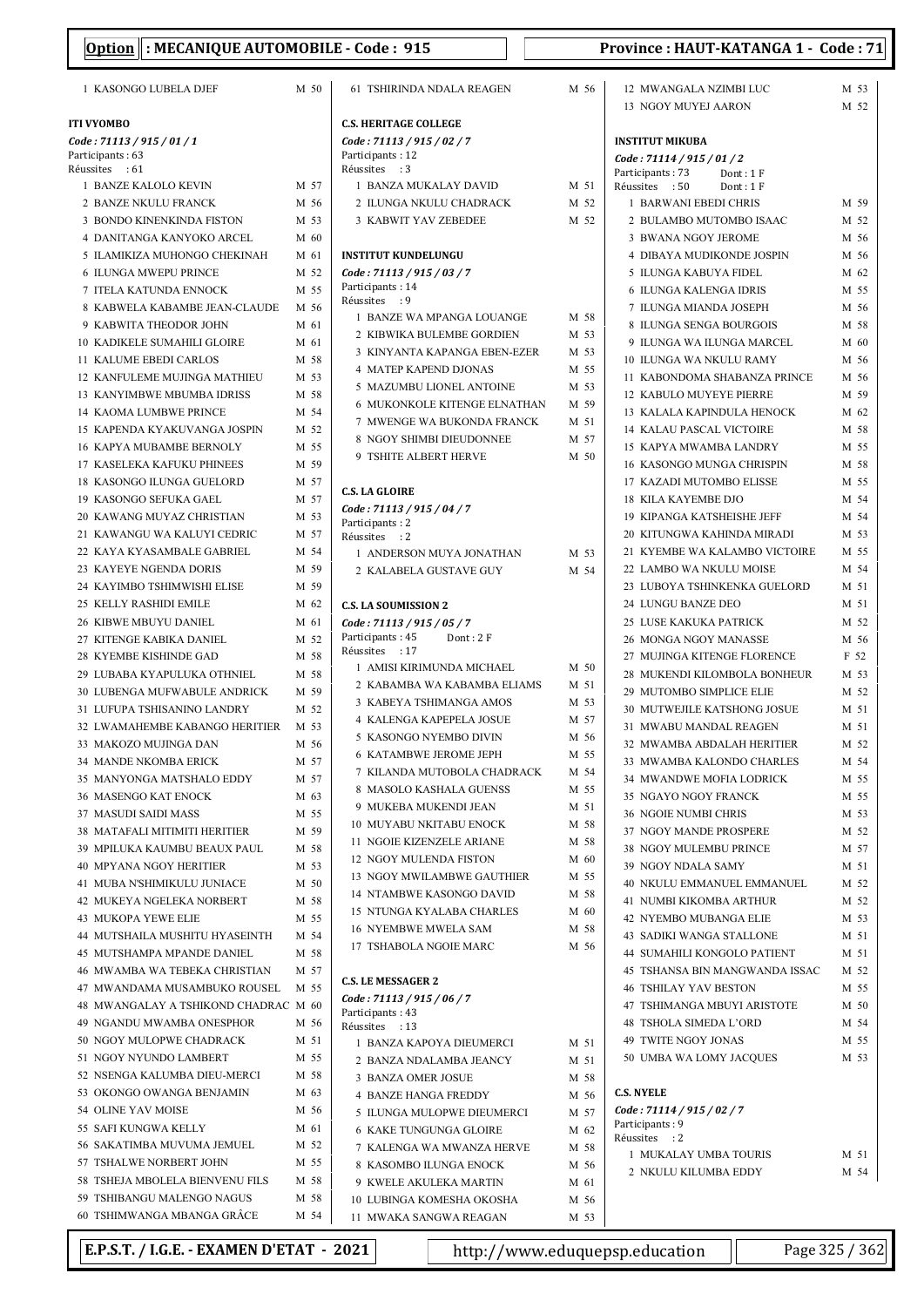**Option : MECANIQUE AUTOMOBILE - Code : 915**

**Province : HAUT-KATANGA 1 - Code : 71**

1 KASONGO LUBELA DJEF M 50

**ITI VYOMBO**

*Code : 71113 / 915 / 01 / 1*
Participants : 63
Réussites : 61

1 BANZE KALOLO KEVIN M 57
2 BANZE NKULU FRANCK M 56
3 BONDO KINENKINDA FISTON M 53
4 DANITANGA KANYOKO ARCEL M 60
5 ILAMIKIZA MUHONGO CHEKINAH M 61
6 ILUNGA MWEPU PRINCE M 52
7 ITELA KATUNDA ENNOCK M 55
8 KABWELA KABAMBE JEAN-CLAUDE M 56
9 KABWITA THEODOR JOHN M 61
10 KADIKELE SUMAHILI GLOIRE M 61
11 KALUME EBEDI CARLOS M 58
12 KANFULEME MUJINGA MATHIEU M 53
13 KANYIMBWE MBUMBA IDRISS M 58
14 KAOMA LUMBWE PRINCE M 54
15 KAPENDA KYAKUVANGA JOSPIN M 52
16 KAPYA MUBAMBE BERNOLY M 55
17 KASELEKA KAFUKU PHINEES M 59
18 KASONGO ILUNGA GUELORD M 57
19 KASONGO SEFUKA GAEL M 57
20 KAWANG MUYAZ CHRISTIAN M 53
21 KAWANGU WA KALUYI CEDRIC M 57
22 KAYA KYASAMBALE GABRIEL M 54
23 KAYEYE NGENDA DORIS M 59
24 KAYIMBO TSHIMWISHI ELISE M 59
25 KELLY RASHIDI EMILE M 62
26 KIBWE MBUYU DANIEL M 61
27 KITENGE KABIKA DANIEL M 52
28 KYEMBE KISHINDE GAD M 58
29 LUBABA KYAPULUKA OTHNIEL M 58
30 LUBENGA MUFWABULE ANDRICK M 59
31 LUFUPA TSHISANINO LANDRY M 52
32 LWAMAHEMBE KABANGO HERITIER M 53
33 MAKOZO MUJINGA DAN M 56
34 MANDE NKOMBA ERICK M 57
35 MANYONGA MATSHALO EDDY M 57
36 MASENGO KAT ENOCK M 63
37 MASUDI SAIDI MASS M 55
38 MATAFALI MITIMITI HERITIER M 59
39 MPILUKA KAUMBU BEAUX PAUL M 58
40 MPYANA NGOY HERITIER M 53
41 MUBA N'SHIMIKULU JUNIACE M 50
42 MUKEYA NGELEKA NORBERT M 58
43 MUKOPA YEWE ELIE M 55
44 MUTSHAILA MUSHITU HYASEINTH M 54
45 MUTSHAMPA MPANDE DANIEL M 58
46 MWAMBA WA TEBEKA CHRISTIAN M 57
47 MWANDAMA MUSAMBUKO ROUSEL M 55
48 MWANGALAY A TSHIKOND CHADRAC M 60
49 NGANDU MWAMBA ONESPHOR M 56
50 NGOY MULOPWE CHADRACK M 51
51 NGOY NYUNDO LAMBERT M 55
52 NSENGA KALUMBA DIEU-MERCI M 58
53 OKONGO OWANGA BENJAMIN M 63
54 OLINE YAV MOISE M 56
55 SAFI KUNGWA KELLY M 61
56 SAKATIMBA MUVUMA JEMUEL M 52
57 TSHALWE NORBERT JOHN M 55
58 TSHEJA MBOLELA BIENVENU FILS M 58
59 TSHIBANGU MALENGO NAGUS M 58
60 TSHIMWANGA MBANGA GRÂCE M 54
61 TSHIRINDA NDALA REAGEN M 56

**C.S. HERITAGE COLLEGE**

*Code : 71113 / 915 / 02 / 7*
Participants : 12
Réussites : 3

1 BANZA MUKALAY DAVID M 51
2 ILUNGA NKULU CHADRACK M 52
3 KABWIT YAV ZEBEDEE M 52

**INSTITUT KUNDELUNGU**

*Code : 71113 / 915 / 03 / 7*
Participants : 14
Réussites : 9

1 BANZE WA MPANGA LOUANGE M 58
2 KIBWIKA BULEMBE GORDIEN M 53
3 KINYANTA KAPANGA EBEN-EZER M 53
4 MATEP KAPEND DJONAS M 55
5 MAZUMBU LIONEL ANTOINE M 53
6 MUKONKOLE KITENGE ELNATHAN M 59
7 MWENGE WA BUKONDA FRANCK M 51
8 NGOY SHIMBI DIEUDONNEE M 57
9 TSHITE ALBERT HERVE M 50

**C.S. LA GLOIRE**

*Code : 71113 / 915 / 04 / 7*
Participants : 2
Réussites : 2

1 ANDERSON MUYA JONATHAN M 53
2 KALABELA GUSTAVE GUY M 54

**C.S. LA SOUMISSION 2**

*Code : 71113 / 915 / 05 / 7*
Participants : 45 Dont : 2 F
Réussites : 17

1 AMISI KIRIMUNDA MICHAEL M 50
2 KABAMBA WA KABAMBA ELIAMS M 51
3 KABEYA TSHIMANGA AMOS M 53
4 KALENGA KAPEPELA JOSUE M 57
5 KASONGO NYEMBO DIVIN M 56
6 KATAMBWE JEROME JEPH M 55
7 KILANDA MUTOBOLA CHADRACK M 54
8 MASOLO KASHALA GUENSS M 55
9 MUKEBA MUKENDI JEAN M 51
10 MUYABU NKITABU ENOCK M 58
11 NGOIE KIZENZELE ARIANE M 58
12 NGOY MULENDA FISTON M 60
13 NGOY MWILAMBWE GAUTHIER M 55
14 NTAMBWE KASONGO DAVID M 58
15 NTUNGA KYALABA CHARLES M 60
16 NYEMBWE MWELA SAM M 58
17 TSHABOLA NGOIE MARC M 56

**C.S. LE MESSAGER 2**

*Code : 71113 / 915 / 06 / 7*
Participants : 43
Réussites : 13

1 BANZA KAPOYA DIEUMERCI M 51
2 BANZA NDALAMBA JEANCY M 51
3 BANZA OMER JOSUE M 58
4 BANZE HANGA FREDDY M 56
5 ILUNGA MULOPWE DIEUMERCI M 57
6 KAKE TUNGUNGA GLOIRE M 62
7 KALENGA WA MWANZA HERVE M 58
8 KASOMBO ILUNGA ENOCK M 56
9 KWELE AKULEKA MARTIN M 61
10 LUBINGA KOMESHA OKOSHA M 56
11 MWAKA SANGWA REAGAN M 53
12 MWANGALA NZIMBI LUC M 53
13 NGOY MUYEJ AARON M 52

**INSTITUT MIKUBA**

*Code : 71114 / 915 / 01 / 2*
Participants : 73 Dont : 1 F
Réussites : 50 Dont : 1 F

1 BARWANI EBEDI CHRIS M 59
2 BULAMBO MUTOMBO ISAAC M 52
3 BWANA NGOY JEROME M 56
4 DIBAYA MUDIKONDE JOSPIN M 56
5 ILUNGA KABUYA FIDEL M 62
6 ILUNGA KALENGA IDRIS M 55
7 ILUNGA MIANDA JOSEPH M 56
8 ILUNGA SENGA BOURGOIS M 58
9 ILUNGA WA ILUNGA MARCEL M 60
10 ILUNGA WA NKULU RAMY M 56
11 KABONDOMA SHABANZA PRINCE M 56
12 KABULO MUYEYE PIERRE M 59
13 KALALA KAPINDULA HENOCK M 62
14 KALAU PASCAL VICTOIRE M 58
15 KAPYA MWAMBA LANDRY M 55
16 KASONGO MUNGA CHRISPIN M 58
17 KAZADI MUTOMBO ELISSE M 55
18 KILA KAYEMBE DJO M 54
19 KIPANGA KATSHEISHE JEFF M 54
20 KITUNGWA KAHINDA MIRADI M 53
21 KYEMBE WA KALAMBO VICTOIRE M 55
22 LAMBO WA NKULU MOISE M 54
23 LUBOYA TSHINKENKA GUELORD M 51
24 LUNGU BANZE DEO M 51
25 LUSE KAKUKA PATRICK M 52
26 MONGA NGOY MANASSE M 56
27 MUJINGA KITENGE FLORENCE F 52
28 MUKENDI KILOMBOLA BONHEUR M 53
29 MUTOMBO SIMPLICE ELIE M 52
30 MUTWEJILE KATSHONG JOSUE M 51
31 MWABU MANDAL REAGEN M 51
32 MWAMBA ABDALAH HERITIER M 52
33 MWAMBA KALONDO CHARLES M 54
34 MWANDWE MOFIA LODRICK M 55
35 NGAYO NGOY FRANCK M 55
36 NGOIE NUMBI CHRIS M 53
37 NGOY MANDE PROSPERE M 52
38 NGOY MULEMBU PRINCE M 57
39 NGOY NDALA SAMY M 51
40 NKULU EMMANUEL EMMANUEL M 52
41 NUMBI KIKOMBA ARTHUR M 52
42 NYEMBO MUBANGA ELIE M 53
43 SADIKI WANGA STALLONE M 51
44 SUMAHILI KONGOLO PATIENT M 51
45 TSHANSA BIN MANGWANDA ISSAC M 52
46 TSHILAY YAV BESTON M 55
47 TSHIMANGA MBUYI ARISTOTE M 50
48 TSHOLA SIMEDA L'ORD M 54
49 TWITE NGOY JONAS M 55
50 UMBA WA LOMY JACQUES M 53

**C.S. NYELE**

*Code : 71114 / 915 / 02 / 7*
Participants : 9
Réussites : 2

1 MUKALAY UMBA TOURIS M 51
2 NKULU KILUMBA EDDY M 54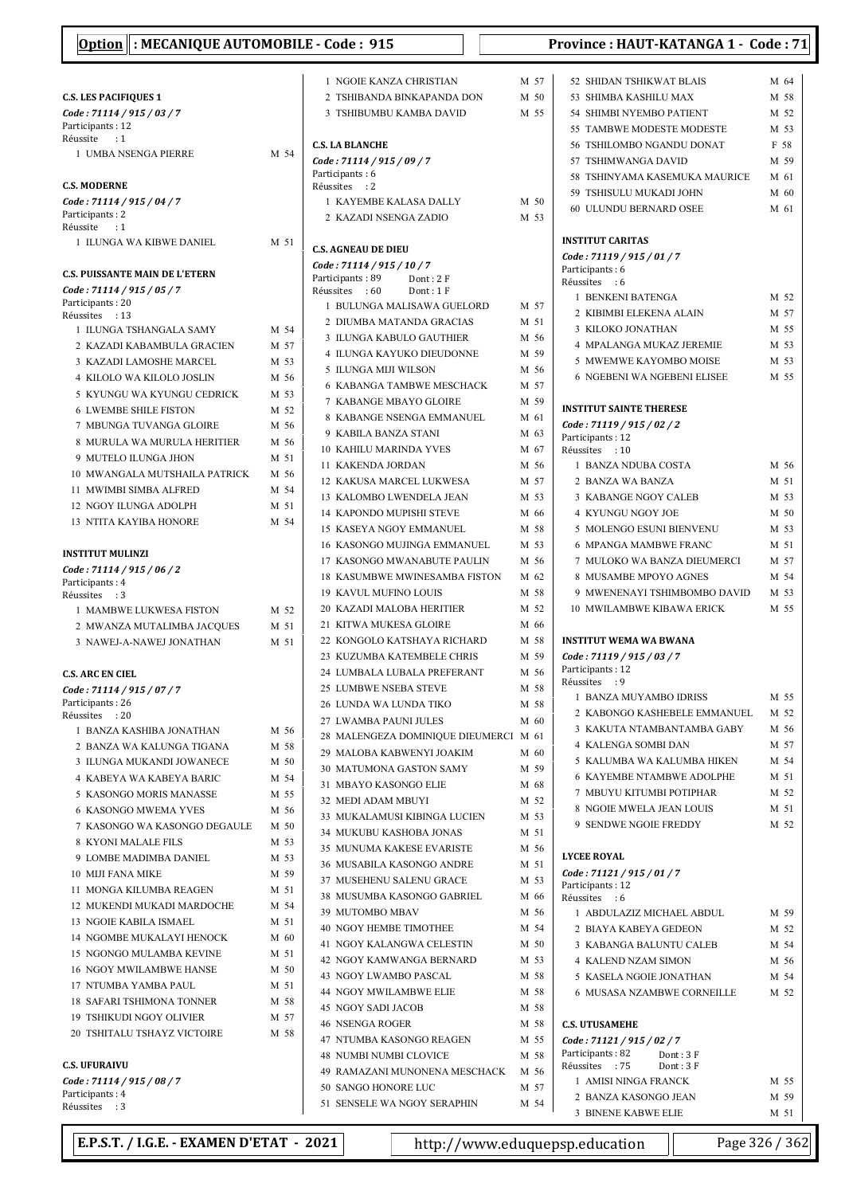**Option : MECANIQUE AUTOMOBILE - Code : 915**

**Province : HAUT-KATANGA 1 - Code : 71**

### C.S. LES PACIFIQUES 1

*Code : 71114 / 915 / 03 / 7*
Participants : 12
Réussite : 1

| N° | Nom | Sexe | % |
|---|---|---|---|
| 1 | UMBA NSENGA PIERRE | M | 54 |

### C.S. MODERNE

*Code : 71114 / 915 / 04 / 7*
Participants : 2
Réussite : 1

| N° | Nom | Sexe | % |
|---|---|---|---|
| 1 | ILUNGA WA KIBWE DANIEL | M | 51 |

### C.S. PUISSANTE MAIN DE L'ETERN

*Code : 71114 / 915 / 05 / 7*
Participants : 20
Réussites : 13

| N° | Nom | Sexe | % |
|---|---|---|---|
| 1 | ILUNGA TSHANGALA SAMY | M | 54 |
| 2 | KAZADI KABAMBULA GRACIEN | M | 57 |
| 3 | KAZADI LAMOSHE MARCEL | M | 53 |
| 4 | KILOLO WA KILOLO JOSLIN | M | 56 |
| 5 | KYUNGU WA KYUNGU CEDRICK | M | 53 |
| 6 | LWEMBE SHILE FISTON | M | 52 |
| 7 | MBUNGA TUVANGA GLOIRE | M | 56 |
| 8 | MURULA WA MURULA HERITIER | M | 56 |
| 9 | MUTELO ILUNGA JHON | M | 51 |
| 10 | MWANGALA MUTSHAILA PATRICK | M | 56 |
| 11 | MWIMBI SIMBA ALFRED | M | 54 |
| 12 | NGOY ILUNGA ADOLPH | M | 51 |
| 13 | NTITA KAYIBA HONORE | M | 54 |

### INSTITUT MULINZI

*Code : 71114 / 915 / 06 / 2*
Participants : 4
Réussites : 3

| N° | Nom | Sexe | % |
|---|---|---|---|
| 1 | MAMBWE LUKWESA FISTON | M | 52 |
| 2 | MWANZA MUTALIMBA JACQUES | M | 51 |
| 3 | NAWEJ-A-NAWEJ JONATHAN | M | 51 |

### C.S. ARC EN CIEL

*Code : 71114 / 915 / 07 / 7*
Participants : 26
Réussites : 20

| N° | Nom | Sexe | % |
|---|---|---|---|
| 1 | BANZA KASHIBA JONATHAN | M | 56 |
| 2 | BANZA WA KALUNGA TIGANA | M | 58 |
| 3 | ILUNGA MUKANDI JOWANECE | M | 50 |
| 4 | KABEYA WA KABEYA BARIC | M | 54 |
| 5 | KASONGO MORIS MANASSE | M | 55 |
| 6 | KASONGO MWEMA YVES | M | 56 |
| 7 | KASONGO WA KASONGO DEGAULE | M | 50 |
| 8 | KYONI MALALE FILS | M | 53 |
| 9 | LOMBE MADIMBA DANIEL | M | 53 |
| 10 | MIJI FANA MIKE | M | 59 |
| 11 | MONGA KILUMBA REAGEN | M | 51 |
| 12 | MUKENDI MUKADI MARDOCHE | M | 54 |
| 13 | NGOIE KABILA ISMAEL | M | 51 |
| 14 | NGOMBE MUKALAYI HENOCK | M | 60 |
| 15 | NGONGO MULAMBA KEVINE | M | 51 |
| 16 | NGOY MWILAMBWE HANSE | M | 50 |
| 17 | NTUMBA YAMBA PAUL | M | 51 |
| 18 | SAFARI TSHIMONA TONNER | M | 58 |
| 19 | TSHIKUDI NGOY OLIVIER | M | 57 |
| 20 | TSHITALU TSHAYZ VICTOIRE | M | 58 |

### C.S. UFURAIVU

*Code : 71114 / 915 / 08 / 7*
Participants : 4
Réussites : 3

| N° | Nom | Sexe | % |
|---|---|---|---|
| 1 | NGOIE KANZA CHRISTIAN | M | 57 |
| 2 | TSHIBANDA BINKAPANDA DON | M | 50 |
| 3 | TSHIBUMBU KAMBA DAVID | M | 55 |

### C.S. LA BLANCHE

*Code : 71114 / 915 / 09 / 7*
Participants : 6
Réussites : 2

| N° | Nom | Sexe | % |
|---|---|---|---|
| 1 | KAYEMBE KALASA DALLY | M | 50 |
| 2 | KAZADI NSENGA ZADIO | M | 53 |

### C.S. AGNEAU DE DIEU

*Code : 71114 / 915 / 10 / 7*
Participants : 89 Dont : 2 F
Réussites : 60 Dont : 1 F

| N° | Nom | Sexe | % |
|---|---|---|---|
| 1 | BULUNGA MALISAWA GUELORD | M | 57 |
| 2 | DIUMBA MATANDA GRACIAS | M | 51 |
| 3 | ILUNGA KABULO GAUTHIER | M | 56 |
| 4 | ILUNGA KAYUKO DIEUDONNE | M | 59 |
| 5 | ILUNGA MIJI WILSON | M | 56 |
| 6 | KABANGA TAMBWE MESCHACK | M | 57 |
| 7 | KABANGE MBAYO GLOIRE | M | 59 |
| 8 | KABANGE NSENGA EMMANUEL | M | 61 |
| 9 | KABILA BANZA STANI | M | 63 |
| 10 | KAHILU MARINDA YVES | M | 67 |
| 11 | KAKENDA JORDAN | M | 56 |
| 12 | KAKUSA MARCEL LUKWESA | M | 57 |
| 13 | KALOMBO LWENDELA JEAN | M | 53 |
| 14 | KAPONDO MUPISHI STEVE | M | 66 |
| 15 | KASEYA NGOY EMMANUEL | M | 58 |
| 16 | KASONGO MUJINGA EMMANUEL | M | 53 |
| 17 | KASONGO MWANABUTE PAULIN | M | 56 |
| 18 | KASUMBWE MWINESAMBA FISTON | M | 62 |
| 19 | KAVUL MUFINO LOUIS | M | 58 |
| 20 | KAZADI MALOBA HERITIER | M | 52 |
| 21 | KITWA MUKESA GLOIRE | M | 66 |
| 22 | KONGOLO KATSHAYA RICHARD | M | 58 |
| 23 | KUZUMBA KATEMBELE CHRIS | M | 59 |
| 24 | LUMBALA LUBALA PREFERANT | M | 56 |
| 25 | LUMBWE NSEBA STEVE | M | 58 |
| 26 | LUNDA WA LUNDA TIKO | M | 58 |
| 27 | LWAMBA PAUNI JULES | M | 60 |
| 28 | MALENGEZA DOMINIQUE DIEUMERCI | M | 61 |
| 29 | MALOBA KABWENYI JOAKIM | M | 60 |
| 30 | MATUMONA GASTON SAMY | M | 59 |
| 31 | MBAYO KASONGO ELIE | M | 68 |
| 32 | MEDI ADAM MBUYI | M | 52 |
| 33 | MUKALAMUSI KIBINGA LUCIEN | M | 53 |
| 34 | MUKUBU KASHOBA JONAS | M | 51 |
| 35 | MUNUMA KAKESE EVARISTE | M | 56 |
| 36 | MUSABILA KASONGO ANDRE | M | 51 |
| 37 | MUSEHENU SALENU GRACE | M | 53 |
| 38 | MUSUMBA KASONGO GABRIEL | M | 66 |
| 39 | MUTOMBO MBAV | M | 56 |
| 40 | NGOY HEMBE TIMOTHEE | M | 54 |
| 41 | NGOY KALANGWA CELESTIN | M | 50 |
| 42 | NGOY KAMWANGA BERNARD | M | 53 |
| 43 | NGOY LWAMBO PASCAL | M | 58 |
| 44 | NGOY MWILAMBWE ELIE | M | 58 |
| 45 | NGOY SADI JACOB | M | 58 |
| 46 | NSENGA ROGER | M | 58 |
| 47 | NTUMBA KASONGO REAGEN | M | 55 |
| 48 | NUMBI NUMBI CLOVICE | M | 58 |
| 49 | RAMAZANI MUNONENA MESCHACK | M | 56 |
| 50 | SANGO HONORE LUC | M | 57 |
| 51 | SENSELE WA NGOY SERAPHIN | M | 54 |
| 52 | SHIDAN TSHIKWAT BLAIS | M | 64 |
| 53 | SHIMBA KASHILU MAX | M | 58 |
| 54 | SHIMBI NYEMBO PATIENT | M | 52 |
| 55 | TAMBWE MODESTE MODESTE | M | 53 |
| 56 | TSHILOMBO NGANDU DONAT | F | 58 |
| 57 | TSHIMWANGA DAVID | M | 59 |
| 58 | TSHINYAMA KASEMUKA MAURICE | M | 61 |
| 59 | TSHISULU MUKADI JOHN | M | 60 |
| 60 | ULUNDU BERNARD OSEE | M | 61 |

### INSTITUT CARITAS

*Code : 71119 / 915 / 01 / 7*
Participants : 6
Réussites : 6

| N° | Nom | Sexe | % |
|---|---|---|---|
| 1 | BENKENI BATENGA | M | 52 |
| 2 | KIBIMBI ELEKENA ALAIN | M | 57 |
| 3 | KILOKO JONATHAN | M | 55 |
| 4 | MPALANGA MUKAZ JEREMIE | M | 53 |
| 5 | MWEMWE KAYOMBO MOISE | M | 53 |
| 6 | NGEBENI WA NGEBENI ELISEE | M | 55 |

### INSTITUT SAINTE THERESE

*Code : 71119 / 915 / 02 / 2*
Participants : 12
Réussites : 10

| N° | Nom | Sexe | % |
|---|---|---|---|
| 1 | BANZA NDUBA COSTA | M | 56 |
| 2 | BANZA WA BANZA | M | 51 |
| 3 | KABANGE NGOY CALEB | M | 53 |
| 4 | KYUNGU NGOY JOE | M | 50 |
| 5 | MOLENGO ESUNI BIENVENU | M | 53 |
| 6 | MPANGA MAMBWE FRANC | M | 51 |
| 7 | MULOKO WA BANZA DIEUMERCI | M | 57 |
| 8 | MUSAMBE MPOYO AGNES | M | 54 |
| 9 | MWENENAYI TSHIMBOMBO DAVID | M | 53 |
| 10 | MWILAMBWE KIBAWA ERICK | M | 55 |

### INSTITUT WEMA WA BWANA

*Code : 71119 / 915 / 03 / 7*
Participants : 12
Réussites : 9

| N° | Nom | Sexe | % |
|---|---|---|---|
| 1 | BANZA MUYAMBO IDRISS | M | 55 |
| 2 | KABONGO KASHEBELE EMMANUEL | M | 52 |
| 3 | KAKUTA NTAMBANTAMBA GABY | M | 56 |
| 4 | KALENGA SOMBI DAN | M | 57 |
| 5 | KALUMBA WA KALUMBA HIKEN | M | 54 |
| 6 | KAYEMBE NTAMBWE ADOLPHE | M | 51 |
| 7 | MBUYU KITUMBI POTIPHAR | M | 52 |
| 8 | NGOIE MWELA JEAN LOUIS | M | 51 |
| 9 | SENDWE NGOIE FREDDY | M | 52 |

### LYCEE ROYAL

*Code : 71121 / 915 / 01 / 7*
Participants : 12
Réussites : 6

| N° | Nom | Sexe | % |
|---|---|---|---|
| 1 | ABDULAZIZ MICHAEL ABDUL | M | 59 |
| 2 | BIAYA KABEYA GEDEON | M | 52 |
| 3 | KABANGA BALUNTU CALEB | M | 54 |
| 4 | KALEND NZAM SIMON | M | 56 |
| 5 | KASELA NGOIE JONATHAN | M | 54 |
| 6 | MUSASA NZAMBWE CORNEILLE | M | 52 |

### C.S. UTUSAMEHE

*Code : 71121 / 915 / 02 / 7*
Participants : 82 Dont : 3 F
Réussites : 75 Dont : 3 F

| N° | Nom | Sexe | % |
|---|---|---|---|
| 1 | AMISI NINGA FRANCK | M | 55 |
| 2 | BANZA KASONGO JEAN | M | 59 |
| 3 | BINENE KABWE ELIE | M | 51 |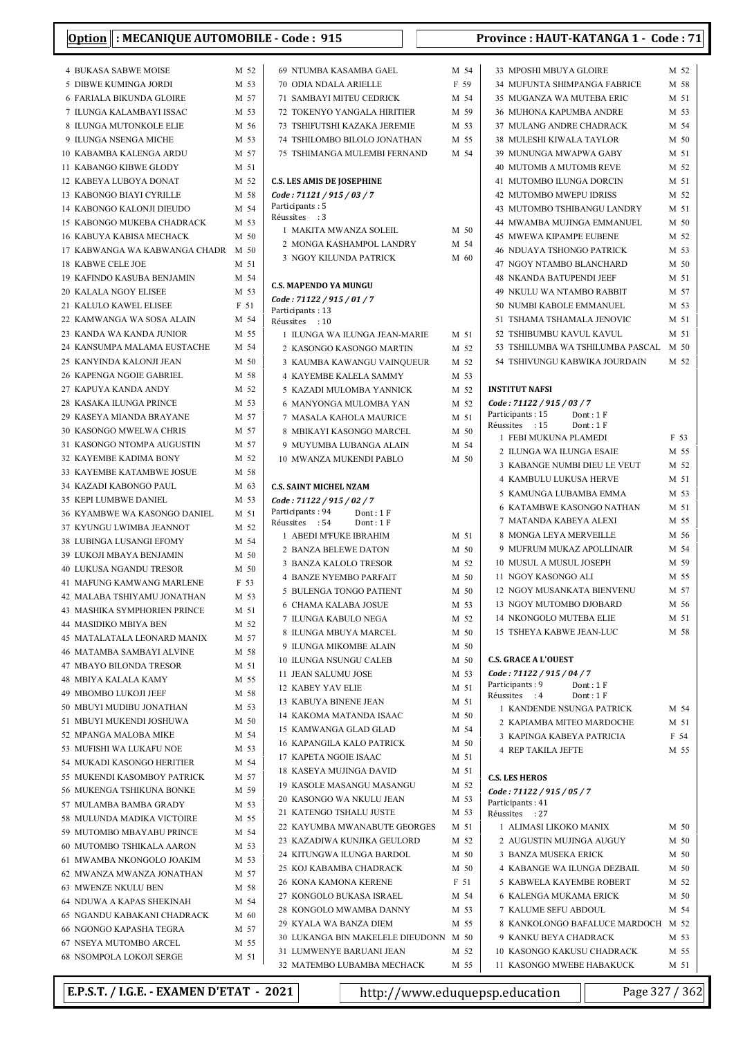**Option : MECANIQUE AUTOMOBILE - Code : 915** | **Province : HAUT-KATANGA 1 - Code : 71**

4 BUKASA SABWE MOISE M 52
5 DIBWE KUMINGA JORDI M 53
6 FARIALA BIKUNDA GLOIRE M 57
7 ILUNGA KALAMBAYI ISSAC M 53
8 ILUNGA MUTONKOLE ELIE M 56
9 ILUNGA NSENGA MICHE M 53
10 KABAMBA KALENGA ARDU M 57
11 KABANGO KIBWE GLODY M 51
12 KABEYA LUBOYA DONAT M 52
13 KABONGO BIAYI CYRILLE M 58
14 KABONGO KALONJI DIEUDO M 54
15 KABONGO MUKEBA CHADRACK M 53
16 KABUYA KABISA MECHACK M 50
17 KABWANGA WA KABWANGA CHADR M 50
18 KABWE CELE JOE M 51
19 KAFINDO KASUBA BENJAMIN M 54
20 KALALA NGOY ELISEE M 53
21 KALULO KAWEL ELISEE F 51
22 KAMWANGA WA SOSA ALAIN M 54
23 KANDA WA KANDA JUNIOR M 55
24 KANSUMPA MALAMA EUSTACHE M 54
25 KANYINDA KALONJI JEAN M 50
26 KAPENGA NGOIE GABRIEL M 58
27 KAPUYA KANDA ANDY M 52
28 KASAKA ILUNGA PRINCE M 53
29 KASEYA MIANDA BRAYANE M 57
30 KASONGO MWELWA CHRIS M 57
31 KASONGO NTOMPA AUGUSTIN M 57
32 KAYEMBE KADIMA BONY M 52
33 KAYEMBE KATAMBWE JOSUE M 58
34 KAZADI KABONGO PAUL M 63
35 KEPI LUMBWE DANIEL M 53
36 KYAMBWE WA KASONGO DANIEL M 51
37 KYUNGU LWIMBA JEANNOT M 52
38 LUBINGA LUSANGI EFOMY M 54
39 LUKOJI MBAYA BENJAMIN M 50
40 LUKUSA NGANDU TRESOR M 50
41 MAFUNG KAMWANG MARLENE F 53
42 MALABA TSHIYAMU JONATHAN M 53
43 MASHIKA SYMPHORIEN PRINCE M 51
44 MASIDIKO MBIYA BEN M 52
45 MATALATALA LEONARD MANIX M 57
46 MATAMBA SAMBAYI ALVINE M 58
47 MBAYO BILONDA TRESOR M 51
48 MBIYA KALALA KAMY M 55
49 MBOMBO LUKOJI JEEF M 58
50 MBUYI MUDIBU JONATHAN M 53
51 MBUYI MUKENDI JOSHUWA M 50
52 MPANGA MALOBA MIKE M 54
53 MUFISHI WA LUKAFU NOE M 53
54 MUKADI KASONGO HERITIER M 54
55 MUKENDI KASOMBOY PATRICK M 57
56 MUKENGA TSHIKUNA BONKE M 59
57 MULAMBA BAMBA GRADY M 53
58 MULUNDA MADIKA VICTOIRE M 55
59 MUTOMBO MBAYABU PRINCE M 54
60 MUTOMBO TSHIKALA AARON M 53
61 MWAMBA NKONGOLO JOAKIM M 53
62 MWANZA MWANZA JONATHAN M 57
63 MWENZE NKULU BEN M 58
64 NDUWA A KAPAS SHEKINAH M 54
65 NGANDU KABAKANI CHADRACK M 60
66 NGONGO KAPASHA TEGRA M 57
67 NSEYA MUTOMBO ARCEL M 55
68 NSOMPOLA LOKOJI SERGE M 51
69 NTUMBA KASAMBA GAEL M 54
70 ODIA NDALA ARIELLE F 59
71 SAMBAYI MITEU CEDRICK M 54
72 TOKENYO YANGALA HIRITIER M 59
73 TSHIFUTSHI KAZAKA JEREMIE M 53
74 TSHILOMBO BILOLO JONATHAN M 55
75 TSHIMANGA MULEMBI FERNAND M 54

**C.S. LES AMIS DE JOSEPHINE**
*Code : 71121 / 915 / 03 / 7*
Participants : 5
Réussites : 3

1 MAKITA MWANZA SOLEIL M 50
2 MONGA KASHAMPOL LANDRY M 54
3 NGOY KILUNDA PATRICK M 60

**C.S. MAPENDO YA MUNGU**
*Code : 71122 / 915 / 01 / 7*
Participants : 13
Réussites : 10

1 ILUNGA WA ILUNGA JEAN-MARIE M 51
2 KASONGO KASONGO MARTIN M 52
3 KAUMBA KAWANGU VAINQUEUR M 52
4 KAYEMBE KALELA SAMMY M 53
5 KAZADI MULOMBA YANNICK M 52
6 MANYONGA MULOMBA YAN M 52
7 MASALA KAHOLA MAURICE M 51
8 MBIKAYI KASONGO MARCEL M 50
9 MUYUMBA LUBANGA ALAIN M 54
10 MWANZA MUKENDI PABLO M 50

**C.S. SAINT MICHEL NZAM**
*Code : 71122 / 915 / 02 / 7*
Participants : 94 Dont : 1 F
Réussites : 54 Dont : 1 F

1 ABEDI M'FUKE IBRAHIM M 51
2 BANZA BELEWE DATON M 50
3 BANZA KALOLO TRESOR M 52
4 BANZE NYEMBO PARFAIT M 50
5 BULENGA TONGO PATIENT M 50
6 CHAMA KALABA JOSUE M 53
7 ILUNGA KABULO NEGA M 52
8 ILUNGA MBUYA MARCEL M 50
9 ILUNGA MIKOMBE ALAIN M 50
10 ILUNGA NSUNGU CALEB M 50
11 JEAN SALUMU JOSE M 53
12 KABEY YAV ELIE M 51
13 KABUYA BINENE JEAN M 51
14 KAKOMA MATANDA ISAAC M 50
15 KAMWANGA GLAD GLAD M 54
16 KAPANGILA KALO PATRICK M 50
17 KAPETA NGOIE ISAAC M 51
18 KASEYA MUJINGA DAVID M 51
19 KASOLE MASANGU MASANGU M 52
20 KASONGO WA NKULU JEAN M 53
21 KATENGO TSHALU JUSTE M 53
22 KAYUMBA MWANABUTE GEORGES M 51
23 KAZADIWA KUNJIKA GEULORD M 52
24 KITUNGWA ILUNGA BARDOL M 50
25 KOJ KABAMBA CHADRACK M 50
26 KONA KAMONA KERENE F 51
27 KONGOLO BUKASA ISRAEL M 54
28 KONGOLO MWAMBA DANNY M 53
29 KYALA WA BANZA DIEM M 55
30 LUKANGA BIN MAKELELE DIEUDONN M 50
31 LUMWENYE BARUANI JEAN M 52
32 MATEMBO LUBAMBA MECHACK M 55
33 MPOSHI MBUYA GLOIRE M 52
34 MUFUNTA SHIMPANGA FABRICE M 58
35 MUGANZA WA MUTEBA ERIC M 51
36 MUHONA KAPUMBA ANDRE M 53
37 MULANG ANDRE CHADRACK M 54
38 MULESHI KIWALA TAYLOR M 50
39 MUNUNGA MWAPWA GABY M 51
40 MUTOMB A MUTOMB REVE M 52
41 MUTOMBO ILUNGA DORCIN M 51
42 MUTOMBO MWEPU IDRISS M 52
43 MUTOMBO TSHIBANGU LANDRY M 51
44 MWAMBA MUJINGA EMMANUEL M 50
45 MWEWA KIPAMPE EUBENE M 52
46 NDUAYA TSHONGO PATRICK M 53
47 NGOY NTAMBO BLANCHARD M 50
48 NKANDA BATUPENDI JEEF M 51
49 NKULU WA NTAMBO RABBIT M 57
50 NUMBI KABOLE EMMANUEL M 53
51 TSHAMA TSHAMALA JENOVIC M 51
52 TSHIBUMBU KAVUL KAVUL M 51
53 TSHILUMBA WA TSHILUMBA PASCAL M 50
54 TSHIVUNGU KABWIKA JOURDAIN M 52

**INSTITUT NAFSI**
*Code : 71122 / 915 / 03 / 7*
Participants : 15 Dont : 1 F
Réussites : 15 Dont : 1 F

1 FEBI MUKUNA PLAMEDI F 53
2 ILUNGA WA ILUNGA ESAIE M 55
3 KABANGE NUMBI DIEU LE VEUT M 52
4 KAMBULU LUKUSA HERVE M 51
5 KAMUNGA LUBAMBA EMMA M 53
6 KATAMBWE KASONGO NATHAN M 51
7 MATANDA KABEYA ALEXI M 55
8 MONGA LEYA MERVEILLE M 56
9 MUFRUM MUKAZ APOLLINAIR M 54
10 MUSUL A MUSUL JOSEPH M 59
11 NGOY KASONGO ALI M 55
12 NGOY MUSANKATA BIENVENU M 57
13 NGOY MUTOMBO DJOBARD M 56
14 NKONGOLO MUTEBA ELIE M 51
15 TSHEYA KABWE JEAN-LUC M 58

**C.S. GRACE A L'OUEST**
*Code : 71122 / 915 / 04 / 7*
Participants : 9 Dont : 1 F
Réussites : 4 Dont : 1 F

1 KANDENDE NSUNGA PATRICK M 54
2 KAPIAMBA MITEO MARDOCHE M 51
3 KAPINGA KABEYA PATRICIA F 54
4 REP TAKILA JEFTE M 55

**C.S. LES HEROS**
*Code : 71122 / 915 / 05 / 7*
Participants : 41
Réussites : 27

1 ALIMASI LIKOKO MANIX M 50
2 AUGUSTIN MUJINGA AUGUY M 50
3 BANZA MUSEKA ERICK M 50
4 KABANGE WA ILUNGA DEZBAIL M 50
5 KABWELA KAYEMBE ROBERT M 52
6 KALENGA MUKAMA ERICK M 50
7 KALUME SEFU ABDOUL M 54
8 KANKOLONGO BAFALUCE MARDOCH M 52
9 KANKU BEYA CHADRACK M 53
10 KASONGO KAKUSU CHADRACK M 55
11 KASONGO MWEBE HABAKUCK M 51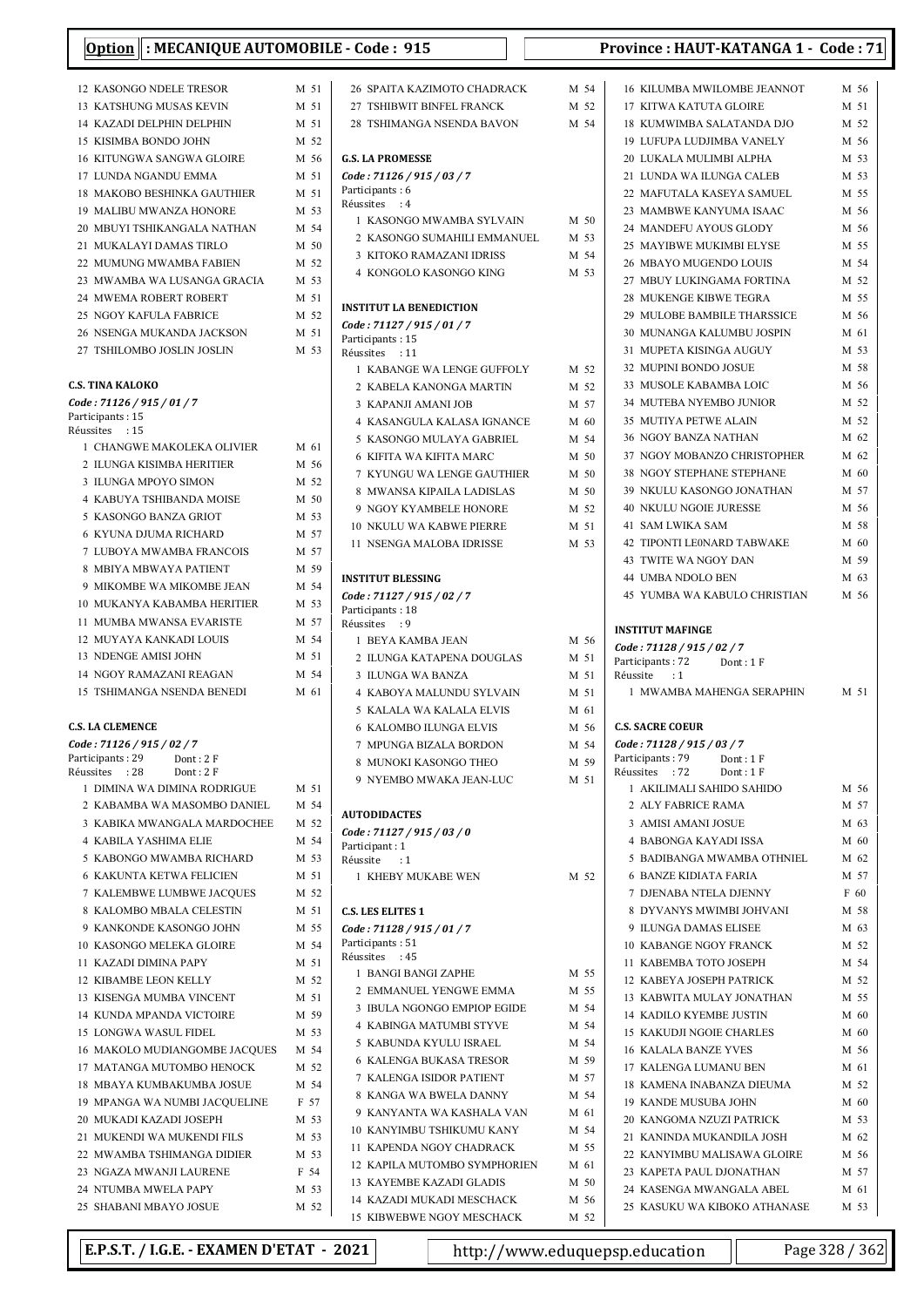**Option : MECANIQUE AUTOMOBILE - Code : 915**

**Province : HAUT-KATANGA 1 - Code : 71**

12 KASONGO NDELE TRESOR M 51
13 KATSHUNG MUSAS KEVIN M 51
14 KAZADI DELPHIN DELPHIN M 51
15 KISIMBA BONDO JOHN M 52
16 KITUNGWA SANGWA GLOIRE M 56
17 LUNDA NGANDU EMMA M 51
18 MAKOBO BESHINKA GAUTHIER M 51
19 MALIBU MWANZA HONORE M 53
20 MBUYI TSHIKANGALA NATHAN M 54
21 MUKALAYI DAMAS TIRLO M 50
22 MUMUNG MWAMBA FABIEN M 52
23 MWAMBA WA LUSANGA GRACIA M 53
24 MWEMA ROBERT ROBERT M 51
25 NGOY KAFULA FABRICE M 52
26 NSENGA MUKANDA JACKSON M 51
27 TSHILOMBO JOSLIN JOSLIN M 53

**C.S. TINA KALOKO**
*Code : 71126 / 915 / 01 / 7*
Participants : 15
Réussites : 15

1 CHANGWE MAKOLEKA OLIVIER M 61
2 ILUNGA KISIMBA HERITIER M 56
3 ILUNGA MPOYO SIMON M 52
4 KABUYA TSHIBANDA MOISE M 50
5 KASONGO BANZA GRIOT M 53
6 KYUNA DJUMA RICHARD M 57
7 LUBOYA MWAMBA FRANCOIS M 57
8 MBIYA MBWAYA PATIENT M 59
9 MIKOMBE WA MIKOMBE JEAN M 54
10 MUKANYA KABAMBA HERITIER M 53
11 MUMBA MWANSA EVARISTE M 57
12 MUYAYA KANKADI LOUIS M 54
13 NDENGE AMISI JOHN M 51
14 NGOY RAMAZANI REAGAN M 54
15 TSHIMANGA NSENDA BENEDI M 61

**C.S. LA CLEMENCE**
*Code : 71126 / 915 / 02 / 7*
Participants : 29 Dont : 2 F
Réussites : 28 Dont : 2 F

1 DIMINA WA DIMINA RODRIGUE M 51
2 KABAMBA WA MASOMBO DANIEL M 54
3 KABIKA MWANGALA MARDOCHEE M 52
4 KABILA YASHIMA ELIE M 54
5 KABONGO MWAMBA RICHARD M 53
6 KAKUNTA KETWA FELICIEN M 51
7 KALEMBWE LUMBWE JACQUES M 52
8 KALOMBO MBALA CELESTIN M 51
9 KANKONDE KASONGO JOHN M 55
10 KASONGO MELEKA GLOIRE M 54
11 KAZADI DIMINA PAPY M 51
12 KIBAMBE LEON KELLY M 52
13 KISENGA MUMBA VINCENT M 51
14 KUNDA MPANDA VICTOIRE M 59
15 LONGWA WASUL FIDEL M 53
16 MAKOLO MUDIANGOMBE JACQUES M 54
17 MATANGA MUTOMBO HENOCK M 52
18 MBAYA KUMBAKUMBA JOSUE M 54
19 MPANGA WA NUMBI JACQUELINE F 57
20 MUKADI KAZADI JOSEPH M 53
21 MUKENDI WA MUKENDI FILS M 53
22 MWAMBA TSHIMANGA DIDIER M 53
23 NGAZA MWANJI LAURENE F 54
24 NTUMBA MWELA PAPY M 53
25 SHABANI MBAYO JOSUE M 52
26 SPAITA KAZIMOTO CHADRACK M 54
27 TSHIBWIT BINFEL FRANCK M 52
28 TSHIMANGA NSENDA BAVON M 54

**G.S. LA PROMESSE**
*Code : 71126 / 915 / 03 / 7*
Participants : 6
Réussites : 4

1 KASONGO MWAMBA SYLVAIN M 50
2 KASONGO SUMAHILI EMMANUEL M 53
3 KITOKO RAMAZANI IDRISS M 54
4 KONGOLO KASONGO KING M 53

**INSTITUT LA BENEDICTION**
*Code : 71127 / 915 / 01 / 7*
Participants : 15
Réussites : 11

1 KABANGE WA LENGE GUFFOLY M 52
2 KABELA KANONGA MARTIN M 52
3 KAPANJI AMANI JOB M 57
4 KASANGULA KALASA IGNANCE M 60
5 KASONGO MULAYA GABRIEL M 54
6 KIFITA WA KIFITA MARC M 50
7 KYUNGU WA LENGE GAUTHIER M 50
8 MWANSA KIPAILA LADISLAS M 50
9 NGOY KYAMBELE HONORE M 52
10 NKULU WA KABWE PIERRE M 51
11 NSENGA MALOBA IDRISSE M 53

**INSTITUT BLESSING**
*Code : 71127 / 915 / 02 / 7*
Participants : 18
Réussites : 9

1 BEYA KAMBA JEAN M 56
2 ILUNGA KATAPENA DOUGLAS M 51
3 ILUNGA WA BANZA M 51
4 KABOYA MALUNDU SYLVAIN M 51
5 KALALA WA KALALA ELVIS M 61
6 KALOMBO ILUNGA ELVIS M 56
7 MPUNGA BIZALA BORDON M 54
8 MUNOKI KASONGO THEO M 59
9 NYEMBO MWAKA JEAN-LUC M 51

**AUTODIDACTES**
*Code : 71127 / 915 / 03 / 0*
Participant : 1
Réussite : 1

1 KHEBY MUKABE WEN M 52

**C.S. LES ELITES 1**
*Code : 71128 / 915 / 01 / 7*
Participants : 51
Réussites : 45

1 BANGI BANGI ZAPHE M 55
2 EMMANUEL YENGWE EMMA M 55
3 IBULA NGONGO EMPIOP EGIDE M 54
4 KABINGA MATUMBI STYVE M 54
5 KABUNDA KYULU ISRAEL M 54
6 KALENGA BUKASA TRESOR M 59
7 KALENGA ISIDOR PATIENT M 57
8 KANGA WA BWELA DANNY M 54
9 KANYANTA WA KASHALA VAN M 61
10 KANYIMBU TSHIKUMU KANY M 54
11 KAPENDA NGOY CHADRACK M 55
12 KAPILA MUTOMBO SYMPHORIEN M 61
13 KAYEMBE KAZADI GLADIS M 50
14 KAZADI MUKADI MESCHACK M 56
15 KIBWEBWE NGOY MESCHACK M 52
16 KILUMBA MWILOMBE JEANNOT M 56
17 KITWA KATUTA GLOIRE M 51
18 KUMWIMBA SALATANDA DJO M 52
19 LUFUPA LUDJIMBA VANELY M 56
20 LUKALA MULIMBI ALPHA M 53
21 LUNDA WA ILUNGA CALEB M 53
22 MAFUTALA KASEYA SAMUEL M 55
23 MAMBWE KANYUMA ISAAC M 56
24 MANDEFU AYOUS GLODY M 56
25 MAYIBWE MUKIMBI ELYSE M 55
26 MBAYO MUGENDO LOUIS M 54
27 MBUY LUKINGAMA FORTINA M 52
28 MUKENGE KIBWE TEGRA M 55
29 MULOBE BAMBILE THARSSICE M 56
30 MUNANGA KALUMBU JOSPIN M 61
31 MUPETA KISINGA AUGUY M 53
32 MUPINI BONDO JOSUE M 58
33 MUSOLE KABAMBA LOIC M 56
34 MUTEBA NYEMBO JUNIOR M 52
35 MUTIYA PETWE ALAIN M 52
36 NGOY BANZA NATHAN M 62
37 NGOY MOBANZO CHRISTOPHER M 62
38 NGOY STEPHANE STEPHANE M 60
39 NKULU KASONGO JONATHAN M 57
40 NKULU NGOIE JURESSE M 56
41 SAM LWIKA SAM M 58
42 TIPONTI LE0NARD TABWAKE M 60
43 TWITE WA NGOY DAN M 59
44 UMBA NDOLO BEN M 63
45 YUMBA WA KABULO CHRISTIAN M 56

**INSTITUT MAFINGE**
*Code : 71128 / 915 / 02 / 7*
Participants : 72 Dont : 1 F
Réussite : 1

1 MWAMBA MAHENGA SERAPHIN M 51

**C.S. SACRE COEUR**
*Code : 71128 / 915 / 03 / 7*
Participants : 79 Dont : 1 F
Réussites : 72 Dont : 1 F

1 AKILIMALI SAHIDO SAHIDO M 56
2 ALY FABRICE RAMA M 57
3 AMISI AMANI JOSUE M 63
4 BABONGA KAYADI ISSA M 60
5 BADIBANGA MWAMBA OTHNIEL M 62
6 BANZE KIDIATA FARIA M 57
7 DJENABA NTELA DJENNY F 60
8 DYVANYS MWIMBI JOHVANI M 58
9 ILUNGA DAMAS ELISEE M 63
10 KABANGE NGOY FRANCK M 52
11 KABEMBA TOTO JOSEPH M 54
12 KABEYA JOSEPH PATRICK M 52
13 KABWITA MULAY JONATHAN M 55
14 KADILO KYEMBE JUSTIN M 60
15 KAKUDJI NGOIE CHARLES M 60
16 KALALA BANZE YVES M 56
17 KALENGA LUMANU BEN M 61
18 KAMENA INABANZA DIEUMA M 52
19 KANDE MUSUBA JOHN M 60
20 KANGOMA NZUZI PATRICK M 53
21 KANINDA MUKANDILA JOSH M 62
22 KANYIMBU MALISAWA GLOIRE M 56
23 KAPETA PAUL DJONATHAN M 57
24 KASENGA MWANGALA ABEL M 61
25 KASUKU WA KIBOKO ATHANASE M 53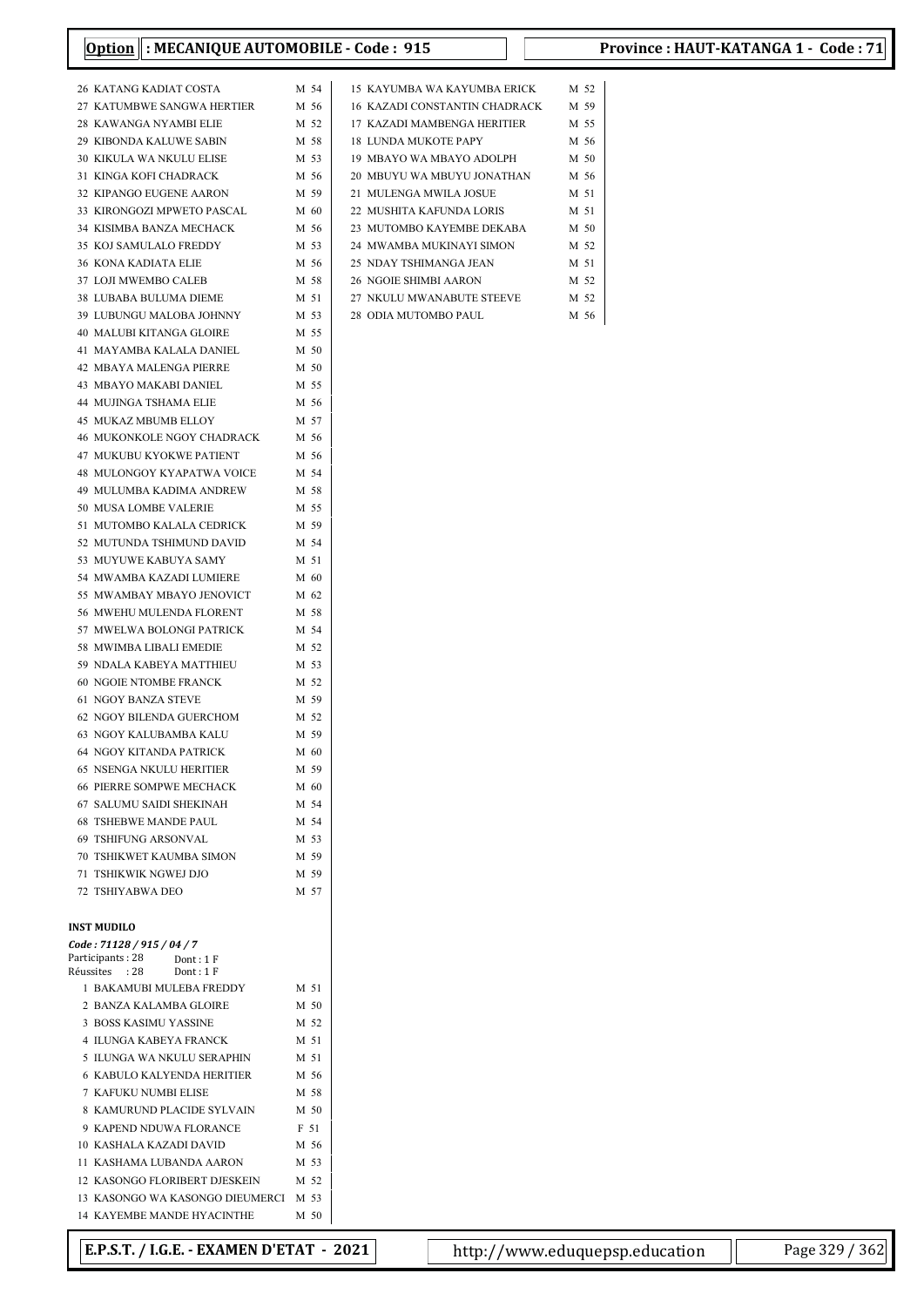**Option : MECANIQUE AUTOMOBILE - Code : 915** | **Province : HAUT-KATANGA 1 - Code : 71**

26 KATANG KADIAT COSTA M 54
27 KATUMBWE SANGWA HERTIER M 56
28 KAWANGA NYAMBI ELIE M 52
29 KIBONDA KALUWE SABIN M 58
30 KIKULA WA NKULU ELISE M 53
31 KINGA KOFI CHADRACK M 56
32 KIPANGO EUGENE AARON M 59
33 KIRONGOZI MPWETO PASCAL M 60
34 KISIMBA BANZA MECHACK M 56
35 KOJ SAMULALO FREDDY M 53
36 KONA KADIATA ELIE M 56
37 LOJI MWEMBO CALEB M 58
38 LUBABA BULUMA DIEME M 51
39 LUBUNGU MALOBA JOHNNY M 53
40 MALUBI KITANGA GLOIRE M 55
41 MAYAMBA KALALA DANIEL M 50
42 MBAYA MALENGA PIERRE M 50
43 MBAYO MAKABI DANIEL M 55
44 MUJINGA TSHAMA ELIE M 56
45 MUKAZ MBUMB ELLOY M 57
46 MUKONKOLE NGOY CHADRACK M 56
47 MUKUBU KYOKWE PATIENT M 56
48 MULONGOY KYAPATWA VOICE M 54
49 MULUMBA KADIMA ANDREW M 58
50 MUSA LOMBE VALERIE M 55
51 MUTOMBO KALALA CEDRICK M 59
52 MUTUNDA TSHIMUND DAVID M 54
53 MUYUWE KABUYA SAMY M 51
54 MWAMBA KAZADI LUMIERE M 60
55 MWAMBAY MBAYO JENOVICT M 62
56 MWEHU MULENDA FLORENT M 58
57 MWELWA BOLONGI PATRICK M 54
58 MWIMBA LIBALI EMEDIE M 52
59 NDALA KABEYA MATTHIEU M 53
60 NGOIE NTOMBE FRANCK M 52
61 NGOY BANZA STEVE M 59
62 NGOY BILENDA GUERCHOM M 52
63 NGOY KALUBAMBA KALU M 59
64 NGOY KITANDA PATRICK M 60
65 NSENGA NKULU HERITIER M 59
66 PIERRE SOMPWE MECHACK M 60
67 SALUMU SAIDI SHEKINAH M 54
68 TSHEBWE MANDE PAUL M 54
69 TSHIFUNG ARSONVAL M 53
70 TSHIKWET KAUMBA SIMON M 59
71 TSHIKWIK NGWEJ DJO M 59
72 TSHIYABWA DEO M 57

**INST MUDILO**

*Code : 71128 / 915 / 04 / 7*
Participants : 28 Dont : 1 F
Réussites : 28 Dont : 1 F

1 BAKAMUBI MULEBA FREDDY M 51
2 BANZA KALAMBA GLOIRE M 50
3 BOSS KASIMU YASSINE M 52
4 ILUNGA KABEYA FRANCK M 51
5 ILUNGA WA NKULU SERAPHIN M 51
6 KABULO KALYENDA HERITIER M 56
7 KAFUKU NUMBI ELISE M 58
8 KAMURUND PLACIDE SYLVAIN M 50
9 KAPEND NDUWA FLORANCE F 51
10 KASHALA KAZADI DAVID M 56
11 KASHAMA LUBANDA AARON M 53
12 KASONGO FLORIBERT DJESKEIN M 52
13 KASONGO WA KASONGO DIEUMERCI M 53
14 KAYEMBE MANDE HYACINTHE M 50
15 KAYUMBA WA KAYUMBA ERICK M 52
16 KAZADI CONSTANTIN CHADRACK M 59
17 KAZADI MAMBENGA HERITIER M 55
18 LUNDA MUKOTE PAPY M 56
19 MBAYO WA MBAYO ADOLPH M 50
20 MBUYU WA MBUYU JONATHAN M 56
21 MULENGA MWILA JOSUE M 51
22 MUSHITA KAFUNDA LORIS M 51
23 MUTOMBO KAYEMBE DEKABA M 50
24 MWAMBA MUKINAYI SIMON M 52
25 NDAY TSHIMANGA JEAN M 51
26 NGOIE SHIMBI AARON M 52
27 NKULU MWANABUTE STEEVE M 52
28 ODIA MUTOMBO PAUL M 56